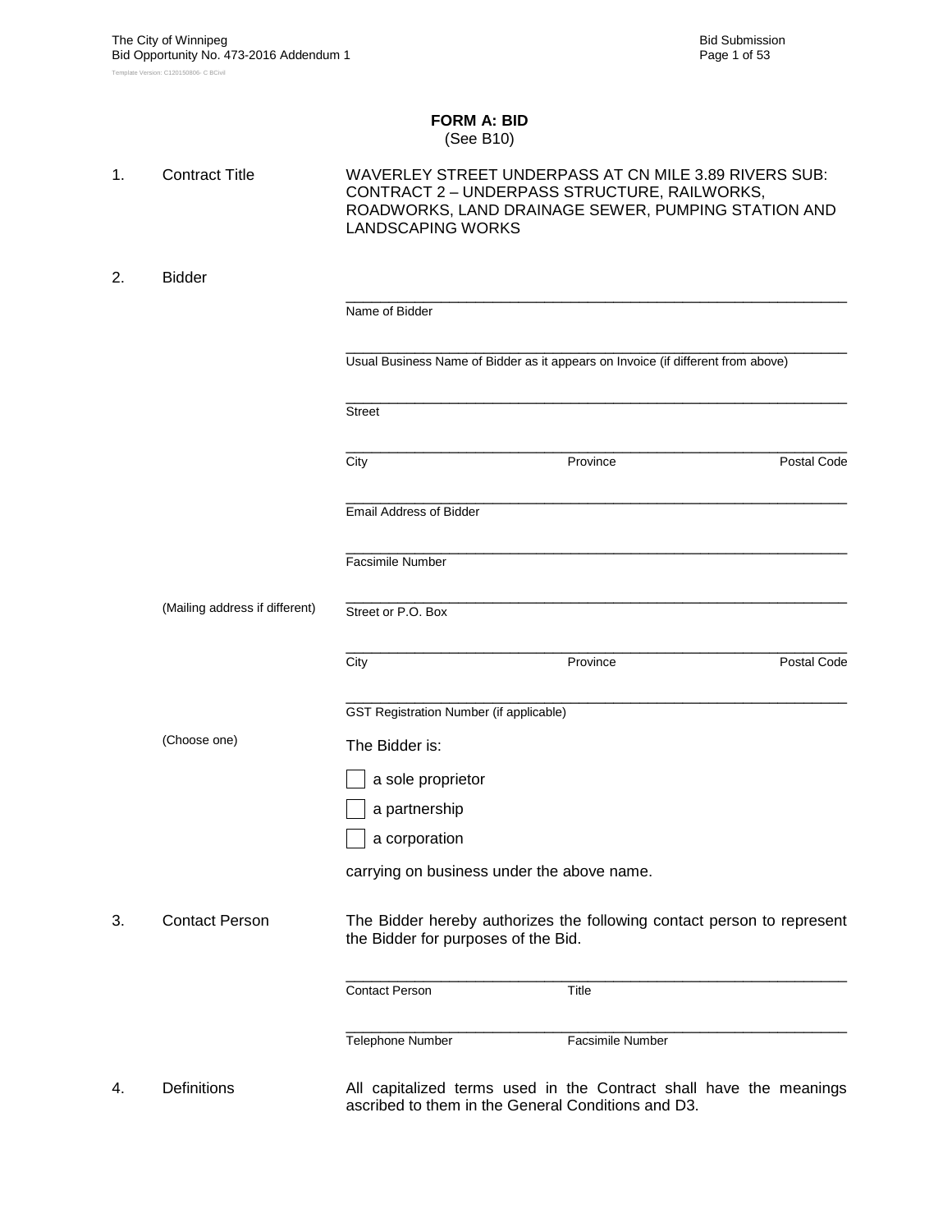# FORM A: BID

(See B10)

1. Contract Title

WAVERLEY STREET UNDERPASS AT CN MILE 3.89 RIVERS SUB: CONTRACT 2 – UNDERPASS STRUCTURE, RAILWORKS, ROADWORKS, LAND DRAINAGE SEWER, PUMPING STATION AND LANDSCAPING WORKS

2. Bidder

_______________________________________________
Name of Bidder

_______________________________________________
Usual Business Name of Bidder as it appears on Invoice (if different from above)

_______________________________________________
Street

_______________________________________________
City Province Postal Code

_______________________________________________
Email Address of Bidder

_______________________________________________
Facsimile Number

(Mailing address if different)

_______________________________________________
Street or P.O. Box

_______________________________________________
City Province Postal Code

_______________________________________________
GST Registration Number (if applicable)

(Choose one)

The Bidder is:

- ☐ a sole proprietor
- ☐ a partnership
- ☐ a corporation

carrying on business under the above name.

3. Contact Person

The Bidder hereby authorizes the following contact person to represent the Bidder for purposes of the Bid.

_______________________________________________
Contact Person Title

_______________________________________________
Telephone Number Facsimile Number

4. Definitions

All capitalized terms used in the Contract shall have the meanings ascribed to them in the General Conditions and D3.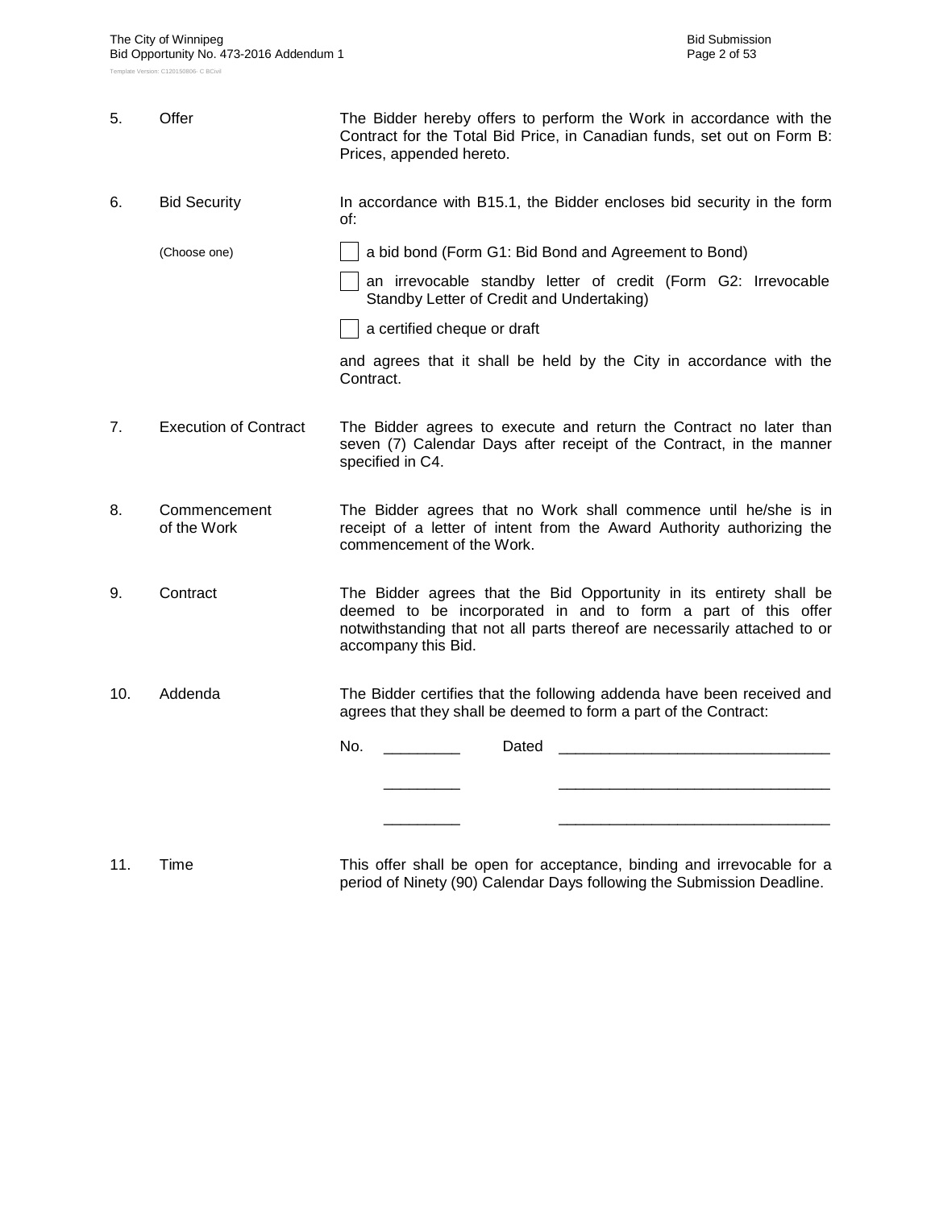5. Offer

The Bidder hereby offers to perform the Work in accordance with the Contract for the Total Bid Price, in Canadian funds, set out on Form B: Prices, appended hereto.

6. Bid Security

In accordance with B15.1, the Bidder encloses bid security in the form of:

(Choose one)

- [ ] a bid bond (Form G1: Bid Bond and Agreement to Bond)
- [ ] an irrevocable standby letter of credit (Form G2: Irrevocable Standby Letter of Credit and Undertaking)
- [ ] a certified cheque or draft

and agrees that it shall be held by the City in accordance with the Contract.

7. Execution of Contract

The Bidder agrees to execute and return the Contract no later than seven (7) Calendar Days after receipt of the Contract, in the manner specified in C4.

8. Commencement of the Work

The Bidder agrees that no Work shall commence until he/she is in receipt of a letter of intent from the Award Authority authorizing the commencement of the Work.

9. Contract

The Bidder agrees that the Bid Opportunity in its entirety shall be deemed to be incorporated in and to form a part of this offer notwithstanding that not all parts thereof are necessarily attached to or accompany this Bid.

10. Addenda

The Bidder certifies that the following addenda have been received and agrees that they shall be deemed to form a part of the Contract:

No. _________ Dated ________________________________

_________ ________________________________

_________ ________________________________

11. Time

This offer shall be open for acceptance, binding and irrevocable for a period of Ninety (90) Calendar Days following the Submission Deadline.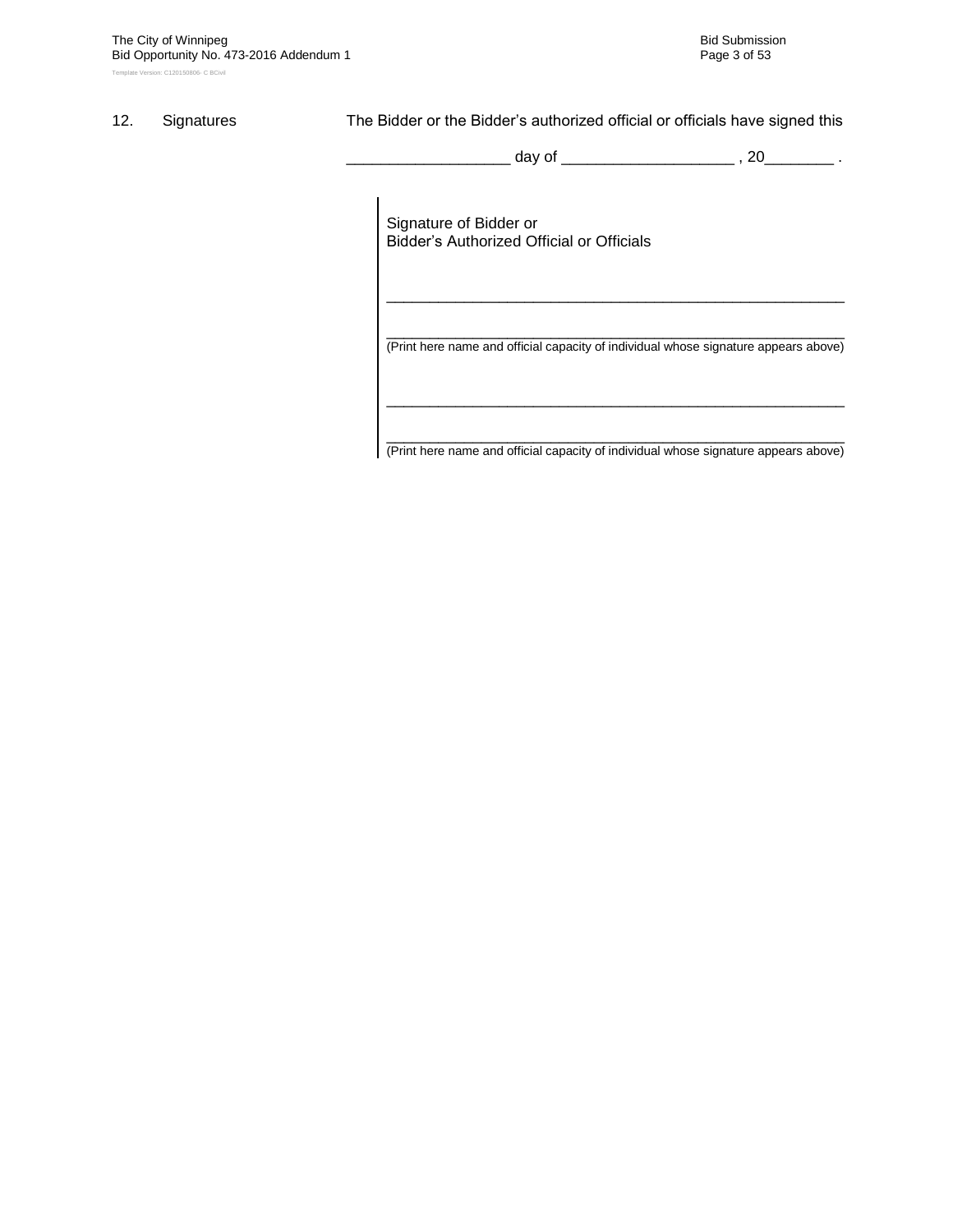12. Signatures

The Bidder or the Bidder's authorized official or officials have signed this

___________________ day of ____________________ , 20________ .

Signature of Bidder or
Bidder's Authorized Official or Officials

_____________________________________________________________

_____________________________________________________________
(Print here name and official capacity of individual whose signature appears above)

_____________________________________________________________

_____________________________________________________________
(Print here name and official capacity of individual whose signature appears above)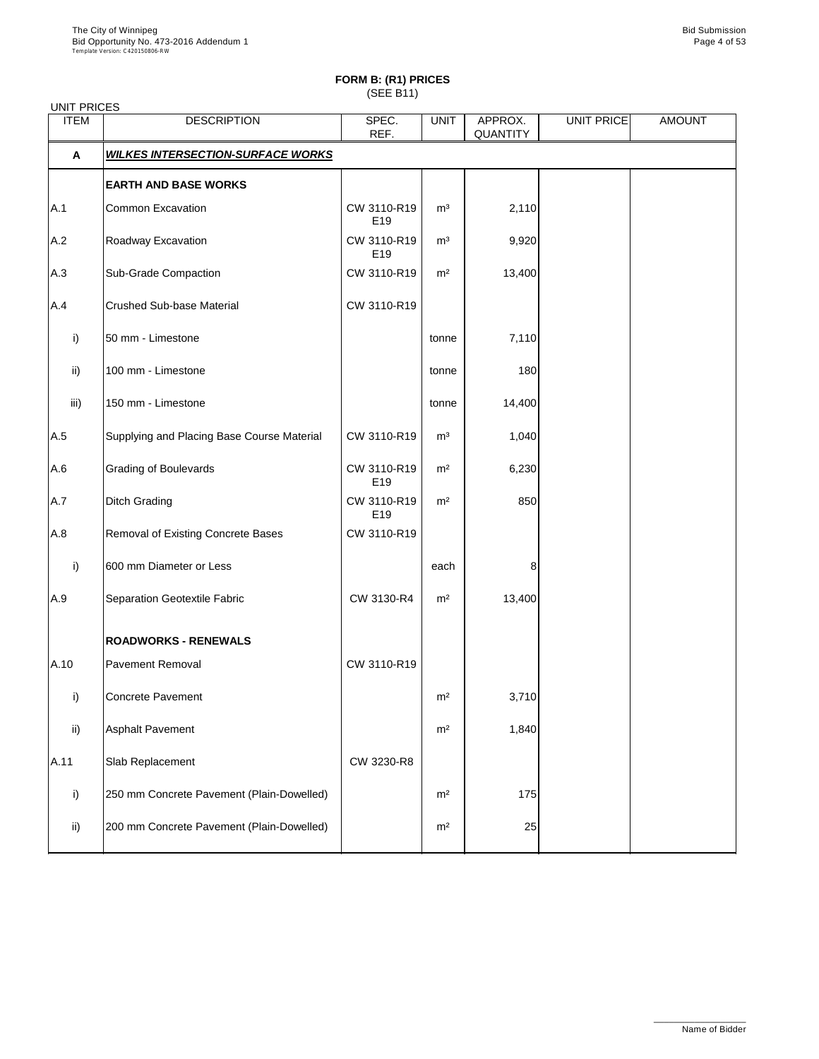**FORM B: (R1) PRICES**
(SEE B11)

UNIT PRICES

| ITEM | DESCRIPTION | SPEC. REF. | UNIT | APPROX. QUANTITY | UNIT PRICE | AMOUNT |
|---|---|---|---|---|---|---|
| **A** | ***WILKES INTERSECTION-SURFACE WORKS*** | | | | | |
| | **EARTH AND BASE WORKS** | | | | | |
| A.1 | Common Excavation | CW 3110-R19 E19 | m³ | 2,110 | | |
| A.2 | Roadway Excavation | CW 3110-R19 E19 | m³ | 9,920 | | |
| A.3 | Sub-Grade Compaction | CW 3110-R19 | m² | 13,400 | | |
| A.4 | Crushed Sub-base Material | CW 3110-R19 | | | | |
| i) | 50 mm - Limestone | | tonne | 7,110 | | |
| ii) | 100 mm - Limestone | | tonne | 180 | | |
| iii) | 150 mm - Limestone | | tonne | 14,400 | | |
| A.5 | Supplying and Placing Base Course Material | CW 3110-R19 | m³ | 1,040 | | |
| A.6 | Grading of Boulevards | CW 3110-R19 E19 | m² | 6,230 | | |
| A.7 | Ditch Grading | CW 3110-R19 E19 | m² | 850 | | |
| A.8 | Removal of Existing Concrete Bases | CW 3110-R19 | | | | |
| i) | 600 mm Diameter or Less | | each | 8 | | |
| A.9 | Separation Geotextile Fabric | CW 3130-R4 | m² | 13,400 | | |
| | **ROADWORKS - RENEWALS** | | | | | |
| A.10 | Pavement Removal | CW 3110-R19 | | | | |
| i) | Concrete Pavement | | m² | 3,710 | | |
| ii) | Asphalt Pavement | | m² | 1,840 | | |
| A.11 | Slab Replacement | CW 3230-R8 | | | | |
| i) | 250 mm Concrete Pavement (Plain-Dowelled) | | m² | 175 | | |
| ii) | 200 mm Concrete Pavement (Plain-Dowelled) | | m² | 25 | | |

Name of Bidder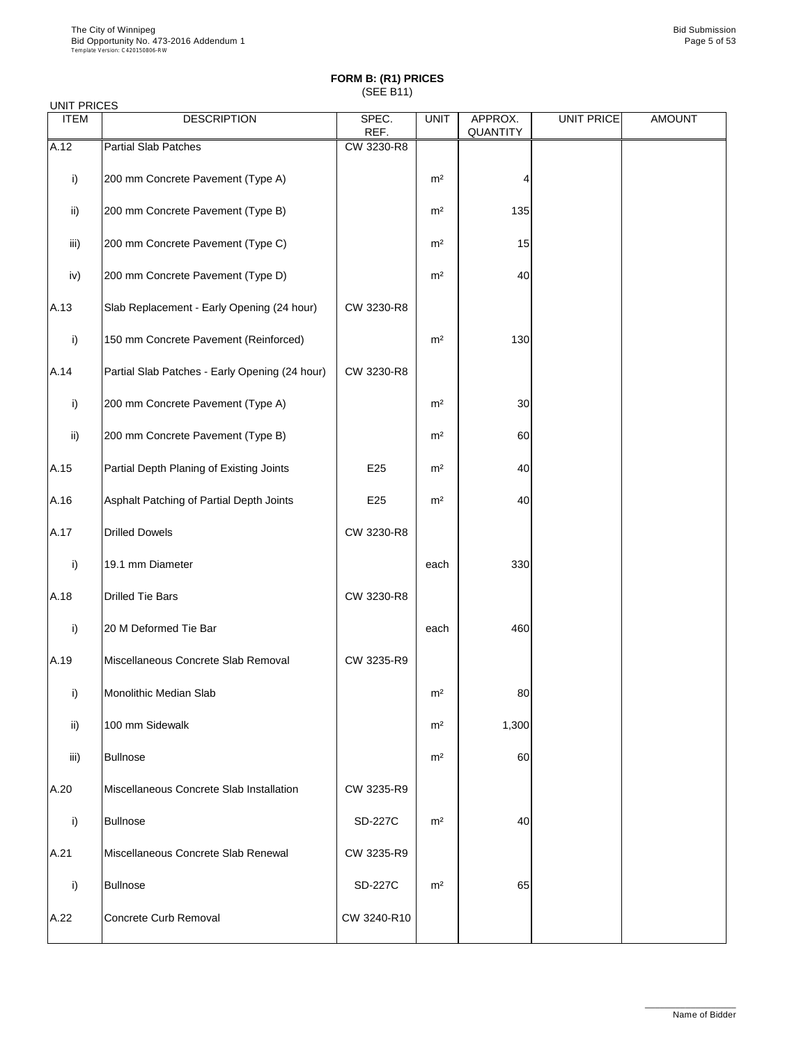**FORM B: (R1) PRICES**
(SEE B11)

UNIT PRICES

| ITEM | DESCRIPTION | SPEC. REF. | UNIT | APPROX. QUANTITY | UNIT PRICE | AMOUNT |
|---|---|---|---|---|---|---|
| A.12 | Partial Slab Patches | CW 3230-R8 | | | | |
| i) | 200 mm Concrete Pavement (Type A) | | m² | 4 | | |
| ii) | 200 mm Concrete Pavement (Type B) | | m² | 135 | | |
| iii) | 200 mm Concrete Pavement (Type C) | | m² | 15 | | |
| iv) | 200 mm Concrete Pavement (Type D) | | m² | 40 | | |
| A.13 | Slab Replacement - Early Opening (24 hour) | CW 3230-R8 | | | | |
| i) | 150 mm Concrete Pavement (Reinforced) | | m² | 130 | | |
| A.14 | Partial Slab Patches - Early Opening (24 hour) | CW 3230-R8 | | | | |
| i) | 200 mm Concrete Pavement (Type A) | | m² | 30 | | |
| ii) | 200 mm Concrete Pavement (Type B) | | m² | 60 | | |
| A.15 | Partial Depth Planing of Existing Joints | E25 | m² | 40 | | |
| A.16 | Asphalt Patching of Partial Depth Joints | E25 | m² | 40 | | |
| A.17 | Drilled Dowels | CW 3230-R8 | | | | |
| i) | 19.1 mm Diameter | | each | 330 | | |
| A.18 | Drilled Tie Bars | CW 3230-R8 | | | | |
| i) | 20 M Deformed Tie Bar | | each | 460 | | |
| A.19 | Miscellaneous Concrete Slab Removal | CW 3235-R9 | | | | |
| i) | Monolithic Median Slab | | m² | 80 | | |
| ii) | 100 mm Sidewalk | | m² | 1,300 | | |
| iii) | Bullnose | | m² | 60 | | |
| A.20 | Miscellaneous Concrete Slab Installation | CW 3235-R9 | | | | |
| i) | Bullnose | SD-227C | m² | 40 | | |
| A.21 | Miscellaneous Concrete Slab Renewal | CW 3235-R9 | | | | |
| i) | Bullnose | SD-227C | m² | 65 | | |
| A.22 | Concrete Curb Removal | CW 3240-R10 | | | | |

Name of Bidder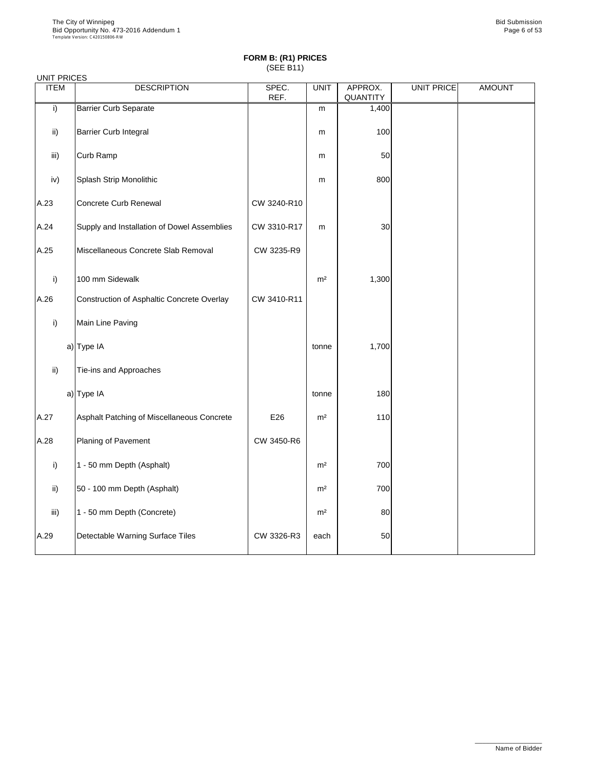**FORM B: (R1) PRICES**
(SEE B11)

UNIT PRICES

| ITEM | DESCRIPTION | SPEC. REF. | UNIT | APPROX. QUANTITY | UNIT PRICE | AMOUNT |
|---|---|---|---|---|---|---|
| i) | Barrier Curb Separate | | m | 1,400 | | |
| ii) | Barrier Curb Integral | | m | 100 | | |
| iii) | Curb Ramp | | m | 50 | | |
| iv) | Splash Strip Monolithic | | m | 800 | | |
| A.23 | Concrete Curb Renewal | CW 3240-R10 | | | | |
| A.24 | Supply and Installation of Dowel Assemblies | CW 3310-R17 | m | 30 | | |
| A.25 | Miscellaneous Concrete Slab Removal | CW 3235-R9 | | | | |
| i) | 100 mm Sidewalk | | m² | 1,300 | | |
| A.26 | Construction of Asphaltic Concrete Overlay | CW 3410-R11 | | | | |
| i) | Main Line Paving | | | | | |
| a) | Type IA | | tonne | 1,700 | | |
| ii) | Tie-ins and Approaches | | | | | |
| a) | Type IA | | tonne | 180 | | |
| A.27 | Asphalt Patching of Miscellaneous Concrete | E26 | m² | 110 | | |
| A.28 | Planing of Pavement | CW 3450-R6 | | | | |
| i) | 1 - 50 mm Depth (Asphalt) | | m² | 700 | | |
| ii) | 50 - 100 mm Depth (Asphalt) | | m² | 700 | | |
| iii) | 1 - 50 mm Depth (Concrete) | | m² | 80 | | |
| A.29 | Detectable Warning Surface Tiles | CW 3326-R3 | each | 50 | | |

Name of Bidder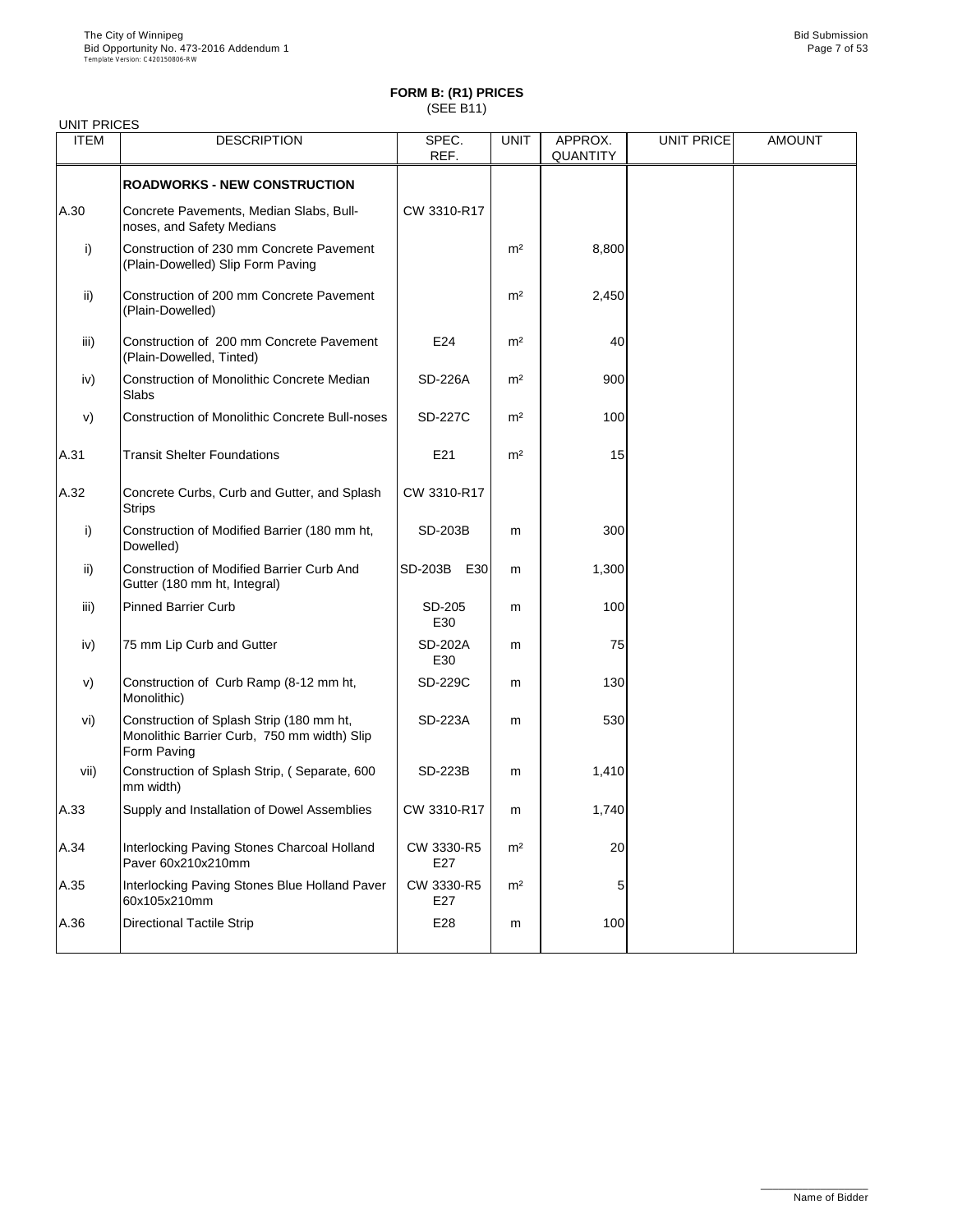## FORM B: (R1) PRICES
(SEE B11)

UNIT PRICES

| ITEM | DESCRIPTION | SPEC. REF. | UNIT | APPROX. QUANTITY | UNIT PRICE | AMOUNT |
|---|---|---|---|---|---|---|
| | **ROADWORKS - NEW CONSTRUCTION** | | | | | |
| A.30 | Concrete Pavements, Median Slabs, Bull-noses, and Safety Medians | CW 3310-R17 | | | | |
| i) | Construction of 230 mm Concrete Pavement (Plain-Dowelled) Slip Form Paving | | m² | 8,800 | | |
| ii) | Construction of 200 mm Concrete Pavement (Plain-Dowelled) | | m² | 2,450 | | |
| iii) | Construction of 200 mm Concrete Pavement (Plain-Dowelled, Tinted) | E24 | m² | 40 | | |
| iv) | Construction of Monolithic Concrete Median Slabs | SD-226A | m² | 900 | | |
| v) | Construction of Monolithic Concrete Bull-noses | SD-227C | m² | 100 | | |
| A.31 | Transit Shelter Foundations | E21 | m² | 15 | | |
| A.32 | Concrete Curbs, Curb and Gutter, and Splash Strips | CW 3310-R17 | | | | |
| i) | Construction of Modified Barrier (180 mm ht, Dowelled) | SD-203B | m | 300 | | |
| ii) | Construction of Modified Barrier Curb And Gutter (180 mm ht, Integral) | SD-203B E30 | m | 1,300 | | |
| iii) | Pinned Barrier Curb | SD-205 E30 | m | 100 | | |
| iv) | 75 mm Lip Curb and Gutter | SD-202A E30 | m | 75 | | |
| v) | Construction of Curb Ramp (8-12 mm ht, Monolithic) | SD-229C | m | 130 | | |
| vi) | Construction of Splash Strip (180 mm ht, Monolithic Barrier Curb, 750 mm width) Slip Form Paving | SD-223A | m | 530 | | |
| vii) | Construction of Splash Strip, ( Separate, 600 mm width) | SD-223B | m | 1,410 | | |
| A.33 | Supply and Installation of Dowel Assemblies | CW 3310-R17 | m | 1,740 | | |
| A.34 | Interlocking Paving Stones Charcoal Holland Paver 60x210x210mm | CW 3330-R5 E27 | m² | 20 | | |
| A.35 | Interlocking Paving Stones Blue Holland Paver 60x105x210mm | CW 3330-R5 E27 | m² | 5 | | |
| A.36 | Directional Tactile Strip | E28 | m | 100 | | |

Name of Bidder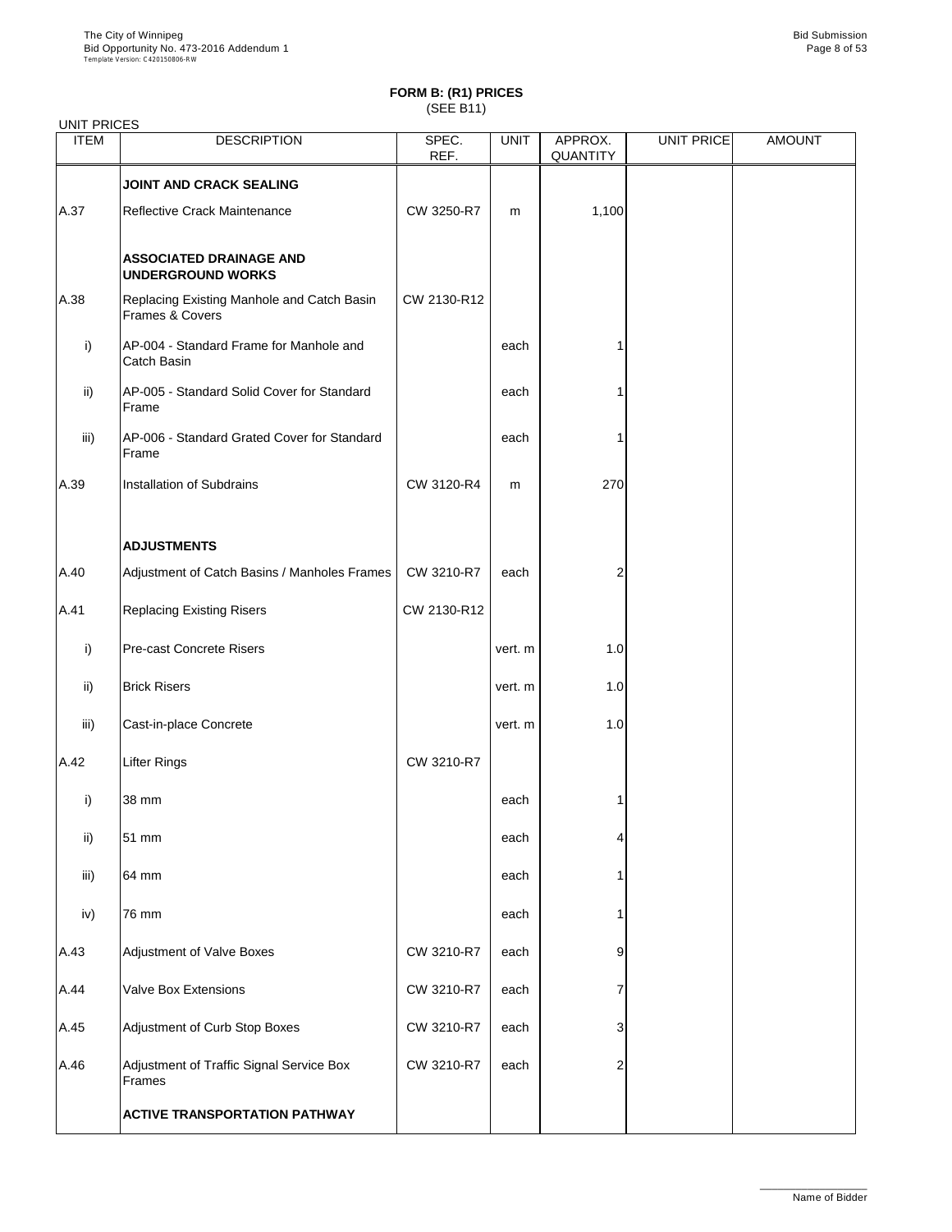**FORM B: (R1) PRICES**
(SEE B11)

UNIT PRICES

| ITEM | DESCRIPTION | SPEC. REF. | UNIT | APPROX. QUANTITY | UNIT PRICE | AMOUNT |
|---|---|---|---|---|---|---|
| | **JOINT AND CRACK SEALING** | | | | | |
| A.37 | Reflective Crack Maintenance | CW 3250-R7 | m | 1,100 | | |
| | **ASSOCIATED DRAINAGE AND UNDERGROUND WORKS** | | | | | |
| A.38 | Replacing Existing Manhole and Catch Basin Frames & Covers | CW 2130-R12 | | | | |
| i) | AP-004 - Standard Frame for Manhole and Catch Basin | | each | 1 | | |
| ii) | AP-005 - Standard Solid Cover for Standard Frame | | each | 1 | | |
| iii) | AP-006 - Standard Grated Cover for Standard Frame | | each | 1 | | |
| A.39 | Installation of Subdrains | CW 3120-R4 | m | 270 | | |
| | **ADJUSTMENTS** | | | | | |
| A.40 | Adjustment of Catch Basins / Manholes Frames | CW 3210-R7 | each | 2 | | |
| A.41 | Replacing Existing Risers | CW 2130-R12 | | | | |
| i) | Pre-cast Concrete Risers | | vert. m | 1.0 | | |
| ii) | Brick Risers | | vert. m | 1.0 | | |
| iii) | Cast-in-place Concrete | | vert. m | 1.0 | | |
| A.42 | Lifter Rings | CW 3210-R7 | | | | |
| i) | 38 mm | | each | 1 | | |
| ii) | 51 mm | | each | 4 | | |
| iii) | 64 mm | | each | 1 | | |
| iv) | 76 mm | | each | 1 | | |
| A.43 | Adjustment of Valve Boxes | CW 3210-R7 | each | 9 | | |
| A.44 | Valve Box Extensions | CW 3210-R7 | each | 7 | | |
| A.45 | Adjustment of Curb Stop Boxes | CW 3210-R7 | each | 3 | | |
| A.46 | Adjustment of Traffic Signal Service Box Frames | CW 3210-R7 | each | 2 | | |
| | **ACTIVE TRANSPORTATION PATHWAY** | | | | | |

Name of Bidder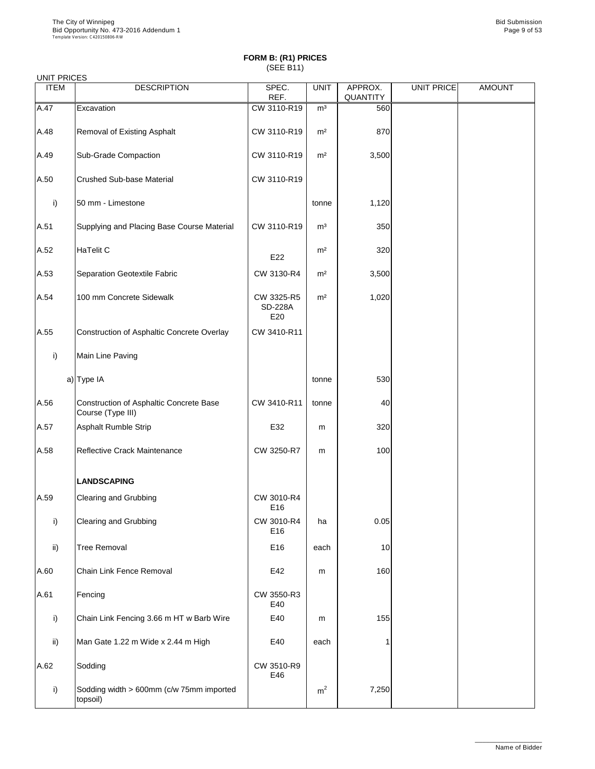**FORM B: (R1) PRICES**
(SEE B11)

UNIT PRICES

| ITEM | DESCRIPTION | SPEC. REF. | UNIT | APPROX. QUANTITY | UNIT PRICE | AMOUNT |
|---|---|---|---|---|---|---|
| A.47 | Excavation | CW 3110-R19 | m³ | 560 | | |
| A.48 | Removal of Existing Asphalt | CW 3110-R19 | m² | 870 | | |
| A.49 | Sub-Grade Compaction | CW 3110-R19 | m² | 3,500 | | |
| A.50 | Crushed Sub-base Material | CW 3110-R19 | | | | |
| i) | 50 mm - Limestone | | tonne | 1,120 | | |
| A.51 | Supplying and Placing Base Course Material | CW 3110-R19 | m³ | 350 | | |
| A.52 | HaTelit C | E22 | m² | 320 | | |
| A.53 | Separation Geotextile Fabric | CW 3130-R4 | m² | 3,500 | | |
| A.54 | 100 mm Concrete Sidewalk | CW 3325-R5 SD-228A E20 | m² | 1,020 | | |
| A.55 | Construction of Asphaltic Concrete Overlay | CW 3410-R11 | | | | |
| i) | Main Line Paving | | | | | |
| a) | Type IA | | tonne | 530 | | |
| A.56 | Construction of Asphaltic Concrete Base Course (Type III) | CW 3410-R11 | tonne | 40 | | |
| A.57 | Asphalt Rumble Strip | E32 | m | 320 | | |
| A.58 | Reflective Crack Maintenance | CW 3250-R7 | m | 100 | | |
| | **LANDSCAPING** | | | | | |
| A.59 | Clearing and Grubbing | CW 3010-R4 E16 | | | | |
| i) | Clearing and Grubbing | CW 3010-R4 E16 | ha | 0.05 | | |
| ii) | Tree Removal | E16 | each | 10 | | |
| A.60 | Chain Link Fence Removal | E42 | m | 160 | | |
| A.61 | Fencing | CW 3550-R3 E40 | | | | |
| i) | Chain Link Fencing 3.66 m HT w Barb Wire | E40 | m | 155 | | |
| ii) | Man Gate 1.22 m Wide x 2.44 m High | E40 | each | 1 | | |
| A.62 | Sodding | CW 3510-R9 E46 | | | | |
| i) | Sodding width > 600mm (c/w 75mm imported topsoil) | | m² | 7,250 | | |

Name of Bidder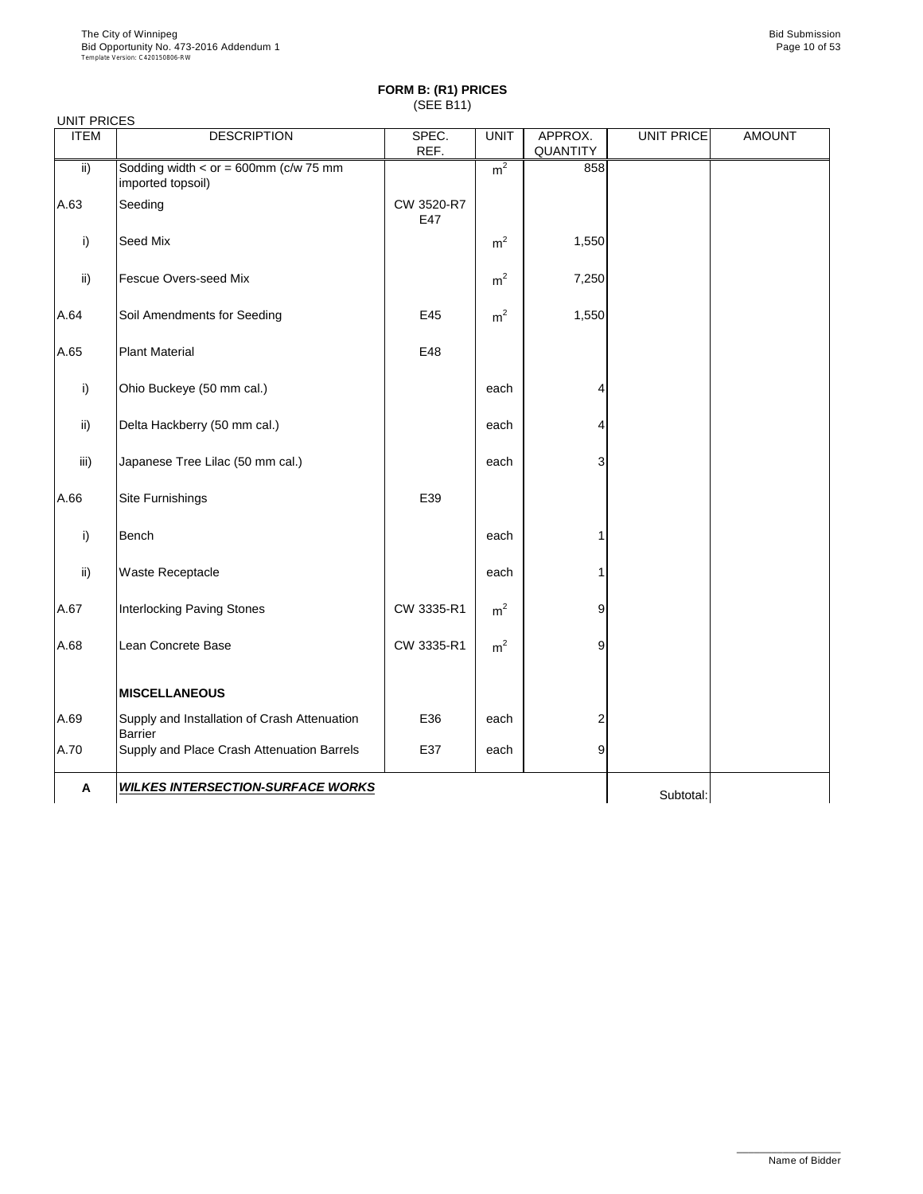## FORM B: (R1) PRICES

(SEE B11)

UNIT PRICES

| ITEM | DESCRIPTION | SPEC. REF. | UNIT | APPROX. QUANTITY | UNIT PRICE | AMOUNT |
|---|---|---|---|---|---|---|
| ii) | Sodding width < or = 600mm (c/w 75 mm imported topsoil) | | $m^2$ | 858 | | |
| A.63 | Seeding | CW 3520-R7 E47 | | | | |
| i) | Seed Mix | | $m^2$ | 1,550 | | |
| ii) | Fescue Overs-seed Mix | | $m^2$ | 7,250 | | |
| A.64 | Soil Amendments for Seeding | E45 | $m^2$ | 1,550 | | |
| A.65 | Plant Material | E48 | | | | |
| i) | Ohio Buckeye (50 mm cal.) | | each | 4 | | |
| ii) | Delta Hackberry (50 mm cal.) | | each | 4 | | |
| iii) | Japanese Tree Lilac (50 mm cal.) | | each | 3 | | |
| A.66 | Site Furnishings | E39 | | | | |
| i) | Bench | | each | 1 | | |
| ii) | Waste Receptacle | | each | 1 | | |
| A.67 | Interlocking Paving Stones | CW 3335-R1 | $m^2$ | 9 | | |
| A.68 | Lean Concrete Base | CW 3335-R1 | $m^2$ | 9 | | |
| | **MISCELLANEOUS** | | | | | |
| A.69 | Supply and Installation of Crash Attenuation Barrier | E36 | each | 2 | | |
| A.70 | Supply and Place Crash Attenuation Barrels | E37 | each | 9 | | |
| **A** | ***WILKES INTERSECTION-SURFACE WORKS*** | | | | Subtotal: | |

Name of Bidder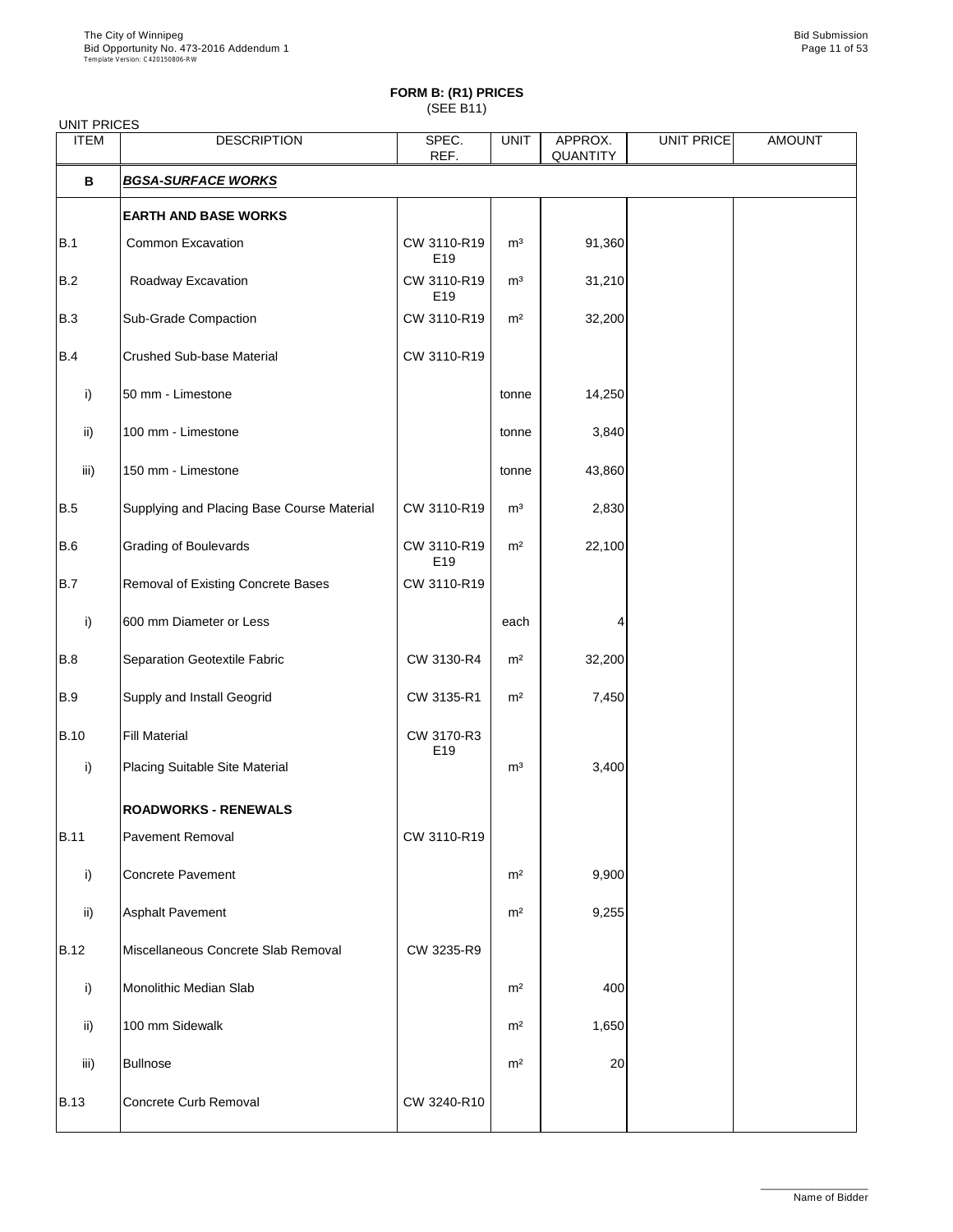# FORM B: (R1) PRICES

(SEE B11)

UNIT PRICES

| ITEM | DESCRIPTION | SPEC. REF. | UNIT | APPROX. QUANTITY | UNIT PRICE | AMOUNT |
|---|---|---|---|---|---|---|
| **B** | ***BGSA-SURFACE WORKS*** | | | | | |
| | **EARTH AND BASE WORKS** | | | | | |
| B.1 | Common Excavation | CW 3110-R19 E19 | m³ | 91,360 | | |
| B.2 | Roadway Excavation | CW 3110-R19 E19 | m³ | 31,210 | | |
| B.3 | Sub-Grade Compaction | CW 3110-R19 | m² | 32,200 | | |
| B.4 | Crushed Sub-base Material | CW 3110-R19 | | | | |
| i) | 50 mm - Limestone | | tonne | 14,250 | | |
| ii) | 100 mm - Limestone | | tonne | 3,840 | | |
| iii) | 150 mm - Limestone | | tonne | 43,860 | | |
| B.5 | Supplying and Placing Base Course Material | CW 3110-R19 | m³ | 2,830 | | |
| B.6 | Grading of Boulevards | CW 3110-R19 E19 | m² | 22,100 | | |
| B.7 | Removal of Existing Concrete Bases | CW 3110-R19 | | | | |
| i) | 600 mm Diameter or Less | | each | 4 | | |
| B.8 | Separation Geotextile Fabric | CW 3130-R4 | m² | 32,200 | | |
| B.9 | Supply and Install Geogrid | CW 3135-R1 | m² | 7,450 | | |
| B.10 | Fill Material | CW 3170-R3 E19 | | | | |
| i) | Placing Suitable Site Material | | m³ | 3,400 | | |
| | **ROADWORKS - RENEWALS** | | | | | |
| B.11 | Pavement Removal | CW 3110-R19 | | | | |
| i) | Concrete Pavement | | m² | 9,900 | | |
| ii) | Asphalt Pavement | | m² | 9,255 | | |
| B.12 | Miscellaneous Concrete Slab Removal | CW 3235-R9 | | | | |
| i) | Monolithic Median Slab | | m² | 400 | | |
| ii) | 100 mm Sidewalk | | m² | 1,650 | | |
| iii) | Bullnose | | m² | 20 | | |
| B.13 | Concrete Curb Removal | CW 3240-R10 | | | | |

Name of Bidder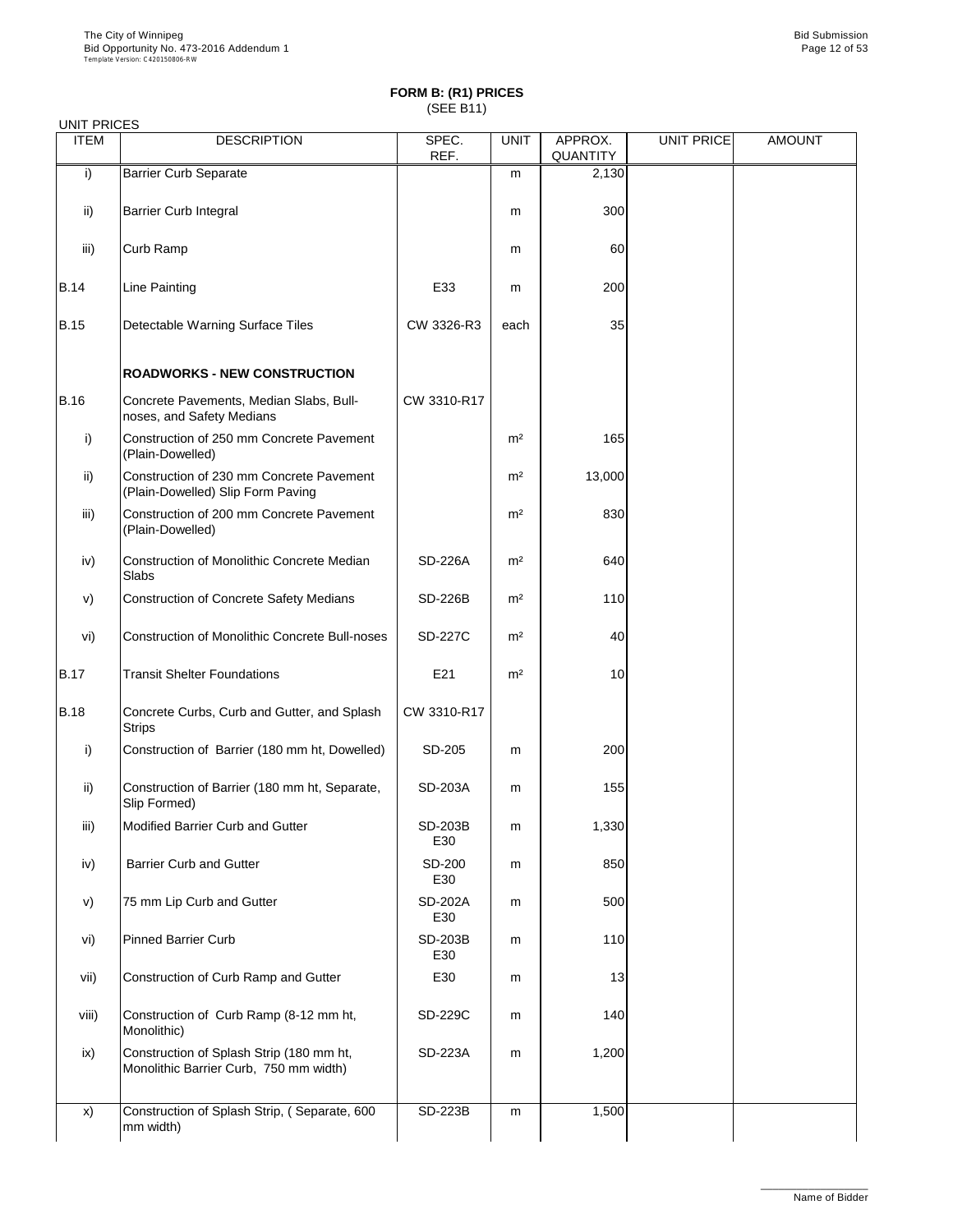## FORM B: (R1) PRICES

(SEE B11)

UNIT PRICES

| ITEM | DESCRIPTION | SPEC. REF. | UNIT | APPROX. QUANTITY | UNIT PRICE | AMOUNT |
|---|---|---|---|---|---|---|
| i) | Barrier Curb Separate | | m | 2,130 | | |
| ii) | Barrier Curb Integral | | m | 300 | | |
| iii) | Curb Ramp | | m | 60 | | |
| B.14 | Line Painting | E33 | m | 200 | | |
| B.15 | Detectable Warning Surface Tiles | CW 3326-R3 | each | 35 | | |
| | **ROADWORKS - NEW CONSTRUCTION** | | | | | |
| B.16 | Concrete Pavements, Median Slabs, Bull-noses, and Safety Medians | CW 3310-R17 | | | | |
| i) | Construction of 250 mm Concrete Pavement (Plain-Dowelled) | | m² | 165 | | |
| ii) | Construction of 230 mm Concrete Pavement (Plain-Dowelled) Slip Form Paving | | m² | 13,000 | | |
| iii) | Construction of 200 mm Concrete Pavement (Plain-Dowelled) | | m² | 830 | | |
| iv) | Construction of Monolithic Concrete Median Slabs | SD-226A | m² | 640 | | |
| v) | Construction of Concrete Safety Medians | SD-226B | m² | 110 | | |
| vi) | Construction of Monolithic Concrete Bull-noses | SD-227C | m² | 40 | | |
| B.17 | Transit Shelter Foundations | E21 | m² | 10 | | |
| B.18 | Concrete Curbs, Curb and Gutter, and Splash Strips | CW 3310-R17 | | | | |
| i) | Construction of Barrier (180 mm ht, Dowelled) | SD-205 | m | 200 | | |
| ii) | Construction of Barrier (180 mm ht, Separate, Slip Formed) | SD-203A | m | 155 | | |
| iii) | Modified Barrier Curb and Gutter | SD-203B E30 | m | 1,330 | | |
| iv) | Barrier Curb and Gutter | SD-200 E30 | m | 850 | | |
| v) | 75 mm Lip Curb and Gutter | SD-202A E30 | m | 500 | | |
| vi) | Pinned Barrier Curb | SD-203B E30 | m | 110 | | |
| vii) | Construction of Curb Ramp and Gutter | E30 | m | 13 | | |
| viii) | Construction of Curb Ramp (8-12 mm ht, Monolithic) | SD-229C | m | 140 | | |
| ix) | Construction of Splash Strip (180 mm ht, Monolithic Barrier Curb, 750 mm width) | SD-223A | m | 1,200 | | |
| x) | Construction of Splash Strip, ( Separate, 600 mm width) | SD-223B | m | 1,500 | | |

Name of Bidder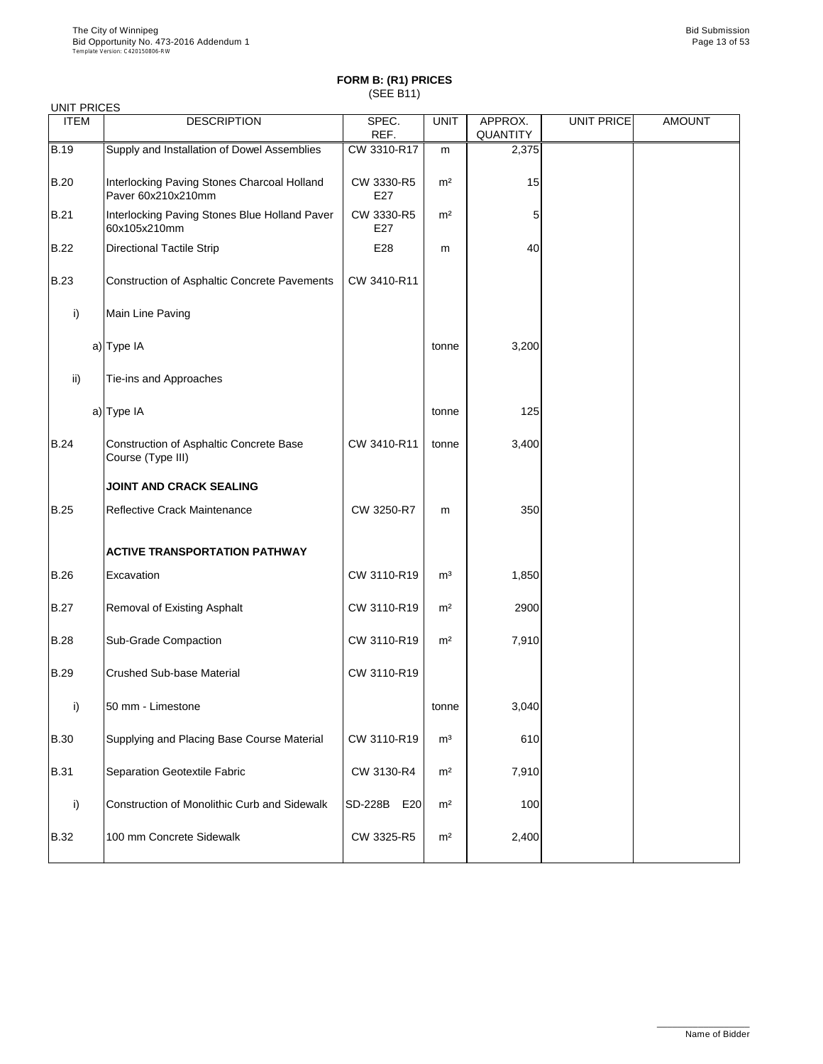**FORM B: (R1) PRICES**
(SEE B11)

UNIT PRICES

| ITEM | DESCRIPTION | SPEC. REF. | UNIT | APPROX. QUANTITY | UNIT PRICE | AMOUNT |
|---|---|---|---|---|---|---|
| B.19 | Supply and Installation of Dowel Assemblies | CW 3310-R17 | m | 2,375 | | |
| B.20 | Interlocking Paving Stones Charcoal Holland Paver 60x210x210mm | CW 3330-R5 E27 | m² | 15 | | |
| B.21 | Interlocking Paving Stones Blue Holland Paver 60x105x210mm | CW 3330-R5 E27 | m² | 5 | | |
| B.22 | Directional Tactile Strip | E28 | m | 40 | | |
| B.23 | Construction of Asphaltic Concrete Pavements | CW 3410-R11 | | | | |
| i) | Main Line Paving | | | | | |
| a) | Type IA | | tonne | 3,200 | | |
| ii) | Tie-ins and Approaches | | | | | |
| a) | Type IA | | tonne | 125 | | |
| B.24 | Construction of Asphaltic Concrete Base Course (Type III) | CW 3410-R11 | tonne | 3,400 | | |
| | **JOINT AND CRACK SEALING** | | | | | |
| B.25 | Reflective Crack Maintenance | CW 3250-R7 | m | 350 | | |
| | **ACTIVE TRANSPORTATION PATHWAY** | | | | | |
| B.26 | Excavation | CW 3110-R19 | m³ | 1,850 | | |
| B.27 | Removal of Existing Asphalt | CW 3110-R19 | m² | 2900 | | |
| B.28 | Sub-Grade Compaction | CW 3110-R19 | m² | 7,910 | | |
| B.29 | Crushed Sub-base Material | CW 3110-R19 | | | | |
| i) | 50 mm - Limestone | | tonne | 3,040 | | |
| B.30 | Supplying and Placing Base Course Material | CW 3110-R19 | m³ | 610 | | |
| B.31 | Separation Geotextile Fabric | CW 3130-R4 | m² | 7,910 | | |
| i) | Construction of Monolithic Curb and Sidewalk | SD-228B E20 | m² | 100 | | |
| B.32 | 100 mm Concrete Sidewalk | CW 3325-R5 | m² | 2,400 | | |

Name of Bidder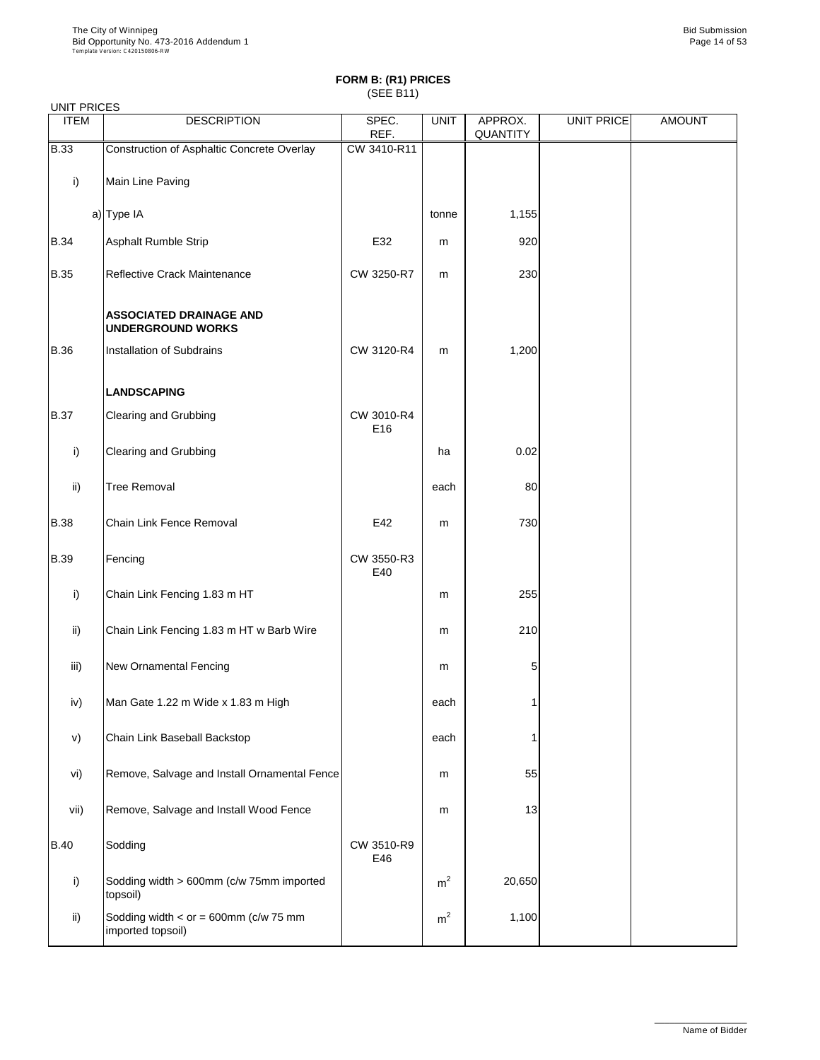## FORM B: (R1) PRICES

(SEE B11)

UNIT PRICES

| ITEM | DESCRIPTION | SPEC. REF. | UNIT | APPROX. QUANTITY | UNIT PRICE | AMOUNT |
|---|---|---|---|---|---|---|
| B.33 | Construction of Asphaltic Concrete Overlay | CW 3410-R11 | | | | |
| i) | Main Line Paving | | | | | |
| a) | Type IA | | tonne | 1,155 | | |
| B.34 | Asphalt Rumble Strip | E32 | m | 920 | | |
| B.35 | Reflective Crack Maintenance | CW 3250-R7 | m | 230 | | |
| | **ASSOCIATED DRAINAGE AND UNDERGROUND WORKS** | | | | | |
| B.36 | Installation of Subdrains | CW 3120-R4 | m | 1,200 | | |
| | **LANDSCAPING** | | | | | |
| B.37 | Clearing and Grubbing | CW 3010-R4 E16 | | | | |
| i) | Clearing and Grubbing | | ha | 0.02 | | |
| ii) | Tree Removal | | each | 80 | | |
| B.38 | Chain Link Fence Removal | E42 | m | 730 | | |
| B.39 | Fencing | CW 3550-R3 E40 | | | | |
| i) | Chain Link Fencing 1.83 m HT | | m | 255 | | |
| ii) | Chain Link Fencing 1.83 m HT w Barb Wire | | m | 210 | | |
| iii) | New Ornamental Fencing | | m | 5 | | |
| iv) | Man Gate 1.22 m Wide x 1.83 m High | | each | 1 | | |
| v) | Chain Link Baseball Backstop | | each | 1 | | |
| vi) | Remove, Salvage and Install Ornamental Fence | | m | 55 | | |
| vii) | Remove, Salvage and Install Wood Fence | | m | 13 | | |
| B.40 | Sodding | CW 3510-R9 E46 | | | | |
| i) | Sodding width > 600mm (c/w 75mm imported topsoil) | | $m^2$ | 20,650 | | |
| ii) | Sodding width < or = 600mm (c/w 75 mm imported topsoil) | | $m^2$ | 1,100 | | |

Name of Bidder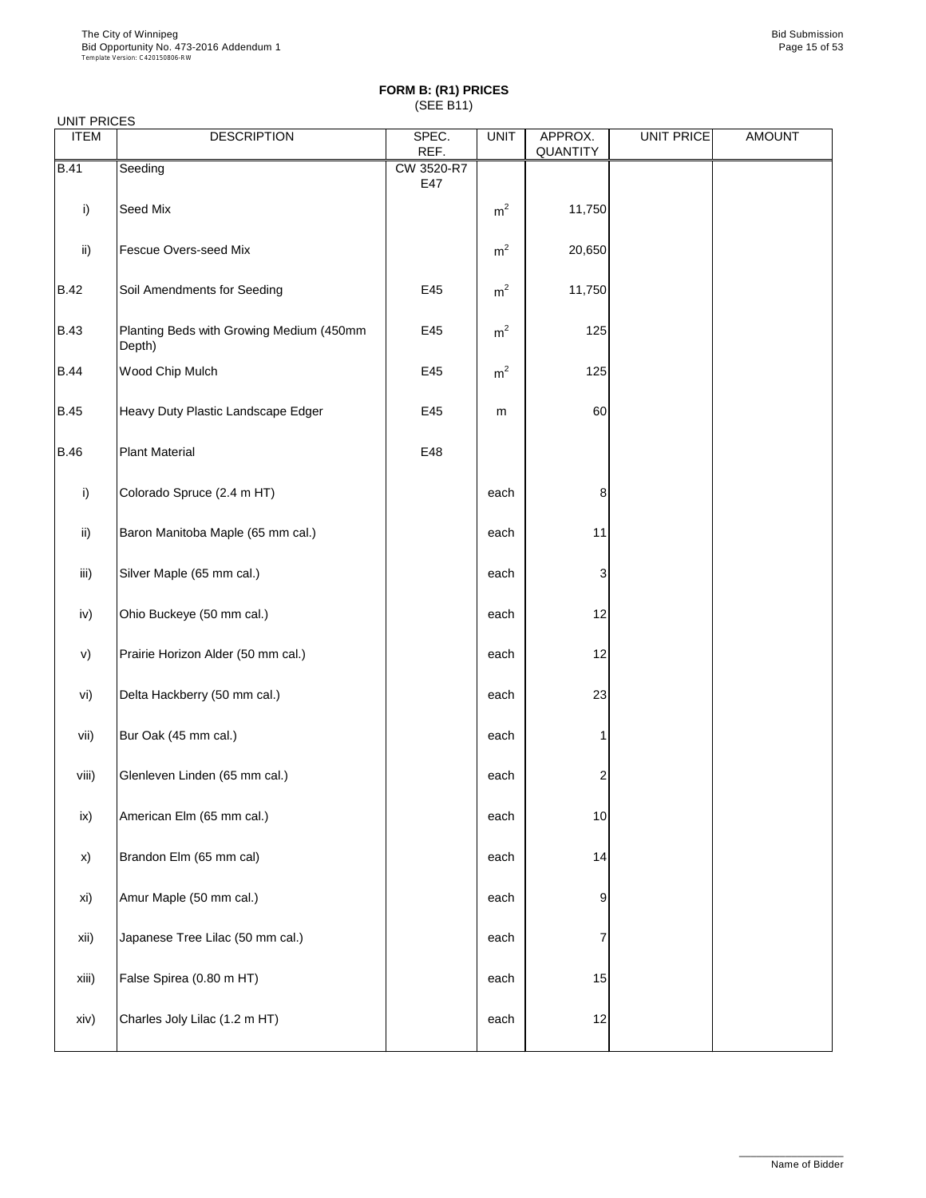**FORM B: (R1) PRICES**
(SEE B11)

UNIT PRICES

| ITEM | DESCRIPTION | SPEC. REF. | UNIT | APPROX. QUANTITY | UNIT PRICE | AMOUNT |
|---|---|---|---|---|---|---|
| B.41 | Seeding | CW 3520-R7 E47 | | | | |
| i) | Seed Mix | | $m^2$ | 11,750 | | |
| ii) | Fescue Overs-seed Mix | | $m^2$ | 20,650 | | |
| B.42 | Soil Amendments for Seeding | E45 | $m^2$ | 11,750 | | |
| B.43 | Planting Beds with Growing Medium (450mm Depth) | E45 | $m^2$ | 125 | | |
| B.44 | Wood Chip Mulch | E45 | $m^2$ | 125 | | |
| B.45 | Heavy Duty Plastic Landscape Edger | E45 | m | 60 | | |
| B.46 | Plant Material | E48 | | | | |
| i) | Colorado Spruce (2.4 m HT) | | each | 8 | | |
| ii) | Baron Manitoba Maple (65 mm cal.) | | each | 11 | | |
| iii) | Silver Maple (65 mm cal.) | | each | 3 | | |
| iv) | Ohio Buckeye (50 mm cal.) | | each | 12 | | |
| v) | Prairie Horizon Alder (50 mm cal.) | | each | 12 | | |
| vi) | Delta Hackberry (50 mm cal.) | | each | 23 | | |
| vii) | Bur Oak (45 mm cal.) | | each | 1 | | |
| viii) | Glenleven Linden (65 mm cal.) | | each | 2 | | |
| ix) | American Elm (65 mm cal.) | | each | 10 | | |
| x) | Brandon Elm (65 mm cal) | | each | 14 | | |
| xi) | Amur Maple (50 mm cal.) | | each | 9 | | |
| xii) | Japanese Tree Lilac (50 mm cal.) | | each | 7 | | |
| xiii) | False Spirea (0.80 m HT) | | each | 15 | | |
| xiv) | Charles Joly Lilac (1.2 m HT) | | each | 12 | | |

Name of Bidder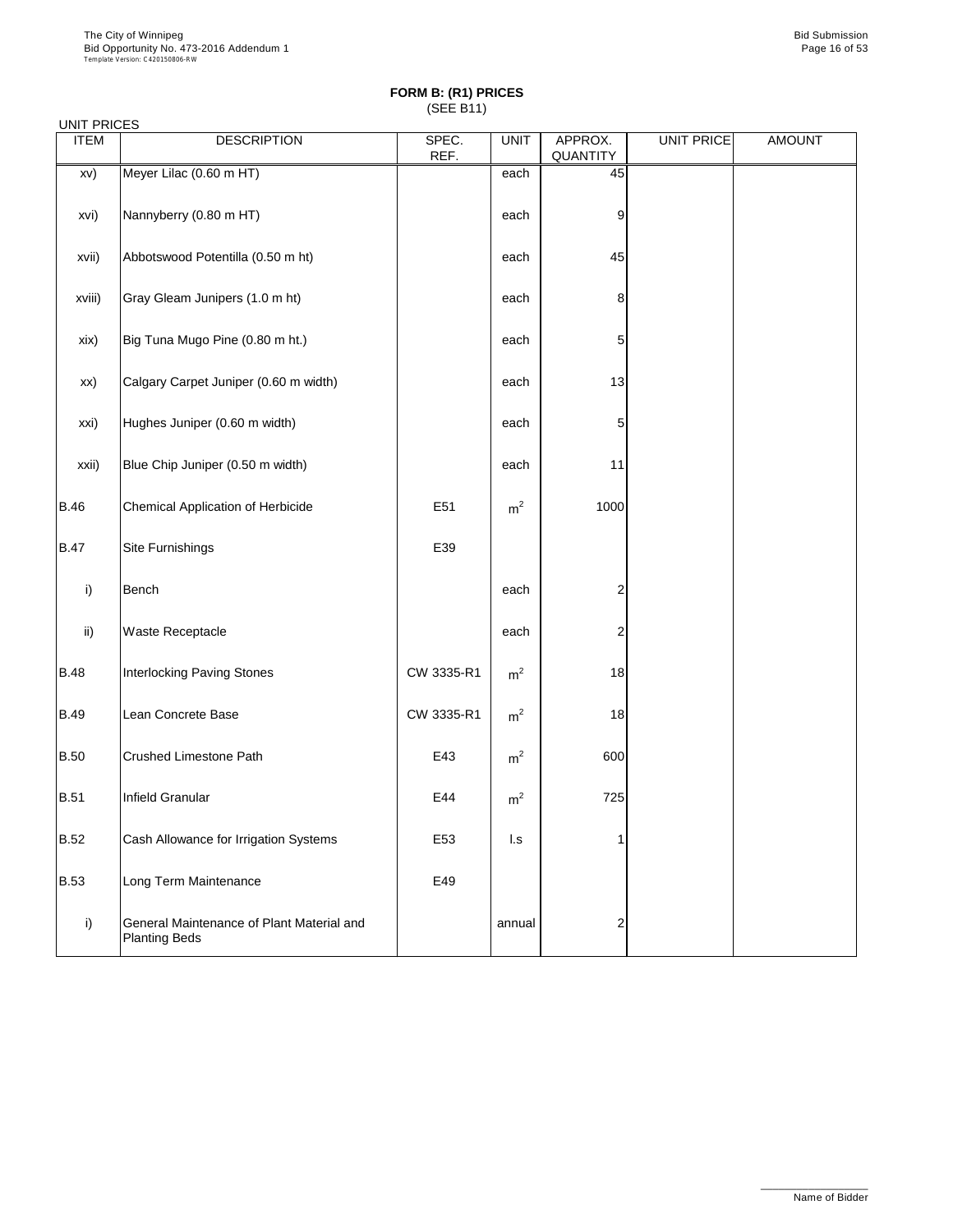**FORM B: (R1) PRICES**
(SEE B11)

UNIT PRICES

| ITEM | DESCRIPTION | SPEC. REF. | UNIT | APPROX. QUANTITY | UNIT PRICE | AMOUNT |
|---|---|---|---|---|---|---|
| xv) | Meyer Lilac (0.60 m HT) | | each | 45 | | |
| xvi) | Nannyberry (0.80 m HT) | | each | 9 | | |
| xvii) | Abbotswood Potentilla (0.50 m ht) | | each | 45 | | |
| xviii) | Gray Gleam Junipers (1.0 m ht) | | each | 8 | | |
| xix) | Big Tuna Mugo Pine (0.80 m ht.) | | each | 5 | | |
| xx) | Calgary Carpet Juniper (0.60 m width) | | each | 13 | | |
| xxi) | Hughes Juniper (0.60 m width) | | each | 5 | | |
| xxii) | Blue Chip Juniper (0.50 m width) | | each | 11 | | |
| B.46 | Chemical Application of Herbicide | E51 | $m^2$ | 1000 | | |
| B.47 | Site Furnishings | E39 | | | | |
| i) | Bench | | each | 2 | | |
| ii) | Waste Receptacle | | each | 2 | | |
| B.48 | Interlocking Paving Stones | CW 3335-R1 | $m^2$ | 18 | | |
| B.49 | Lean Concrete Base | CW 3335-R1 | $m^2$ | 18 | | |
| B.50 | Crushed Limestone Path | E43 | $m^2$ | 600 | | |
| B.51 | Infield Granular | E44 | $m^2$ | 725 | | |
| B.52 | Cash Allowance for Irrigation Systems | E53 | l.s | 1 | | |
| B.53 | Long Term Maintenance | E49 | | | | |
| i) | General Maintenance of Plant Material and Planting Beds | | annual | 2 | | |

Name of Bidder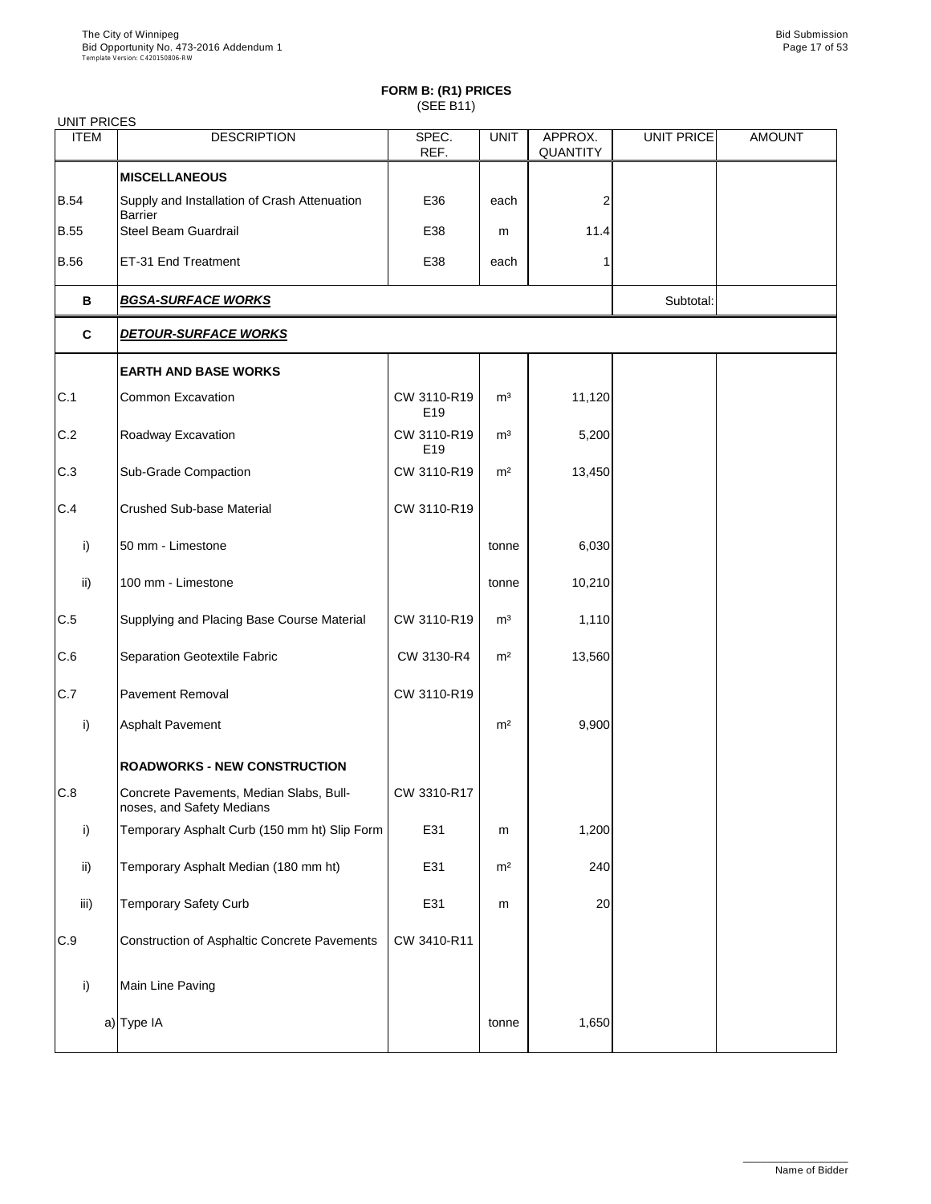## FORM B: (R1) PRICES
(SEE B11)

UNIT PRICES

| ITEM | DESCRIPTION | SPEC. REF. | UNIT | APPROX. QUANTITY | UNIT PRICE | AMOUNT |
|---|---|---|---|---|---|---|
| | **MISCELLANEOUS** | | | | | |
| B.54 | Supply and Installation of Crash Attenuation Barrier | E36 | each | 2 | | |
| B.55 | Steel Beam Guardrail | E38 | m | 11.4 | | |
| B.56 | ET-31 End Treatment | E38 | each | 1 | | |
| **B** | ***BGSA-SURFACE WORKS*** | | | | Subtotal: | |
| **C** | ***DETOUR-SURFACE WORKS*** | | | | | |
| | **EARTH AND BASE WORKS** | | | | | |
| C.1 | Common Excavation | CW 3110-R19 E19 | m³ | 11,120 | | |
| C.2 | Roadway Excavation | CW 3110-R19 E19 | m³ | 5,200 | | |
| C.3 | Sub-Grade Compaction | CW 3110-R19 | m² | 13,450 | | |
| C.4 | Crushed Sub-base Material | CW 3110-R19 | | | | |
| i) | 50 mm - Limestone | | tonne | 6,030 | | |
| ii) | 100 mm - Limestone | | tonne | 10,210 | | |
| C.5 | Supplying and Placing Base Course Material | CW 3110-R19 | m³ | 1,110 | | |
| C.6 | Separation Geotextile Fabric | CW 3130-R4 | m² | 13,560 | | |
| C.7 | Pavement Removal | CW 3110-R19 | | | | |
| i) | Asphalt Pavement | | m² | 9,900 | | |
| | **ROADWORKS - NEW CONSTRUCTION** | | | | | |
| C.8 | Concrete Pavements, Median Slabs, Bull-noses, and Safety Medians | CW 3310-R17 | | | | |
| i) | Temporary Asphalt Curb (150 mm ht) Slip Form | E31 | m | 1,200 | | |
| ii) | Temporary Asphalt Median (180 mm ht) | E31 | m² | 240 | | |
| iii) | Temporary Safety Curb | E31 | m | 20 | | |
| C.9 | Construction of Asphaltic Concrete Pavements | CW 3410-R11 | | | | |
| i) | Main Line Paving | | | | | |
| a) | Type IA | | tonne | 1,650 | | |

Name of Bidder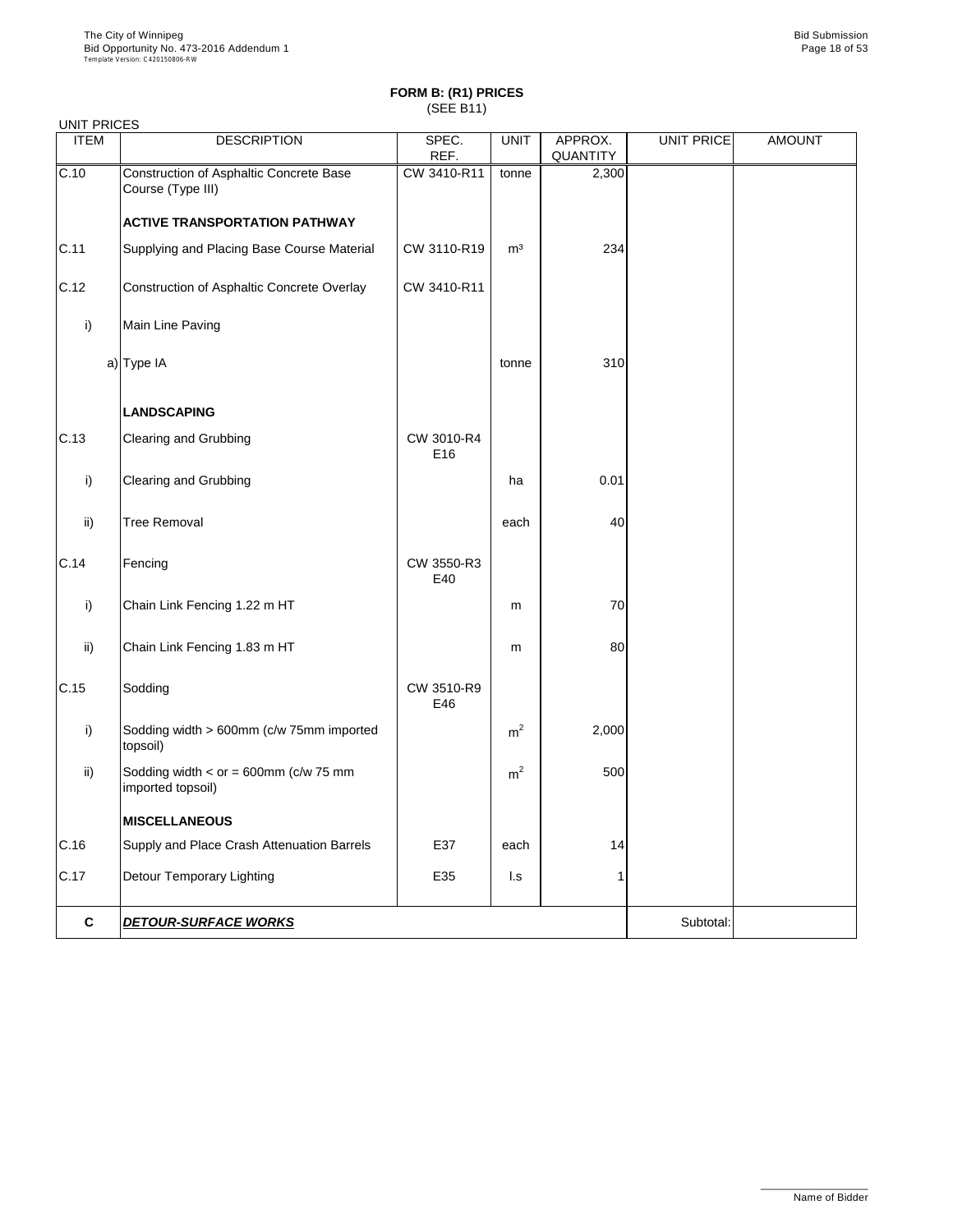## FORM B: (R1) PRICES
(SEE B11)

UNIT PRICES

| ITEM | DESCRIPTION | SPEC. REF. | UNIT | APPROX. QUANTITY | UNIT PRICE | AMOUNT |
|---|---|---|---|---|---|---|
| C.10 | Construction of Asphaltic Concrete Base Course (Type III) | CW 3410-R11 | tonne | 2,300 | | |
| | **ACTIVE TRANSPORTATION PATHWAY** | | | | | |
| C.11 | Supplying and Placing Base Course Material | CW 3110-R19 | m³ | 234 | | |
| C.12 | Construction of Asphaltic Concrete Overlay | CW 3410-R11 | | | | |
| i) | Main Line Paving | | | | | |
| a) | Type IA | | tonne | 310 | | |
| | **LANDSCAPING** | | | | | |
| C.13 | Clearing and Grubbing | CW 3010-R4 E16 | | | | |
| i) | Clearing and Grubbing | | ha | 0.01 | | |
| ii) | Tree Removal | | each | 40 | | |
| C.14 | Fencing | CW 3550-R3 E40 | | | | |
| i) | Chain Link Fencing 1.22 m HT | | m | 70 | | |
| ii) | Chain Link Fencing 1.83 m HT | | m | 80 | | |
| C.15 | Sodding | CW 3510-R9 E46 | | | | |
| i) | Sodding width > 600mm (c/w 75mm imported topsoil) | | $m^2$ | 2,000 | | |
| ii) | Sodding width < or = 600mm (c/w 75 mm imported topsoil) | | $m^2$ | 500 | | |
| | **MISCELLANEOUS** | | | | | |
| C.16 | Supply and Place Crash Attenuation Barrels | E37 | each | 14 | | |
| C.17 | Detour Temporary Lighting | E35 | l.s | 1 | | |
| **C** | ***DETOUR-SURFACE WORKS*** | | | | Subtotal: | |

Name of Bidder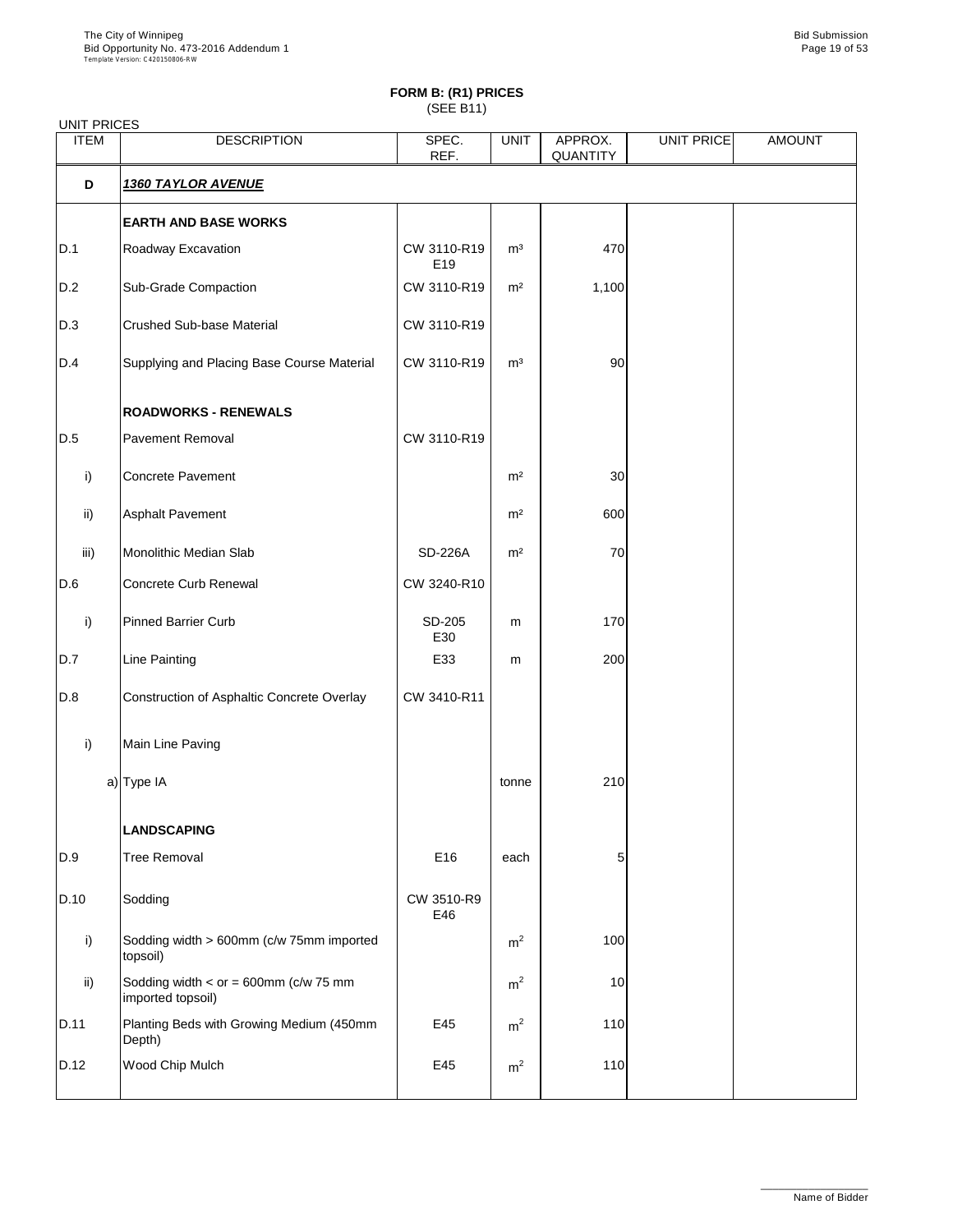**FORM B: (R1) PRICES**
(SEE B11)

UNIT PRICES

| ITEM | DESCRIPTION | SPEC. REF. | UNIT | APPROX. QUANTITY | UNIT PRICE | AMOUNT |
|---|---|---|---|---|---|---|
| **D** | ***1360 TAYLOR AVENUE*** | | | | | |
| | **EARTH AND BASE WORKS** | | | | | |
| D.1 | Roadway Excavation | CW 3110-R19 E19 | m³ | 470 | | |
| D.2 | Sub-Grade Compaction | CW 3110-R19 | m² | 1,100 | | |
| D.3 | Crushed Sub-base Material | CW 3110-R19 | | | | |
| D.4 | Supplying and Placing Base Course Material | CW 3110-R19 | m³ | 90 | | |
| | **ROADWORKS - RENEWALS** | | | | | |
| D.5 | Pavement Removal | CW 3110-R19 | | | | |
| i) | Concrete Pavement | | m² | 30 | | |
| ii) | Asphalt Pavement | | m² | 600 | | |
| iii) | Monolithic Median Slab | SD-226A | m² | 70 | | |
| D.6 | Concrete Curb Renewal | CW 3240-R10 | | | | |
| i) | Pinned Barrier Curb | SD-205 E30 | m | 170 | | |
| D.7 | Line Painting | E33 | m | 200 | | |
| D.8 | Construction of Asphaltic Concrete Overlay | CW 3410-R11 | | | | |
| i) | Main Line Paving | | | | | |
| a) | Type IA | | tonne | 210 | | |
| | **LANDSCAPING** | | | | | |
| D.9 | Tree Removal | E16 | each | 5 | | |
| D.10 | Sodding | CW 3510-R9 E46 | | | | |
| i) | Sodding width > 600mm (c/w 75mm imported topsoil) | | m² | 100 | | |
| ii) | Sodding width < or = 600mm (c/w 75 mm imported topsoil) | | m² | 10 | | |
| D.11 | Planting Beds with Growing Medium (450mm Depth) | E45 | m² | 110 | | |
| D.12 | Wood Chip Mulch | E45 | m² | 110 | | |

Name of Bidder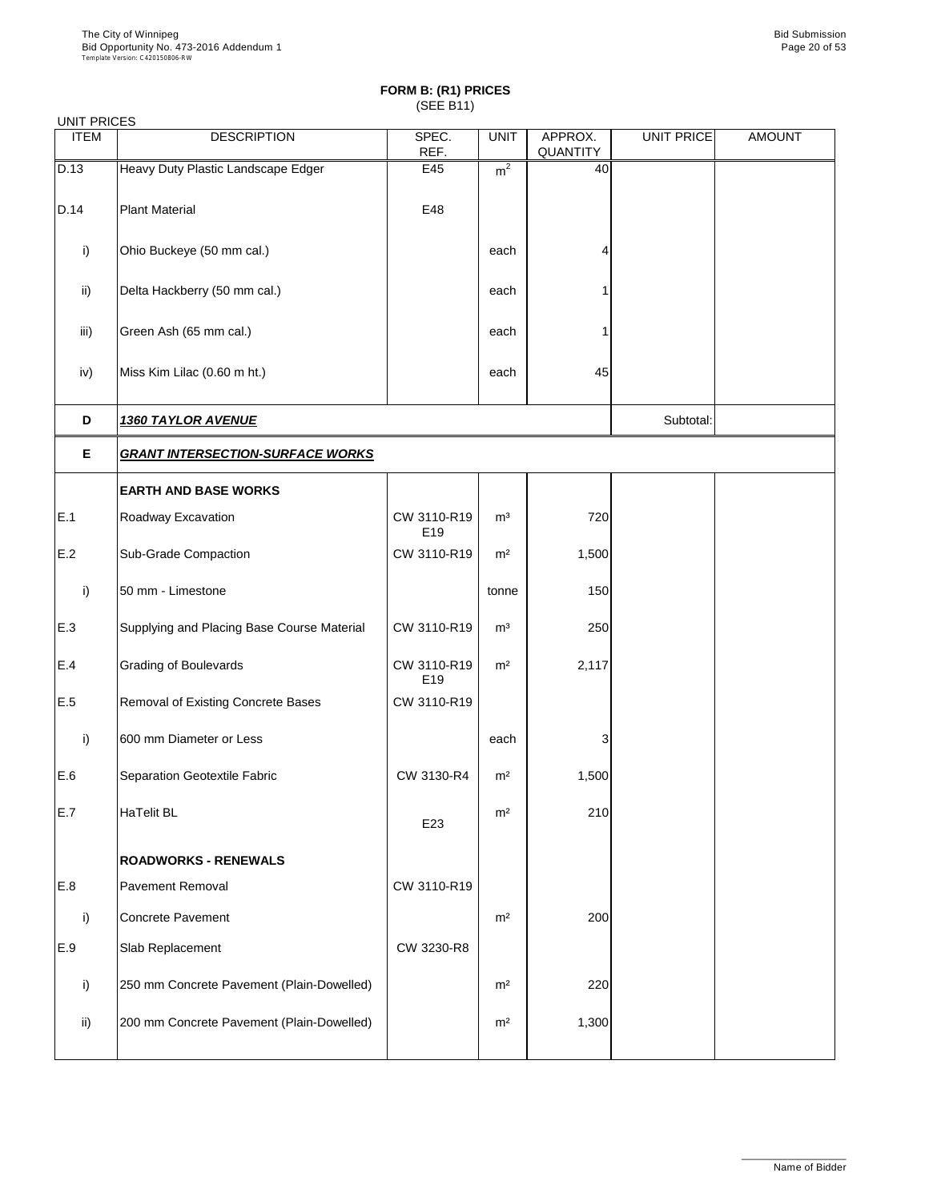# FORM B: (R1) PRICES

(SEE B11)

UNIT PRICES

| ITEM | DESCRIPTION | SPEC. REF. | UNIT | APPROX. QUANTITY | UNIT PRICE | AMOUNT |
|---|---|---|---|---|---|---|
| D.13 | Heavy Duty Plastic Landscape Edger | E45 | $m^2$ | 40 | | |
| D.14 | Plant Material | E48 | | | | |
| i) | Ohio Buckeye (50 mm cal.) | | each | 4 | | |
| ii) | Delta Hackberry (50 mm cal.) | | each | 1 | | |
| iii) | Green Ash (65 mm cal.) | | each | 1 | | |
| iv) | Miss Kim Lilac (0.60 m ht.) | | each | 45 | | |
| **D** | ***1360 TAYLOR AVENUE*** | | | | Subtotal: | |
| **E** | ***GRANT INTERSECTION-SURFACE WORKS*** | | | | | |
| | **EARTH AND BASE WORKS** | | | | | |
| E.1 | Roadway Excavation | CW 3110-R19 E19 | $m^3$ | 720 | | |
| E.2 | Sub-Grade Compaction | CW 3110-R19 | $m^2$ | 1,500 | | |
| i) | 50 mm - Limestone | | tonne | 150 | | |
| E.3 | Supplying and Placing Base Course Material | CW 3110-R19 | $m^3$ | 250 | | |
| E.4 | Grading of Boulevards | CW 3110-R19 E19 | $m^2$ | 2,117 | | |
| E.5 | Removal of Existing Concrete Bases | CW 3110-R19 | | | | |
| i) | 600 mm Diameter or Less | | each | 3 | | |
| E.6 | Separation Geotextile Fabric | CW 3130-R4 | $m^2$ | 1,500 | | |
| E.7 | HaTelit BL | E23 | $m^2$ | 210 | | |
| | **ROADWORKS - RENEWALS** | | | | | |
| E.8 | Pavement Removal | CW 3110-R19 | | | | |
| i) | Concrete Pavement | | $m^2$ | 200 | | |
| E.9 | Slab Replacement | CW 3230-R8 | | | | |
| i) | 250 mm Concrete Pavement (Plain-Dowelled) | | $m^2$ | 220 | | |
| ii) | 200 mm Concrete Pavement (Plain-Dowelled) | | $m^2$ | 1,300 | | |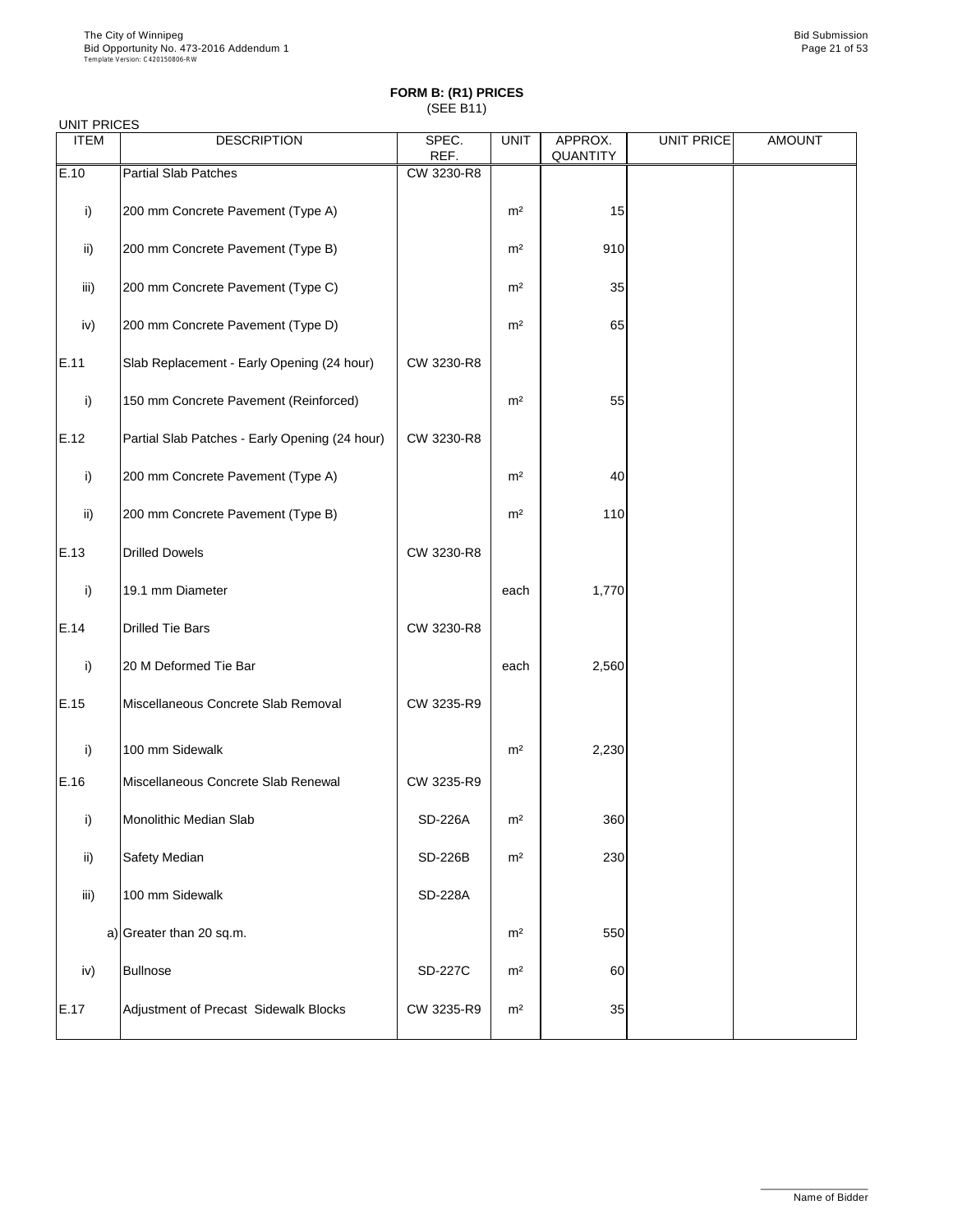**FORM B: (R1) PRICES**
(SEE B11)

UNIT PRICES

| ITEM | DESCRIPTION | SPEC. REF. | UNIT | APPROX. QUANTITY | UNIT PRICE | AMOUNT |
|---|---|---|---|---|---|---|
| E.10 | Partial Slab Patches | CW 3230-R8 | | | | |
| i) | 200 mm Concrete Pavement (Type A) | | m² | 15 | | |
| ii) | 200 mm Concrete Pavement (Type B) | | m² | 910 | | |
| iii) | 200 mm Concrete Pavement (Type C) | | m² | 35 | | |
| iv) | 200 mm Concrete Pavement (Type D) | | m² | 65 | | |
| E.11 | Slab Replacement - Early Opening (24 hour) | CW 3230-R8 | | | | |
| i) | 150 mm Concrete Pavement (Reinforced) | | m² | 55 | | |
| E.12 | Partial Slab Patches - Early Opening (24 hour) | CW 3230-R8 | | | | |
| i) | 200 mm Concrete Pavement (Type A) | | m² | 40 | | |
| ii) | 200 mm Concrete Pavement (Type B) | | m² | 110 | | |
| E.13 | Drilled Dowels | CW 3230-R8 | | | | |
| i) | 19.1 mm Diameter | | each | 1,770 | | |
| E.14 | Drilled Tie Bars | CW 3230-R8 | | | | |
| i) | 20 M Deformed Tie Bar | | each | 2,560 | | |
| E.15 | Miscellaneous Concrete Slab Removal | CW 3235-R9 | | | | |
| i) | 100 mm Sidewalk | | m² | 2,230 | | |
| E.16 | Miscellaneous Concrete Slab Renewal | CW 3235-R9 | | | | |
| i) | Monolithic Median Slab | SD-226A | m² | 360 | | |
| ii) | Safety Median | SD-226B | m² | 230 | | |
| iii) | 100 mm Sidewalk | SD-228A | | | | |
| a) | Greater than 20 sq.m. | | m² | 550 | | |
| iv) | Bullnose | SD-227C | m² | 60 | | |
| E.17 | Adjustment of Precast Sidewalk Blocks | CW 3235-R9 | m² | 35 | | |

Name of Bidder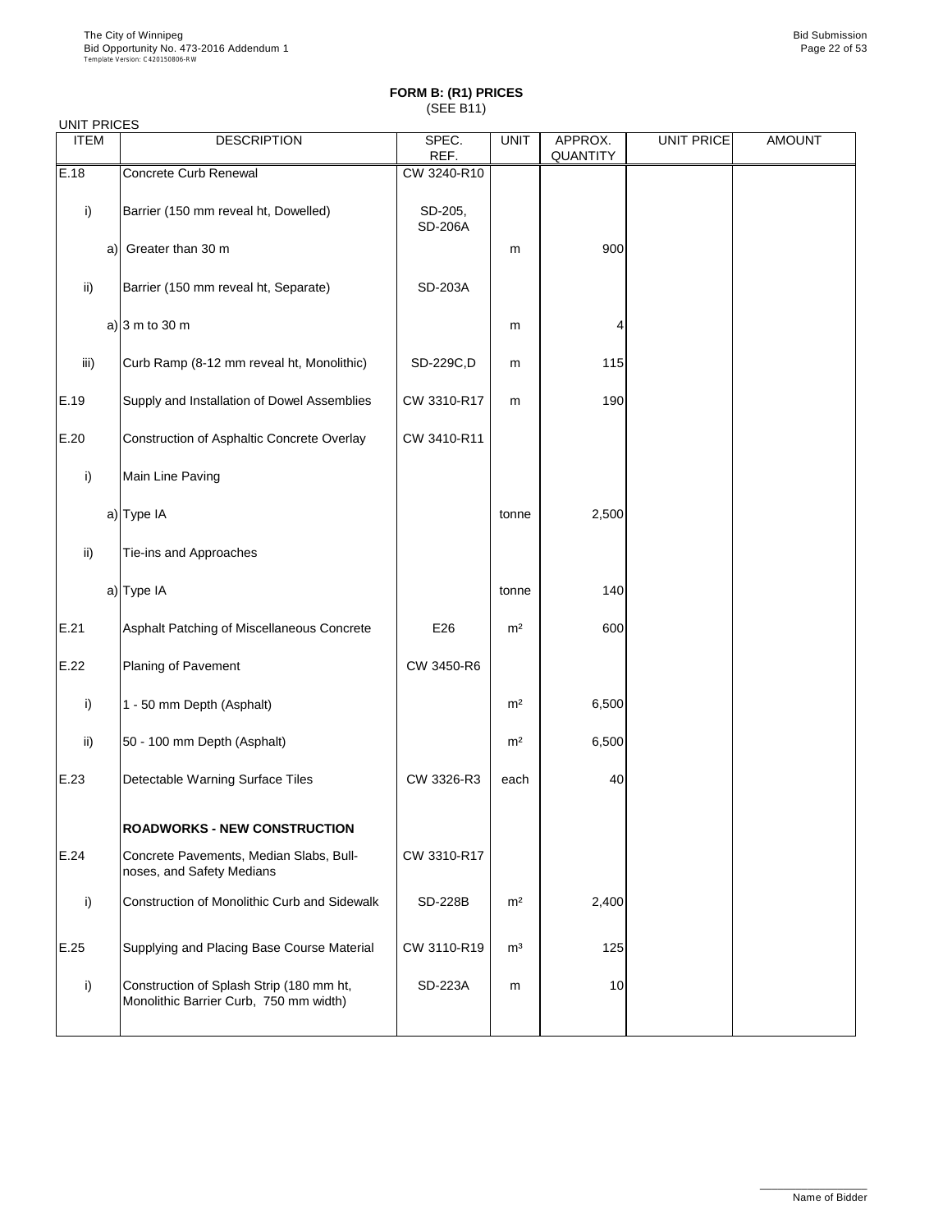# FORM B: (R1) PRICES

(SEE B11)

UNIT PRICES

| ITEM | DESCRIPTION | SPEC. REF. | UNIT | APPROX. QUANTITY | UNIT PRICE | AMOUNT |
|---|---|---|---|---|---|---|
| E.18 | Concrete Curb Renewal | CW 3240-R10 | | | | |
| i) | Barrier (150 mm reveal ht, Dowelled) | SD-205, SD-206A | | | | |
| a) | Greater than 30 m | | m | 900 | | |
| ii) | Barrier (150 mm reveal ht, Separate) | SD-203A | | | | |
| a) | 3 m to 30 m | | m | 4 | | |
| iii) | Curb Ramp (8-12 mm reveal ht, Monolithic) | SD-229C,D | m | 115 | | |
| E.19 | Supply and Installation of Dowel Assemblies | CW 3310-R17 | m | 190 | | |
| E.20 | Construction of Asphaltic Concrete Overlay | CW 3410-R11 | | | | |
| i) | Main Line Paving | | | | | |
| a) | Type IA | | tonne | 2,500 | | |
| ii) | Tie-ins and Approaches | | | | | |
| a) | Type IA | | tonne | 140 | | |
| E.21 | Asphalt Patching of Miscellaneous Concrete | E26 | m² | 600 | | |
| E.22 | Planing of Pavement | CW 3450-R6 | | | | |
| i) | 1 - 50 mm Depth (Asphalt) | | m² | 6,500 | | |
| ii) | 50 - 100 mm Depth (Asphalt) | | m² | 6,500 | | |
| E.23 | Detectable Warning Surface Tiles | CW 3326-R3 | each | 40 | | |
| | **ROADWORKS - NEW CONSTRUCTION** | | | | | |
| E.24 | Concrete Pavements, Median Slabs, Bull-noses, and Safety Medians | CW 3310-R17 | | | | |
| i) | Construction of Monolithic Curb and Sidewalk | SD-228B | m² | 2,400 | | |
| E.25 | Supplying and Placing Base Course Material | CW 3110-R19 | m³ | 125 | | |
| i) | Construction of Splash Strip (180 mm ht, Monolithic Barrier Curb, 750 mm width) | SD-223A | m | 10 | | |

Name of Bidder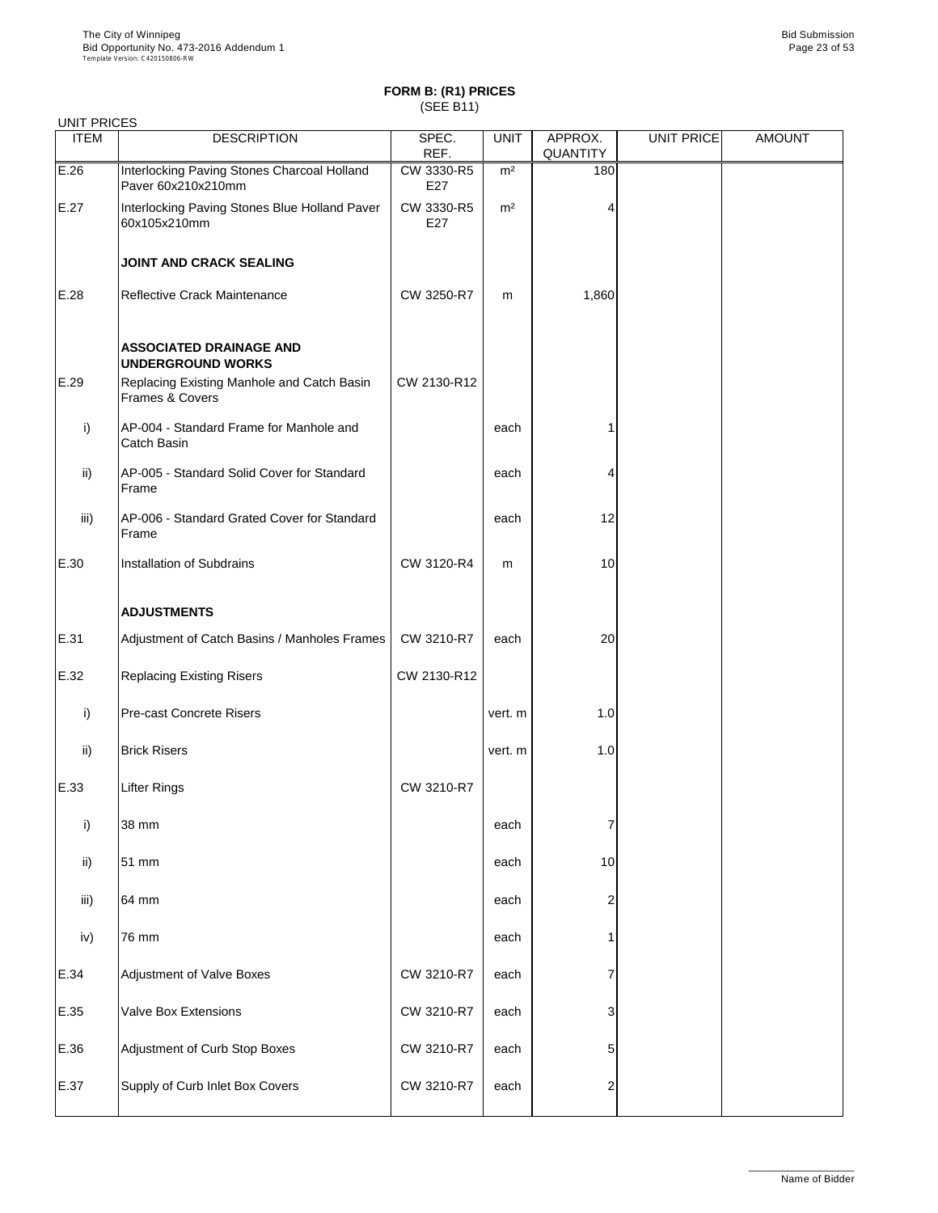## FORM B: (R1) PRICES
(SEE B11)

UNIT PRICES

| ITEM | DESCRIPTION | SPEC. REF. | UNIT | APPROX. QUANTITY | UNIT PRICE | AMOUNT |
|---|---|---|---|---|---|---|
| E.26 | Interlocking Paving Stones Charcoal Holland Paver 60x210x210mm | CW 3330-R5 E27 | m² | 180 | | |
| E.27 | Interlocking Paving Stones Blue Holland Paver 60x105x210mm | CW 3330-R5 E27 | m² | 4 | | |
| | **JOINT AND CRACK SEALING** | | | | | |
| E.28 | Reflective Crack Maintenance | CW 3250-R7 | m | 1,860 | | |
| | **ASSOCIATED DRAINAGE AND UNDERGROUND WORKS** | | | | | |
| E.29 | Replacing Existing Manhole and Catch Basin Frames & Covers | CW 2130-R12 | | | | |
| i) | AP-004 - Standard Frame for Manhole and Catch Basin | | each | 1 | | |
| ii) | AP-005 - Standard Solid Cover for Standard Frame | | each | 4 | | |
| iii) | AP-006 - Standard Grated Cover for Standard Frame | | each | 12 | | |
| E.30 | Installation of Subdrains | CW 3120-R4 | m | 10 | | |
| | **ADJUSTMENTS** | | | | | |
| E.31 | Adjustment of Catch Basins / Manholes Frames | CW 3210-R7 | each | 20 | | |
| E.32 | Replacing Existing Risers | CW 2130-R12 | | | | |
| i) | Pre-cast Concrete Risers | | vert. m | 1.0 | | |
| ii) | Brick Risers | | vert. m | 1.0 | | |
| E.33 | Lifter Rings | CW 3210-R7 | | | | |
| i) | 38 mm | | each | 7 | | |
| ii) | 51 mm | | each | 10 | | |
| iii) | 64 mm | | each | 2 | | |
| iv) | 76 mm | | each | 1 | | |
| E.34 | Adjustment of Valve Boxes | CW 3210-R7 | each | 7 | | |
| E.35 | Valve Box Extensions | CW 3210-R7 | each | 3 | | |
| E.36 | Adjustment of Curb Stop Boxes | CW 3210-R7 | each | 5 | | |
| E.37 | Supply of Curb Inlet Box Covers | CW 3210-R7 | each | 2 | | |

Name of Bidder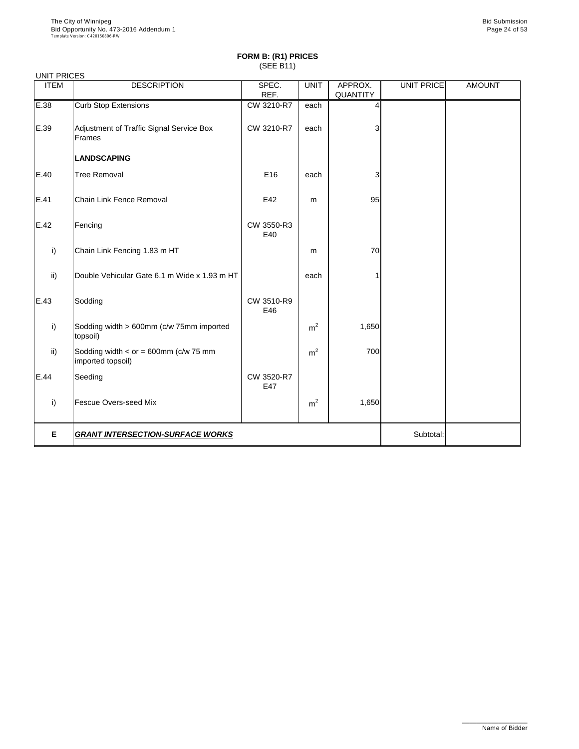## FORM B: (R1) PRICES
(SEE B11)

UNIT PRICES

| ITEM | DESCRIPTION | SPEC. REF. | UNIT | APPROX. QUANTITY | UNIT PRICE | AMOUNT |
|---|---|---|---|---|---|---|
| E.38 | Curb Stop Extensions | CW 3210-R7 | each | 4 | | |
| E.39 | Adjustment of Traffic Signal Service Box Frames | CW 3210-R7 | each | 3 | | |
| | **LANDSCAPING** | | | | | |
| E.40 | Tree Removal | E16 | each | 3 | | |
| E.41 | Chain Link Fence Removal | E42 | m | 95 | | |
| E.42 | Fencing | CW 3550-R3 E40 | | | | |
| i) | Chain Link Fencing 1.83 m HT | | m | 70 | | |
| ii) | Double Vehicular Gate 6.1 m Wide x 1.93 m HT | | each | 1 | | |
| E.43 | Sodding | CW 3510-R9 E46 | | | | |
| i) | Sodding width > 600mm (c/w 75mm imported topsoil) | | $m^2$ | 1,650 | | |
| ii) | Sodding width < or = 600mm (c/w 75 mm imported topsoil) | | $m^2$ | 700 | | |
| E.44 | Seeding | CW 3520-R7 E47 | | | | |
| i) | Fescue Overs-seed Mix | | $m^2$ | 1,650 | | |
| **E** | ***GRANT INTERSECTION-SURFACE WORKS*** | | | | Subtotal: | |

Name of Bidder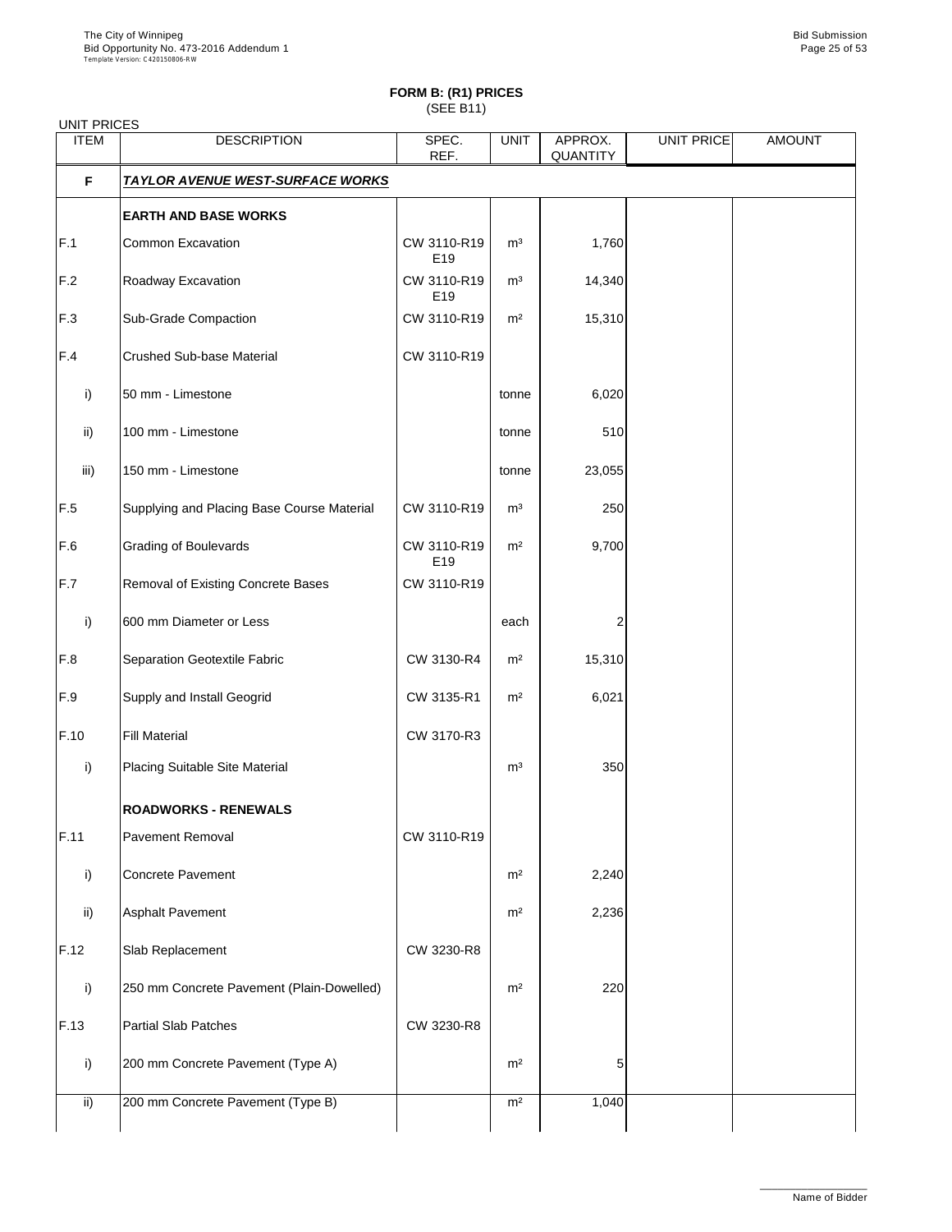## FORM B: (R1) PRICES
(SEE B11)

UNIT PRICES

| ITEM | DESCRIPTION | SPEC. REF. | UNIT | APPROX. QUANTITY | UNIT PRICE | AMOUNT |
|---|---|---|---|---|---|---|
| **F** | ***TAYLOR AVENUE WEST-SURFACE WORKS*** | | | | | |
| | **EARTH AND BASE WORKS** | | | | | |
| F.1 | Common Excavation | CW 3110-R19 E19 | m³ | 1,760 | | |
| F.2 | Roadway Excavation | CW 3110-R19 E19 | m³ | 14,340 | | |
| F.3 | Sub-Grade Compaction | CW 3110-R19 | m² | 15,310 | | |
| F.4 | Crushed Sub-base Material | CW 3110-R19 | | | | |
| i) | 50 mm - Limestone | | tonne | 6,020 | | |
| ii) | 100 mm - Limestone | | tonne | 510 | | |
| iii) | 150 mm - Limestone | | tonne | 23,055 | | |
| F.5 | Supplying and Placing Base Course Material | CW 3110-R19 | m³ | 250 | | |
| F.6 | Grading of Boulevards | CW 3110-R19 E19 | m² | 9,700 | | |
| F.7 | Removal of Existing Concrete Bases | CW 3110-R19 | | | | |
| i) | 600 mm Diameter or Less | | each | 2 | | |
| F.8 | Separation Geotextile Fabric | CW 3130-R4 | m² | 15,310 | | |
| F.9 | Supply and Install Geogrid | CW 3135-R1 | m² | 6,021 | | |
| F.10 | Fill Material | CW 3170-R3 | | | | |
| i) | Placing Suitable Site Material | | m³ | 350 | | |
| | **ROADWORKS - RENEWALS** | | | | | |
| F.11 | Pavement Removal | CW 3110-R19 | | | | |
| i) | Concrete Pavement | | m² | 2,240 | | |
| ii) | Asphalt Pavement | | m² | 2,236 | | |
| F.12 | Slab Replacement | CW 3230-R8 | | | | |
| i) | 250 mm Concrete Pavement (Plain-Dowelled) | | m² | 220 | | |
| F.13 | Partial Slab Patches | CW 3230-R8 | | | | |
| i) | 200 mm Concrete Pavement (Type A) | | m² | 5 | | |
| ii) | 200 mm Concrete Pavement (Type B) | | m² | 1,040 | | |

Name of Bidder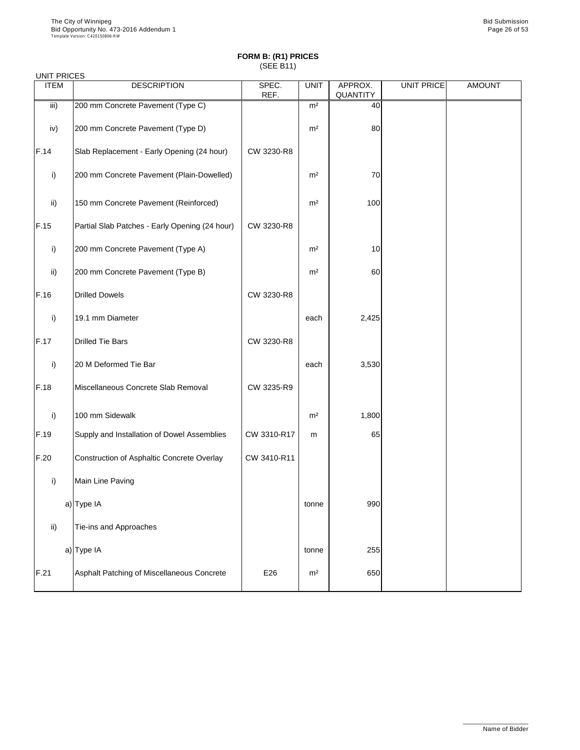**FORM B: (R1) PRICES**
(SEE B11)

UNIT PRICES

| ITEM | DESCRIPTION | SPEC. REF. | UNIT | APPROX. QUANTITY | UNIT PRICE | AMOUNT |
|---|---|---|---|---|---|---|
| iii) | 200 mm Concrete Pavement (Type C) | | m² | 40 | | |
| iv) | 200 mm Concrete Pavement (Type D) | | m² | 80 | | |
| F.14 | Slab Replacement - Early Opening (24 hour) | CW 3230-R8 | | | | |
| i) | 200 mm Concrete Pavement (Plain-Dowelled) | | m² | 70 | | |
| ii) | 150 mm Concrete Pavement (Reinforced) | | m² | 100 | | |
| F.15 | Partial Slab Patches - Early Opening (24 hour) | CW 3230-R8 | | | | |
| i) | 200 mm Concrete Pavement (Type A) | | m² | 10 | | |
| ii) | 200 mm Concrete Pavement (Type B) | | m² | 60 | | |
| F.16 | Drilled Dowels | CW 3230-R8 | | | | |
| i) | 19.1 mm Diameter | | each | 2,425 | | |
| F.17 | Drilled Tie Bars | CW 3230-R8 | | | | |
| i) | 20 M Deformed Tie Bar | | each | 3,530 | | |
| F.18 | Miscellaneous Concrete Slab Removal | CW 3235-R9 | | | | |
| i) | 100 mm Sidewalk | | m² | 1,800 | | |
| F.19 | Supply and Installation of Dowel Assemblies | CW 3310-R17 | m | 65 | | |
| F.20 | Construction of Asphaltic Concrete Overlay | CW 3410-R11 | | | | |
| i) | Main Line Paving | | | | | |
| | a) Type IA | | tonne | 990 | | |
| ii) | Tie-ins and Approaches | | | | | |
| | a) Type IA | | tonne | 255 | | |
| F.21 | Asphalt Patching of Miscellaneous Concrete | E26 | m² | 650 | | |

Name of Bidder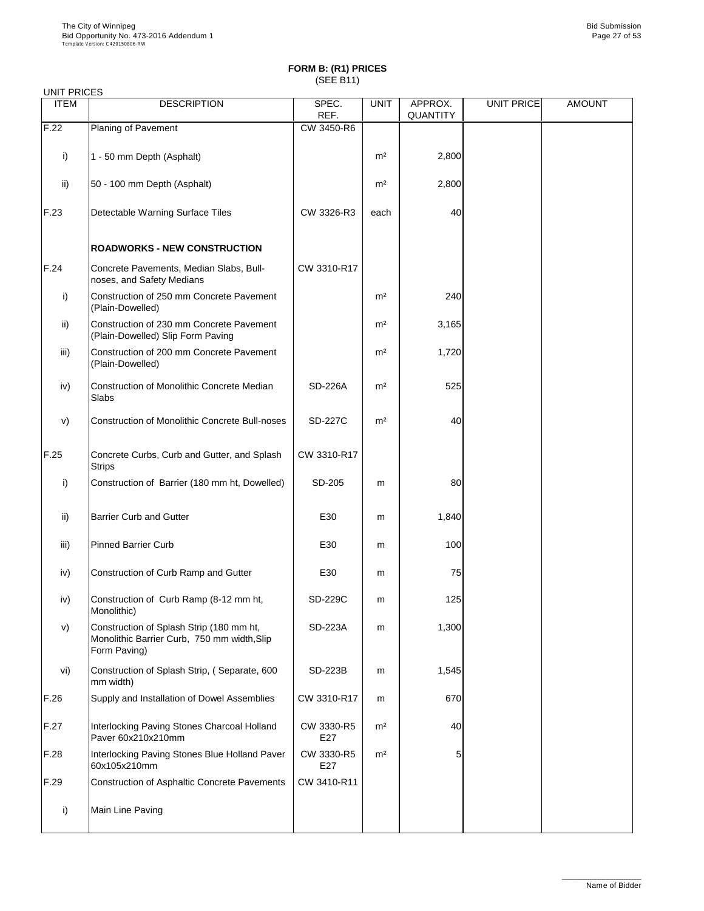**FORM B: (R1) PRICES**
(SEE B11)

UNIT PRICES

| ITEM | DESCRIPTION | SPEC. REF. | UNIT | APPROX. QUANTITY | UNIT PRICE | AMOUNT |
|---|---|---|---|---|---|---|
| F.22 | Planing of Pavement | CW 3450-R6 | | | | |
| i) | 1 - 50 mm Depth (Asphalt) | | m² | 2,800 | | |
| ii) | 50 - 100 mm Depth (Asphalt) | | m² | 2,800 | | |
| F.23 | Detectable Warning Surface Tiles | CW 3326-R3 | each | 40 | | |
| | **ROADWORKS - NEW CONSTRUCTION** | | | | | |
| F.24 | Concrete Pavements, Median Slabs, Bull-noses, and Safety Medians | CW 3310-R17 | | | | |
| i) | Construction of 250 mm Concrete Pavement (Plain-Dowelled) | | m² | 240 | | |
| ii) | Construction of 230 mm Concrete Pavement (Plain-Dowelled) Slip Form Paving | | m² | 3,165 | | |
| iii) | Construction of 200 mm Concrete Pavement (Plain-Dowelled) | | m² | 1,720 | | |
| iv) | Construction of Monolithic Concrete Median Slabs | SD-226A | m² | 525 | | |
| v) | Construction of Monolithic Concrete Bull-noses | SD-227C | m² | 40 | | |
| F.25 | Concrete Curbs, Curb and Gutter, and Splash Strips | CW 3310-R17 | | | | |
| i) | Construction of Barrier (180 mm ht, Dowelled) | SD-205 | m | 80 | | |
| ii) | Barrier Curb and Gutter | E30 | m | 1,840 | | |
| iii) | Pinned Barrier Curb | E30 | m | 100 | | |
| iv) | Construction of Curb Ramp and Gutter | E30 | m | 75 | | |
| iv) | Construction of Curb Ramp (8-12 mm ht, Monolithic) | SD-229C | m | 125 | | |
| v) | Construction of Splash Strip (180 mm ht, Monolithic Barrier Curb, 750 mm width,Slip Form Paving) | SD-223A | m | 1,300 | | |
| vi) | Construction of Splash Strip, ( Separate, 600 mm width) | SD-223B | m | 1,545 | | |
| F.26 | Supply and Installation of Dowel Assemblies | CW 3310-R17 | m | 670 | | |
| F.27 | Interlocking Paving Stones Charcoal Holland Paver 60x210x210mm | CW 3330-R5 E27 | m² | 40 | | |
| F.28 | Interlocking Paving Stones Blue Holland Paver 60x105x210mm | CW 3330-R5 E27 | m² | 5 | | |
| F.29 | Construction of Asphaltic Concrete Pavements | CW 3410-R11 | | | | |
| i) | Main Line Paving | | | | | |

Name of Bidder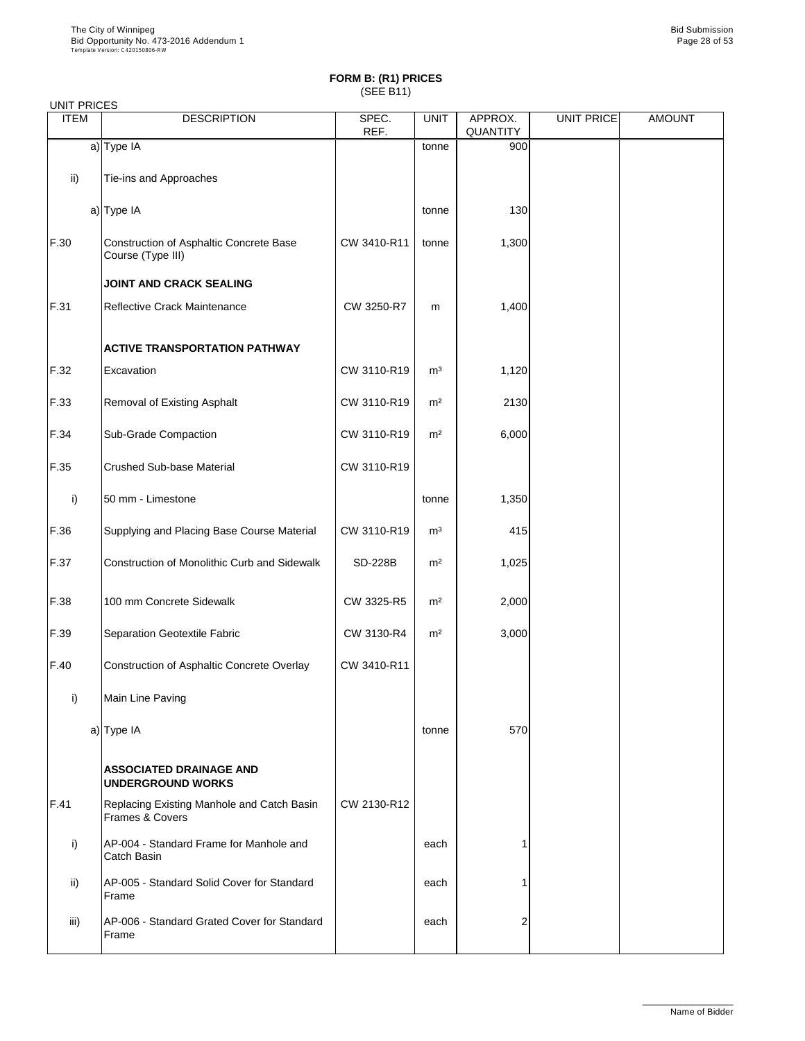# FORM B: (R1) PRICES

(SEE B11)

UNIT PRICES

| ITEM | DESCRIPTION | SPEC. REF. | UNIT | APPROX. QUANTITY | UNIT PRICE | AMOUNT |
|---|---|---|---|---|---|---|
| a) | Type IA | | tonne | 900 | | |
| ii) | Tie-ins and Approaches | | | | | |
| a) | Type IA | | tonne | 130 | | |
| F.30 | Construction of Asphaltic Concrete Base Course (Type III) | CW 3410-R11 | tonne | 1,300 | | |
| | **JOINT AND CRACK SEALING** | | | | | |
| F.31 | Reflective Crack Maintenance | CW 3250-R7 | m | 1,400 | | |
| | **ACTIVE TRANSPORTATION PATHWAY** | | | | | |
| F.32 | Excavation | CW 3110-R19 | m³ | 1,120 | | |
| F.33 | Removal of Existing Asphalt | CW 3110-R19 | m² | 2130 | | |
| F.34 | Sub-Grade Compaction | CW 3110-R19 | m² | 6,000 | | |
| F.35 | Crushed Sub-base Material | CW 3110-R19 | | | | |
| i) | 50 mm - Limestone | | tonne | 1,350 | | |
| F.36 | Supplying and Placing Base Course Material | CW 3110-R19 | m³ | 415 | | |
| F.37 | Construction of Monolithic Curb and Sidewalk | SD-228B | m² | 1,025 | | |
| F.38 | 100 mm Concrete Sidewalk | CW 3325-R5 | m² | 2,000 | | |
| F.39 | Separation Geotextile Fabric | CW 3130-R4 | m² | 3,000 | | |
| F.40 | Construction of Asphaltic Concrete Overlay | CW 3410-R11 | | | | |
| i) | Main Line Paving | | | | | |
| a) | Type IA | | tonne | 570 | | |
| | **ASSOCIATED DRAINAGE AND UNDERGROUND WORKS** | | | | | |
| F.41 | Replacing Existing Manhole and Catch Basin Frames & Covers | CW 2130-R12 | | | | |
| i) | AP-004 - Standard Frame for Manhole and Catch Basin | | each | 1 | | |
| ii) | AP-005 - Standard Solid Cover for Standard Frame | | each | 1 | | |
| iii) | AP-006 - Standard Grated Cover for Standard Frame | | each | 2 | | |

Name of Bidder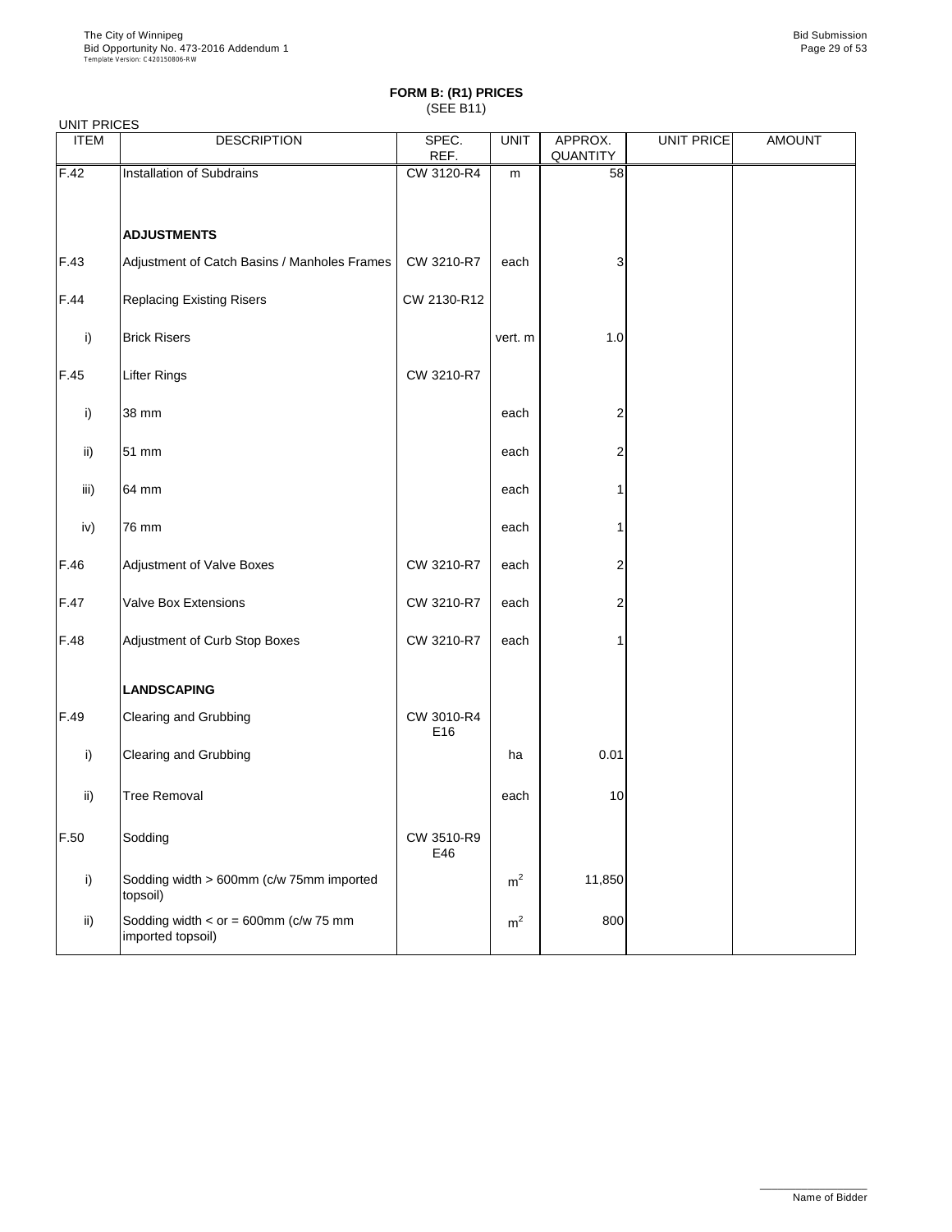## FORM B: (R1) PRICES
(SEE B11)

UNIT PRICES

| ITEM | DESCRIPTION | SPEC. REF. | UNIT | APPROX. QUANTITY | UNIT PRICE | AMOUNT |
|---|---|---|---|---|---|---|
| F.42 | Installation of Subdrains | CW 3120-R4 | m | 58 | | |
| | **ADJUSTMENTS** | | | | | |
| F.43 | Adjustment of Catch Basins / Manholes Frames | CW 3210-R7 | each | 3 | | |
| F.44 | Replacing Existing Risers | CW 2130-R12 | | | | |
| i) | Brick Risers | | vert. m | 1.0 | | |
| F.45 | Lifter Rings | CW 3210-R7 | | | | |
| i) | 38 mm | | each | 2 | | |
| ii) | 51 mm | | each | 2 | | |
| iii) | 64 mm | | each | 1 | | |
| iv) | 76 mm | | each | 1 | | |
| F.46 | Adjustment of Valve Boxes | CW 3210-R7 | each | 2 | | |
| F.47 | Valve Box Extensions | CW 3210-R7 | each | 2 | | |
| F.48 | Adjustment of Curb Stop Boxes | CW 3210-R7 | each | 1 | | |
| | **LANDSCAPING** | | | | | |
| F.49 | Clearing and Grubbing | CW 3010-R4 E16 | | | | |
| i) | Clearing and Grubbing | | ha | 0.01 | | |
| ii) | Tree Removal | | each | 10 | | |
| F.50 | Sodding | CW 3510-R9 E46 | | | | |
| i) | Sodding width > 600mm (c/w 75mm imported topsoil) | | $m^2$ | 11,850 | | |
| ii) | Sodding width < or = 600mm (c/w 75 mm imported topsoil) | | $m^2$ | 800 | | |

Name of Bidder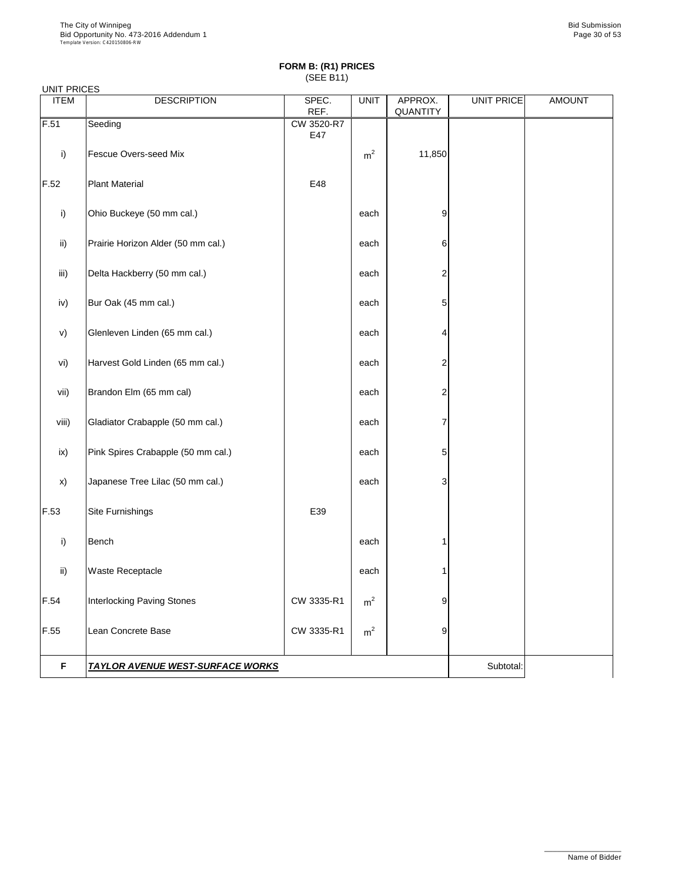## FORM B: (R1) PRICES

(SEE B11)

UNIT PRICES

| ITEM | DESCRIPTION | SPEC. REF. | UNIT | APPROX. QUANTITY | UNIT PRICE | AMOUNT |
|---|---|---|---|---|---|---|
| F.51 | Seeding | CW 3520-R7 E47 | | | | |
| i) | Fescue Overs-seed Mix | | $m^2$ | 11,850 | | |
| F.52 | Plant Material | E48 | | | | |
| i) | Ohio Buckeye (50 mm cal.) | | each | 9 | | |
| ii) | Prairie Horizon Alder (50 mm cal.) | | each | 6 | | |
| iii) | Delta Hackberry (50 mm cal.) | | each | 2 | | |
| iv) | Bur Oak (45 mm cal.) | | each | 5 | | |
| v) | Glenleven Linden (65 mm cal.) | | each | 4 | | |
| vi) | Harvest Gold Linden (65 mm cal.) | | each | 2 | | |
| vii) | Brandon Elm (65 mm cal) | | each | 2 | | |
| viii) | Gladiator Crabapple (50 mm cal.) | | each | 7 | | |
| ix) | Pink Spires Crabapple (50 mm cal.) | | each | 5 | | |
| x) | Japanese Tree Lilac (50 mm cal.) | | each | 3 | | |
| F.53 | Site Furnishings | E39 | | | | |
| i) | Bench | | each | 1 | | |
| ii) | Waste Receptacle | | each | 1 | | |
| F.54 | Interlocking Paving Stones | CW 3335-R1 | $m^2$ | 9 | | |
| F.55 | Lean Concrete Base | CW 3335-R1 | $m^2$ | 9 | | |
| **F** | ***TAYLOR AVENUE WEST-SURFACE WORKS*** | | | | Subtotal: | |

Name of Bidder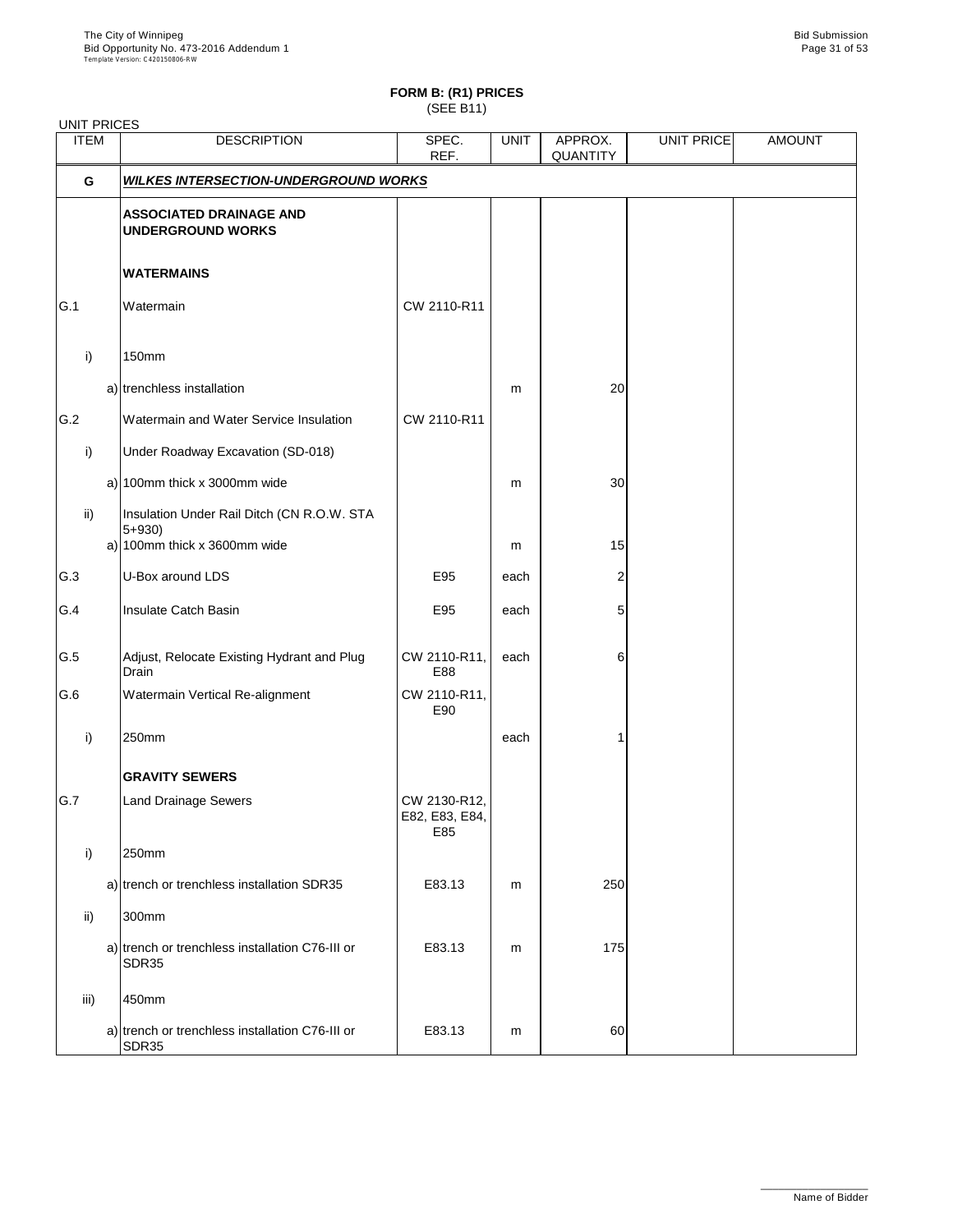## FORM B: (R1) PRICES
(SEE B11)

UNIT PRICES

| ITEM | DESCRIPTION | SPEC. REF. | UNIT | APPROX. QUANTITY | UNIT PRICE | AMOUNT |
|---|---|---|---|---|---|---|
| **G** | ***WILKES INTERSECTION-UNDERGROUND WORKS*** | | | | | |
| | **ASSOCIATED DRAINAGE AND UNDERGROUND WORKS** | | | | | |
| | **WATERMAINS** | | | | | |
| G.1 | Watermain | CW 2110-R11 | | | | |
| i) | 150mm | | | | | |
| | a) trenchless installation | | m | 20 | | |
| G.2 | Watermain and Water Service Insulation | CW 2110-R11 | | | | |
| i) | Under Roadway Excavation (SD-018) | | | | | |
| | a) 100mm thick x 3000mm wide | | m | 30 | | |
| ii) | Insulation Under Rail Ditch (CN R.O.W. STA 5+930) | | | | | |
| | a) 100mm thick x 3600mm wide | | m | 15 | | |
| G.3 | U-Box around LDS | E95 | each | 2 | | |
| G.4 | Insulate Catch Basin | E95 | each | 5 | | |
| G.5 | Adjust, Relocate Existing Hydrant and Plug Drain | CW 2110-R11, E88 | each | 6 | | |
| G.6 | Watermain Vertical Re-alignment | CW 2110-R11, E90 | | | | |
| i) | 250mm | | each | 1 | | |
| | **GRAVITY SEWERS** | | | | | |
| G.7 | Land Drainage Sewers | CW 2130-R12, E82, E83, E84, E85 | | | | |
| i) | 250mm | | | | | |
| | a) trench or trenchless installation SDR35 | E83.13 | m | 250 | | |
| ii) | 300mm | | | | | |
| | a) trench or trenchless installation C76-III or SDR35 | E83.13 | m | 175 | | |
| iii) | 450mm | | | | | |
| | a) trench or trenchless installation C76-III or SDR35 | E83.13 | m | 60 | | |

Name of Bidder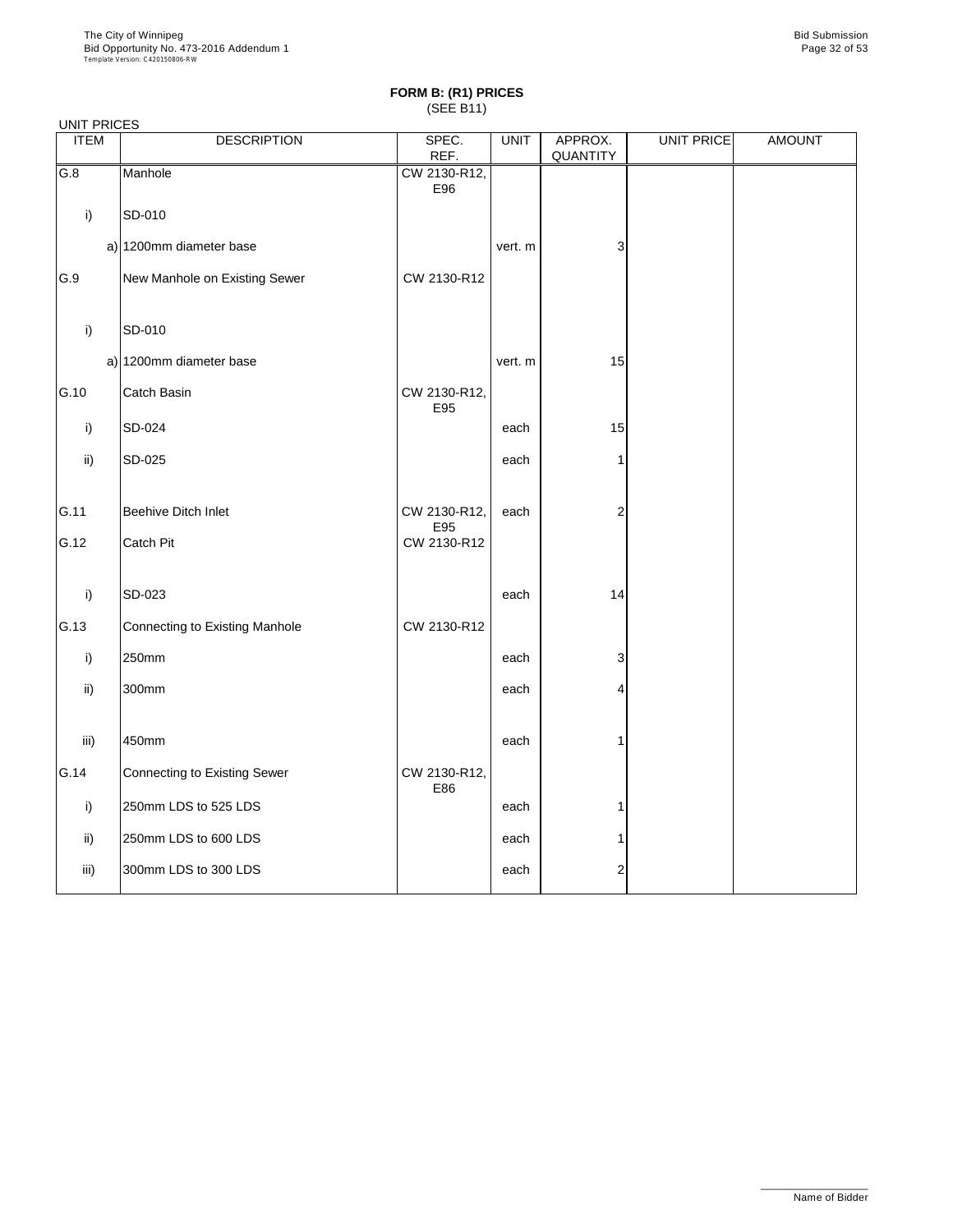# FORM B: (R1) PRICES

(SEE B11)

UNIT PRICES

| ITEM | DESCRIPTION | SPEC. REF. | UNIT | APPROX. QUANTITY | UNIT PRICE | AMOUNT |
|---|---|---|---|---|---|---|
| G.8 | Manhole | CW 2130-R12, E96 | | | | |
| i) | SD-010 | | | | | |
| | a) 1200mm diameter base | | vert. m | 3 | | |
| G.9 | New Manhole on Existing Sewer | CW 2130-R12 | | | | |
| i) | SD-010 | | | | | |
| | a) 1200mm diameter base | | vert. m | 15 | | |
| G.10 | Catch Basin | CW 2130-R12, E95 | | | | |
| i) | SD-024 | | each | 15 | | |
| ii) | SD-025 | | each | 1 | | |
| G.11 | Beehive Ditch Inlet | CW 2130-R12, E95 | each | 2 | | |
| G.12 | Catch Pit | CW 2130-R12 | | | | |
| i) | SD-023 | | each | 14 | | |
| G.13 | Connecting to Existing Manhole | CW 2130-R12 | | | | |
| i) | 250mm | | each | 3 | | |
| ii) | 300mm | | each | 4 | | |
| iii) | 450mm | | each | 1 | | |
| G.14 | Connecting to Existing Sewer | CW 2130-R12, E86 | | | | |
| i) | 250mm LDS to 525 LDS | | each | 1 | | |
| ii) | 250mm LDS to 600 LDS | | each | 1 | | |
| iii) | 300mm LDS to 300 LDS | | each | 2 | | |

Name of Bidder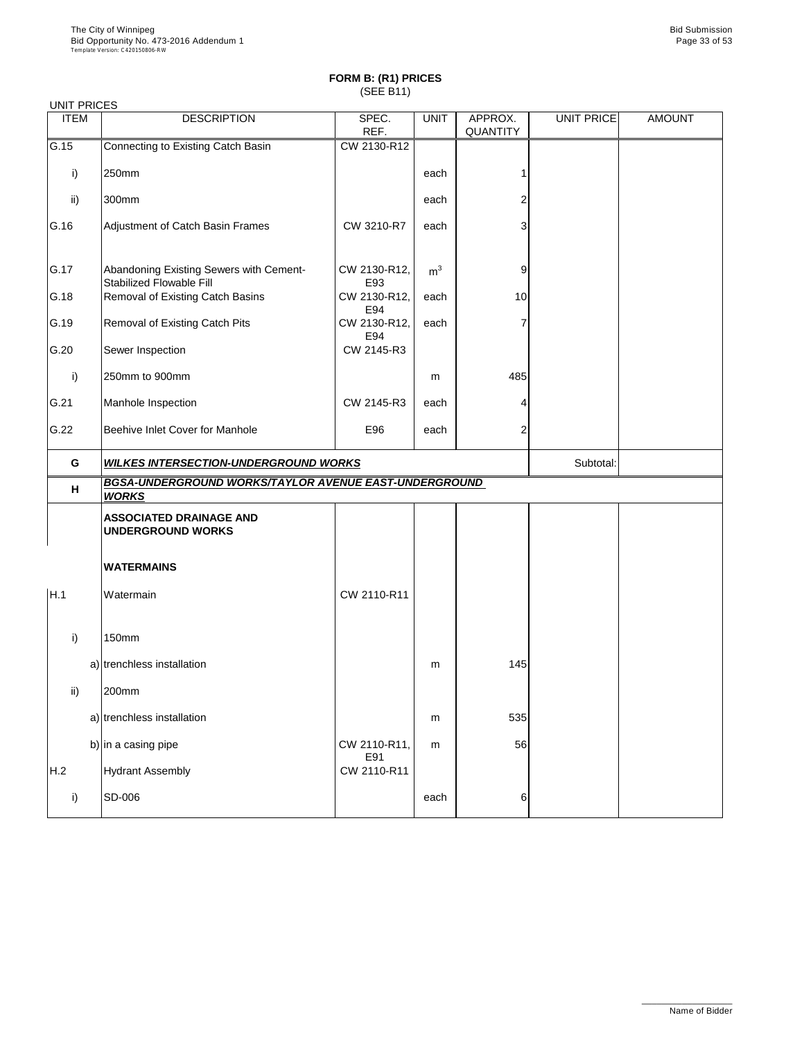# FORM B: (R1) PRICES

(SEE B11)

UNIT PRICES

| ITEM | DESCRIPTION | SPEC. REF. | UNIT | APPROX. QUANTITY | UNIT PRICE | AMOUNT |
|---|---|---|---|---|---|---|
| G.15 | Connecting to Existing Catch Basin | CW 2130-R12 | | | | |
| i) | 250mm | | each | 1 | | |
| ii) | 300mm | | each | 2 | | |
| G.16 | Adjustment of Catch Basin Frames | CW 3210-R7 | each | 3 | | |
| G.17 | Abandoning Existing Sewers with Cement-Stabilized Flowable Fill | CW 2130-R12, E93 | $m^3$ | 9 | | |
| G.18 | Removal of Existing Catch Basins | CW 2130-R12, E94 | each | 10 | | |
| G.19 | Removal of Existing Catch Pits | CW 2130-R12, E94 | each | 7 | | |
| G.20 | Sewer Inspection | CW 2145-R3 | | | | |
| i) | 250mm to 900mm | | m | 485 | | |
| G.21 | Manhole Inspection | CW 2145-R3 | each | 4 | | |
| G.22 | Beehive Inlet Cover for Manhole | E96 | each | 2 | | |
| **G** | ***WILKES INTERSECTION-UNDERGROUND WORKS*** | | | | Subtotal: | |
| **H** | ***BGSA-UNDERGROUND WORKS/TAYLOR AVENUE EAST-UNDERGROUND WORKS*** | | | | | |
| | **ASSOCIATED DRAINAGE AND UNDERGROUND WORKS** | | | | | |
| | **WATERMAINS** | | | | | |
| H.1 | Watermain | CW 2110-R11 | | | | |
| i) | 150mm | | | | | |
| | a) trenchless installation | | m | 145 | | |
| ii) | 200mm | | | | | |
| | a) trenchless installation | | m | 535 | | |
| | b) in a casing pipe | CW 2110-R11, E91 | m | 56 | | |
| H.2 | Hydrant Assembly | CW 2110-R11 | | | | |
| i) | SD-006 | | each | 6 | | |

Name of Bidder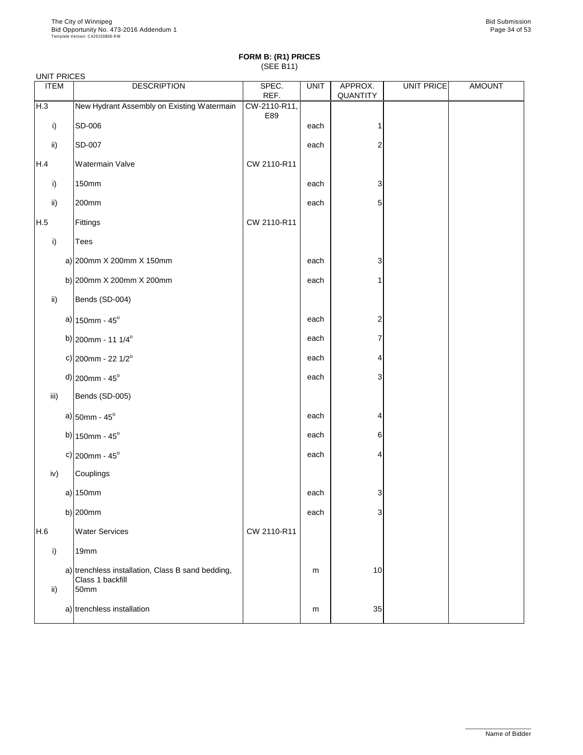## FORM B: (R1) PRICES

(SEE B11)

UNIT PRICES

| ITEM | DESCRIPTION | SPEC. REF. | UNIT | APPROX. QUANTITY | UNIT PRICE | AMOUNT |
|---|---|---|---|---|---|---|
| H.3 | New Hydrant Assembly on Existing Watermain | CW-2110-R11, E89 | | | | |
| i) | SD-006 | | each | 1 | | |
| ii) | SD-007 | | each | 2 | | |
| H.4 | Watermain Valve | CW 2110-R11 | | | | |
| i) | 150mm | | each | 3 | | |
| ii) | 200mm | | each | 5 | | |
| H.5 | Fittings | CW 2110-R11 | | | | |
| i) | Tees | | | | | |
| | a) 200mm X 200mm X 150mm | | each | 3 | | |
| | b) 200mm X 200mm X 200mm | | each | 1 | | |
| ii) | Bends (SD-004) | | | | | |
| | a) 150mm - 45° | | each | 2 | | |
| | b) 200mm - 11 1/4° | | each | 7 | | |
| | c) 200mm - 22 1/2° | | each | 4 | | |
| | d) 200mm - 45° | | each | 3 | | |
| iii) | Bends (SD-005) | | | | | |
| | a) 50mm - 45° | | each | 4 | | |
| | b) 150mm - 45° | | each | 6 | | |
| | c) 200mm - 45° | | each | 4 | | |
| iv) | Couplings | | | | | |
| | a) 150mm | | each | 3 | | |
| | b) 200mm | | each | 3 | | |
| H.6 | Water Services | CW 2110-R11 | | | | |
| i) | 19mm | | | | | |
| | a) trenchless installation, Class B sand bedding, Class 1 backfill | | m | 10 | | |
| ii) | 50mm | | | | | |
| | a) trenchless installation | | m | 35 | | |

Name of Bidder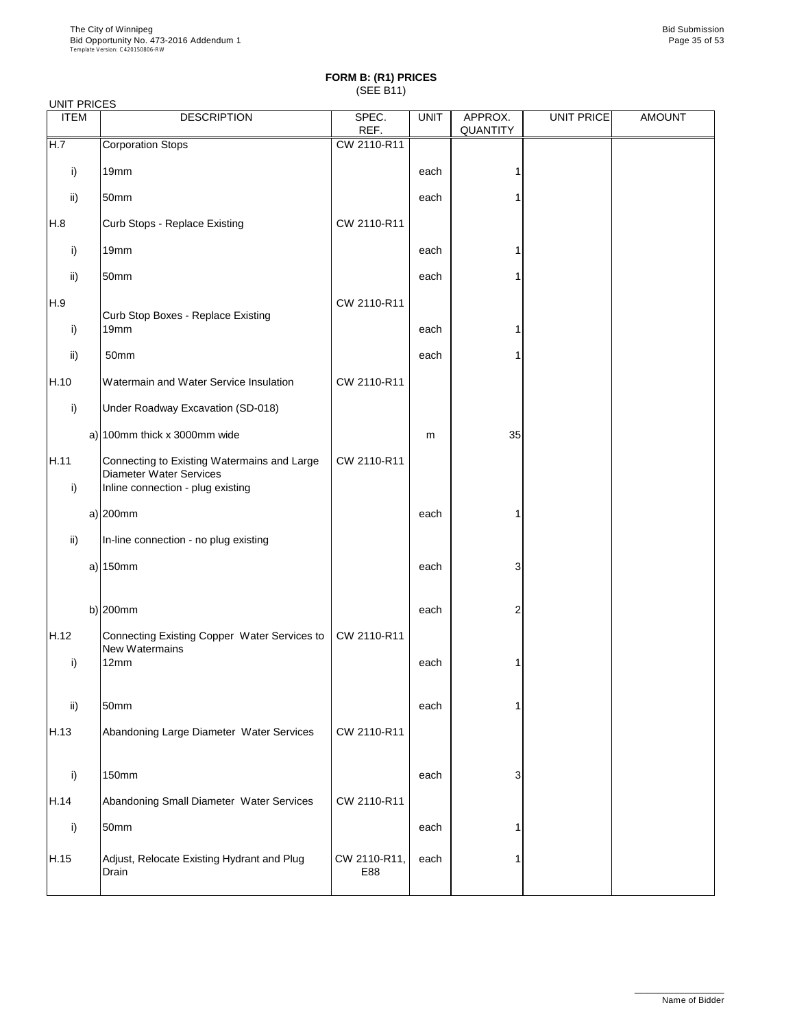## FORM B: (R1) PRICES
(SEE B11)

UNIT PRICES

| ITEM | | DESCRIPTION | SPEC. REF. | UNIT | APPROX. QUANTITY | UNIT PRICE | AMOUNT |
|---|---|---|---|---|---|---|---|
| H.7 | | Corporation Stops | CW 2110-R11 | | | | |
| i) | | 19mm | | each | 1 | | |
| ii) | | 50mm | | each | 1 | | |
| H.8 | | Curb Stops - Replace Existing | CW 2110-R11 | | | | |
| i) | | 19mm | | each | 1 | | |
| ii) | | 50mm | | each | 1 | | |
| H.9 | | Curb Stop Boxes - Replace Existing | CW 2110-R11 | | | | |
| i) | | 19mm | | each | 1 | | |
| ii) | | 50mm | | each | 1 | | |
| H.10 | | Watermain and Water Service Insulation | CW 2110-R11 | | | | |
| i) | | Under Roadway Excavation (SD-018) | | | | | |
| | a) | 100mm thick x 3000mm wide | | m | 35 | | |
| H.11 | | Connecting to Existing Watermains and Large Diameter Water Services | CW 2110-R11 | | | | |
| i) | | Inline connection - plug existing | | | | | |
| | a) | 200mm | | each | 1 | | |
| ii) | | In-line connection - no plug existing | | | | | |
| | a) | 150mm | | each | 3 | | |
| | b) | 200mm | | each | 2 | | |
| H.12 | | Connecting Existing Copper Water Services to New Watermains | CW 2110-R11 | | | | |
| i) | | 12mm | | each | 1 | | |
| ii) | | 50mm | | each | 1 | | |
| H.13 | | Abandoning Large Diameter Water Services | CW 2110-R11 | | | | |
| i) | | 150mm | | each | 3 | | |
| H.14 | | Abandoning Small Diameter Water Services | CW 2110-R11 | | | | |
| i) | | 50mm | | each | 1 | | |
| H.15 | | Adjust, Relocate Existing Hydrant and Plug Drain | CW 2110-R11, E88 | each | 1 | | |

Name of Bidder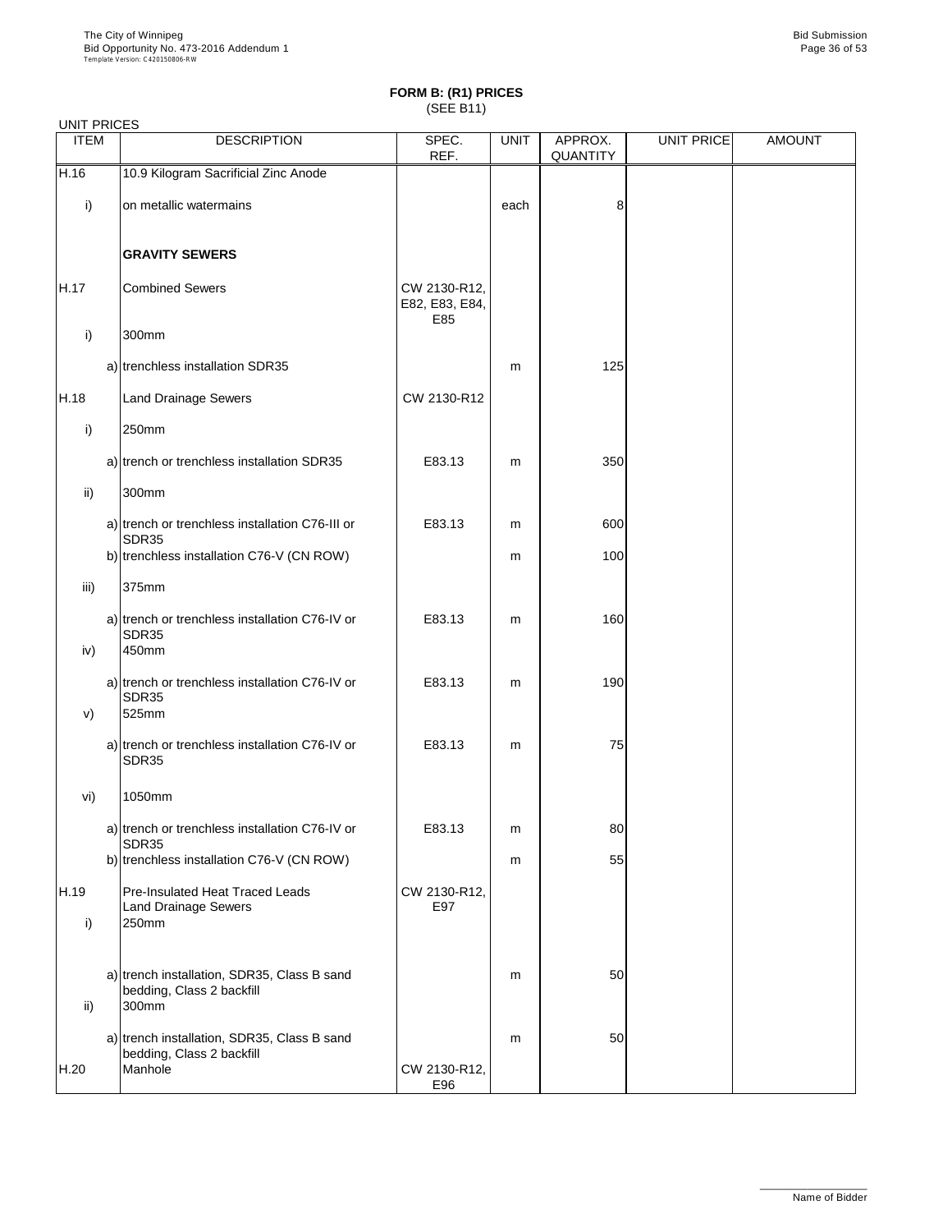**FORM B: (R1) PRICES**
(SEE B11)

UNIT PRICES

| ITEM | DESCRIPTION | SPEC. REF. | UNIT | APPROX. QUANTITY | UNIT PRICE | AMOUNT |
|---|---|---|---|---|---|---|
| H.16 | 10.9 Kilogram Sacrificial Zinc Anode | | | | | |
| i) | on metallic watermains | | each | 8 | | |
| | **GRAVITY SEWERS** | | | | | |
| H.17 | Combined Sewers | CW 2130-R12, E82, E83, E84, E85 | | | | |
| i) | 300mm | | | | | |
| | a) trenchless installation SDR35 | | m | 125 | | |
| H.18 | Land Drainage Sewers | CW 2130-R12 | | | | |
| i) | 250mm | | | | | |
| | a) trench or trenchless installation SDR35 | E83.13 | m | 350 | | |
| ii) | 300mm | | | | | |
| | a) trench or trenchless installation C76-III or SDR35 | E83.13 | m | 600 | | |
| | b) trenchless installation C76-V (CN ROW) | | m | 100 | | |
| iii) | 375mm | | | | | |
| | a) trench or trenchless installation C76-IV or SDR35 | E83.13 | m | 160 | | |
| iv) | 450mm | | | | | |
| | a) trench or trenchless installation C76-IV or SDR35 | E83.13 | m | 190 | | |
| v) | 525mm | | | | | |
| | a) trench or trenchless installation C76-IV or SDR35 | E83.13 | m | 75 | | |
| vi) | 1050mm | | | | | |
| | a) trench or trenchless installation C76-IV or SDR35 | E83.13 | m | 80 | | |
| | b) trenchless installation C76-V (CN ROW) | | m | 55 | | |
| H.19 | Pre-Insulated Heat Traced Leads Land Drainage Sewers | CW 2130-R12, E97 | | | | |
| i) | 250mm | | | | | |
| | a) trench installation, SDR35, Class B sand bedding, Class 2 backfill | | m | 50 | | |
| ii) | 300mm | | | | | |
| | a) trench installation, SDR35, Class B sand bedding, Class 2 backfill | | m | 50 | | |
| H.20 | Manhole | CW 2130-R12, E96 | | | | |

Name of Bidder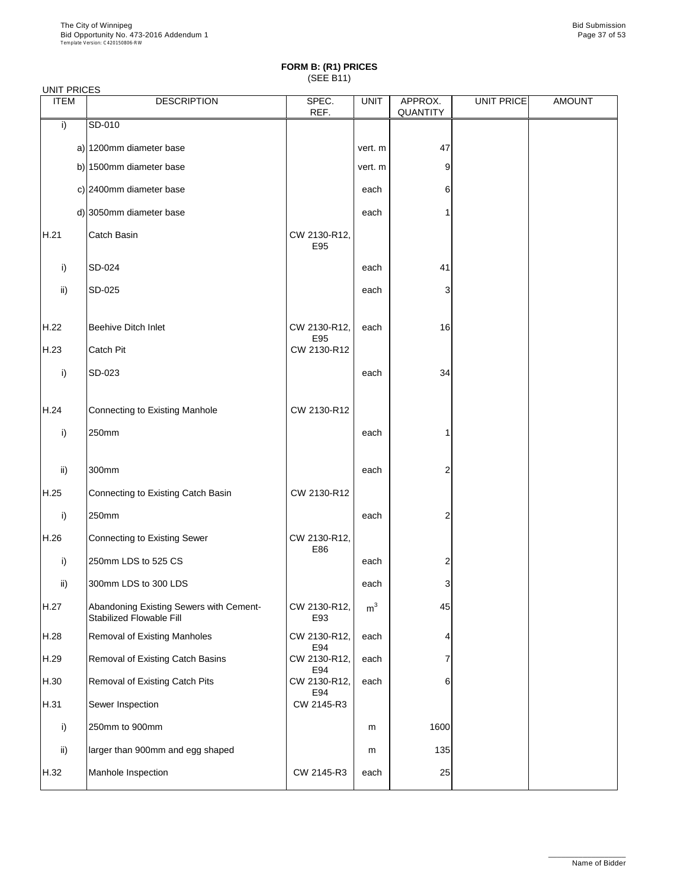**FORM B: (R1) PRICES**
(SEE B11)

UNIT PRICES

| ITEM | DESCRIPTION | SPEC. REF. | UNIT | APPROX. QUANTITY | UNIT PRICE | AMOUNT |
|---|---|---|---|---|---|---|
| i) | SD-010 | | | | | |
| | a) 1200mm diameter base | | vert. m | 47 | | |
| | b) 1500mm diameter base | | vert. m | 9 | | |
| | c) 2400mm diameter base | | each | 6 | | |
| | d) 3050mm diameter base | | each | 1 | | |
| H.21 | Catch Basin | CW 2130-R12, E95 | | | | |
| i) | SD-024 | | each | 41 | | |
| ii) | SD-025 | | each | 3 | | |
| H.22 | Beehive Ditch Inlet | CW 2130-R12, E95 | each | 16 | | |
| H.23 | Catch Pit | CW 2130-R12 | | | | |
| i) | SD-023 | | each | 34 | | |
| H.24 | Connecting to Existing Manhole | CW 2130-R12 | | | | |
| i) | 250mm | | each | 1 | | |
| ii) | 300mm | | each | 2 | | |
| H.25 | Connecting to Existing Catch Basin | CW 2130-R12 | | | | |
| i) | 250mm | | each | 2 | | |
| H.26 | Connecting to Existing Sewer | CW 2130-R12, E86 | | | | |
| i) | 250mm LDS to 525 CS | | each | 2 | | |
| ii) | 300mm LDS to 300 LDS | | each | 3 | | |
| H.27 | Abandoning Existing Sewers with Cement-Stabilized Flowable Fill | CW 2130-R12, E93 | $m^3$ | 45 | | |
| H.28 | Removal of Existing Manholes | CW 2130-R12, E94 | each | 4 | | |
| H.29 | Removal of Existing Catch Basins | CW 2130-R12, E94 | each | 7 | | |
| H.30 | Removal of Existing Catch Pits | CW 2130-R12, E94 | each | 6 | | |
| H.31 | Sewer Inspection | CW 2145-R3 | | | | |
| i) | 250mm to 900mm | | m | 1600 | | |
| ii) | larger than 900mm and egg shaped | | m | 135 | | |
| H.32 | Manhole Inspection | CW 2145-R3 | each | 25 | | |

Name of Bidder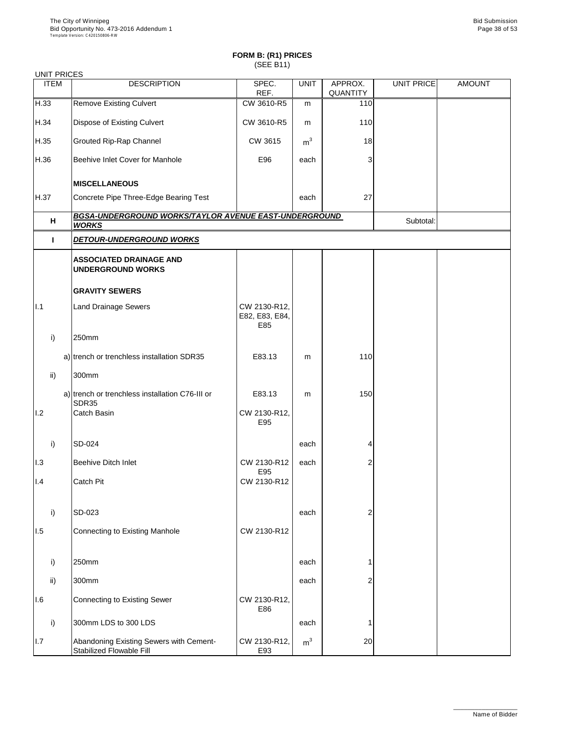**FORM B: (R1) PRICES**
(SEE B11)

UNIT PRICES

| ITEM | DESCRIPTION | SPEC. REF. | UNIT | APPROX. QUANTITY | UNIT PRICE | AMOUNT |
|---|---|---|---|---|---|---|
| H.33 | Remove Existing Culvert | CW 3610-R5 | m | 110 | | |
| H.34 | Dispose of Existing Culvert | CW 3610-R5 | m | 110 | | |
| H.35 | Grouted Rip-Rap Channel | CW 3615 | $m^3$ | 18 | | |
| H.36 | Beehive Inlet Cover for Manhole | E96 | each | 3 | | |
| | **MISCELLANEOUS** | | | | | |
| H.37 | Concrete Pipe Three-Edge Bearing Test | | each | 27 | | |
| **H** | ***BGSA-UNDERGROUND WORKS/TAYLOR AVENUE EAST-UNDERGROUND WORKS*** | | | | Subtotal: | |
| **I** | ***DETOUR-UNDERGROUND WORKS*** | | | | | |
| | **ASSOCIATED DRAINAGE AND UNDERGROUND WORKS** | | | | | |
| | **GRAVITY SEWERS** | | | | | |
| I.1 | Land Drainage Sewers | CW 2130-R12, E82, E83, E84, E85 | | | | |
| i) | 250mm | | | | | |
| a) | trench or trenchless installation SDR35 | E83.13 | m | 110 | | |
| ii) | 300mm | | | | | |
| a) | trench or trenchless installation C76-III or SDR35 | E83.13 | m | 150 | | |
| I.2 | Catch Basin | CW 2130-R12, E95 | | | | |
| i) | SD-024 | | each | 4 | | |
| I.3 | Beehive Ditch Inlet | CW 2130-R12 E95 | each | 2 | | |
| I.4 | Catch Pit | CW 2130-R12 | | | | |
| i) | SD-023 | | each | 2 | | |
| I.5 | Connecting to Existing Manhole | CW 2130-R12 | | | | |
| i) | 250mm | | each | 1 | | |
| ii) | 300mm | | each | 2 | | |
| I.6 | Connecting to Existing Sewer | CW 2130-R12, E86 | | | | |
| i) | 300mm LDS to 300 LDS | | each | 1 | | |
| I.7 | Abandoning Existing Sewers with Cement-Stabilized Flowable Fill | CW 2130-R12, E93 | $m^3$ | 20 | | |

Name of Bidder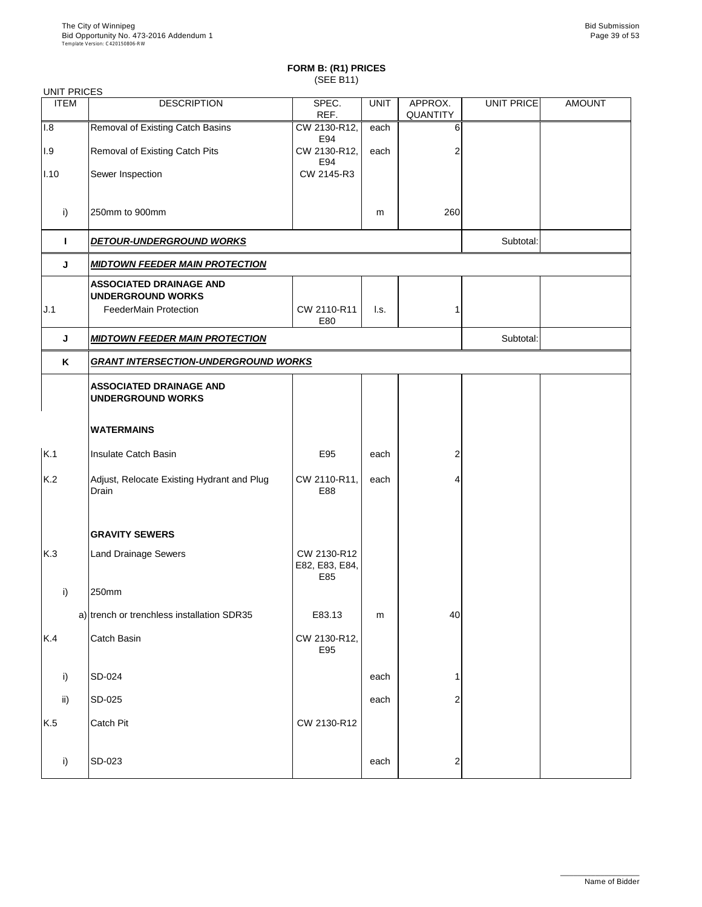## FORM B: (R1) PRICES
(SEE B11)

UNIT PRICES

| ITEM | DESCRIPTION | SPEC. REF. | UNIT | APPROX. QUANTITY | UNIT PRICE | AMOUNT |
|---|---|---|---|---|---|---|
| I.8 | Removal of Existing Catch Basins | CW 2130-R12, E94 | each | 6 | | |
| I.9 | Removal of Existing Catch Pits | CW 2130-R12, E94 | each | 2 | | |
| I.10 | Sewer Inspection | CW 2145-R3 | | | | |
| i) | 250mm to 900mm | | m | 260 | | |
| **I** | ***DETOUR-UNDERGROUND WORKS*** | | | | Subtotal: | |
| **J** | ***MIDTOWN FEEDER MAIN PROTECTION*** | | | | | |
| | **ASSOCIATED DRAINAGE AND UNDERGROUND WORKS** | | | | | |
| J.1 | FeederMain Protection | CW 2110-R11 E80 | l.s. | 1 | | |
| **J** | ***MIDTOWN FEEDER MAIN PROTECTION*** | | | | Subtotal: | |
| **K** | ***GRANT INTERSECTION-UNDERGROUND WORKS*** | | | | | |
| | **ASSOCIATED DRAINAGE AND UNDERGROUND WORKS** | | | | | |
| | **WATERMAINS** | | | | | |
| K.1 | Insulate Catch Basin | E95 | each | 2 | | |
| K.2 | Adjust, Relocate Existing Hydrant and Plug Drain | CW 2110-R11, E88 | each | 4 | | |
| | **GRAVITY SEWERS** | | | | | |
| K.3 | Land Drainage Sewers | CW 2130-R12 E82, E83, E84, E85 | | | | |
| i) | 250mm | | | | | |
| a) | trench or trenchless installation SDR35 | E83.13 | m | 40 | | |
| K.4 | Catch Basin | CW 2130-R12, E95 | | | | |
| i) | SD-024 | | each | 1 | | |
| ii) | SD-025 | | each | 2 | | |
| K.5 | Catch Pit | CW 2130-R12 | | | | |
| i) | SD-023 | | each | 2 | | |

Name of Bidder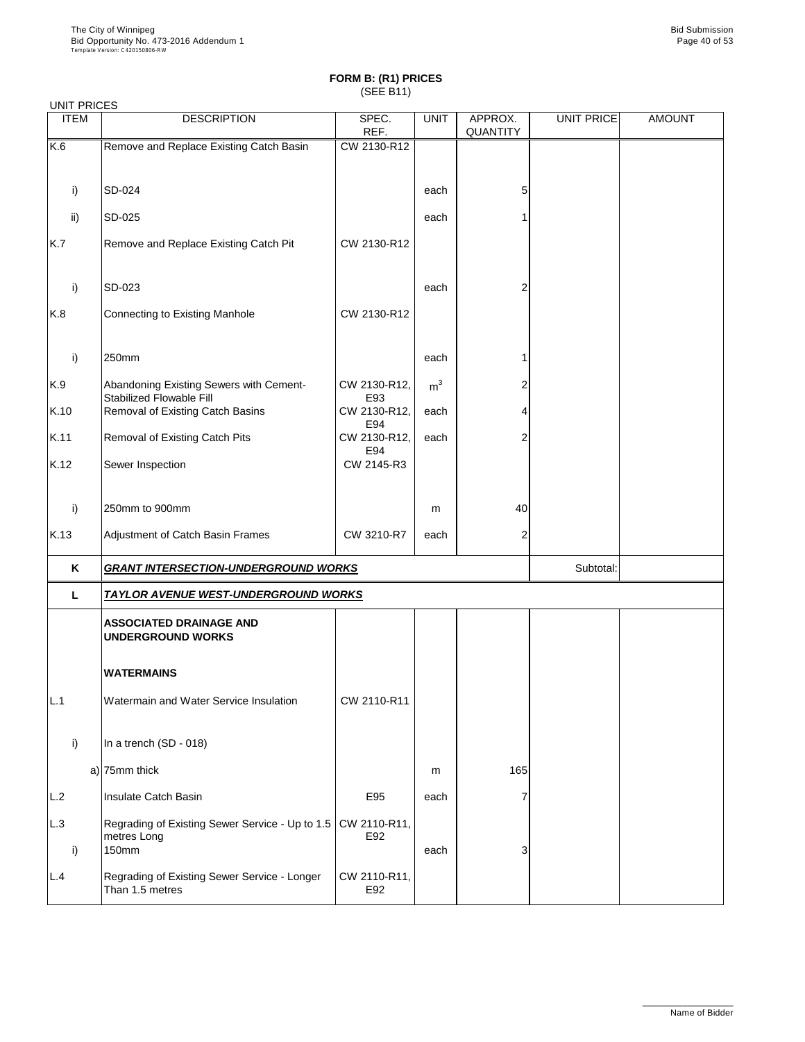# FORM B: (R1) PRICES
(SEE B11)

UNIT PRICES

| ITEM | DESCRIPTION | SPEC. REF. | UNIT | APPROX. QUANTITY | UNIT PRICE | AMOUNT |
|---|---|---|---|---|---|---|
| K.6 | Remove and Replace Existing Catch Basin | CW 2130-R12 | | | | |
| i) | SD-024 | | each | 5 | | |
| ii) | SD-025 | | each | 1 | | |
| K.7 | Remove and Replace Existing Catch Pit | CW 2130-R12 | | | | |
| i) | SD-023 | | each | 2 | | |
| K.8 | Connecting to Existing Manhole | CW 2130-R12 | | | | |
| i) | 250mm | | each | 1 | | |
| K.9 | Abandoning Existing Sewers with Cement-Stabilized Flowable Fill | CW 2130-R12, E93 | $m^3$ | 2 | | |
| K.10 | Removal of Existing Catch Basins | CW 2130-R12, E94 | each | 4 | | |
| K.11 | Removal of Existing Catch Pits | CW 2130-R12, E94 | each | 2 | | |
| K.12 | Sewer Inspection | CW 2145-R3 | | | | |
| i) | 250mm to 900mm | | m | 40 | | |
| K.13 | Adjustment of Catch Basin Frames | CW 3210-R7 | each | 2 | | |
| **K** | ***GRANT INTERSECTION-UNDERGROUND WORKS*** | | | | Subtotal: | |
| **L** | ***TAYLOR AVENUE WEST-UNDERGROUND WORKS*** | | | | | |
| | **ASSOCIATED DRAINAGE AND UNDERGROUND WORKS** | | | | | |
| | **WATERMAINS** | | | | | |
| L.1 | Watermain and Water Service Insulation | CW 2110-R11 | | | | |
| i) | In a trench (SD - 018) | | | | | |
| a) | 75mm thick | | m | 165 | | |
| L.2 | Insulate Catch Basin | E95 | each | 7 | | |
| L.3 | Regrading of Existing Sewer Service - Up to 1.5 metres Long | CW 2110-R11, E92 | | | | |
| i) | 150mm | | each | 3 | | |
| L.4 | Regrading of Existing Sewer Service - Longer Than 1.5 metres | CW 2110-R11, E92 | | | | |

Name of Bidder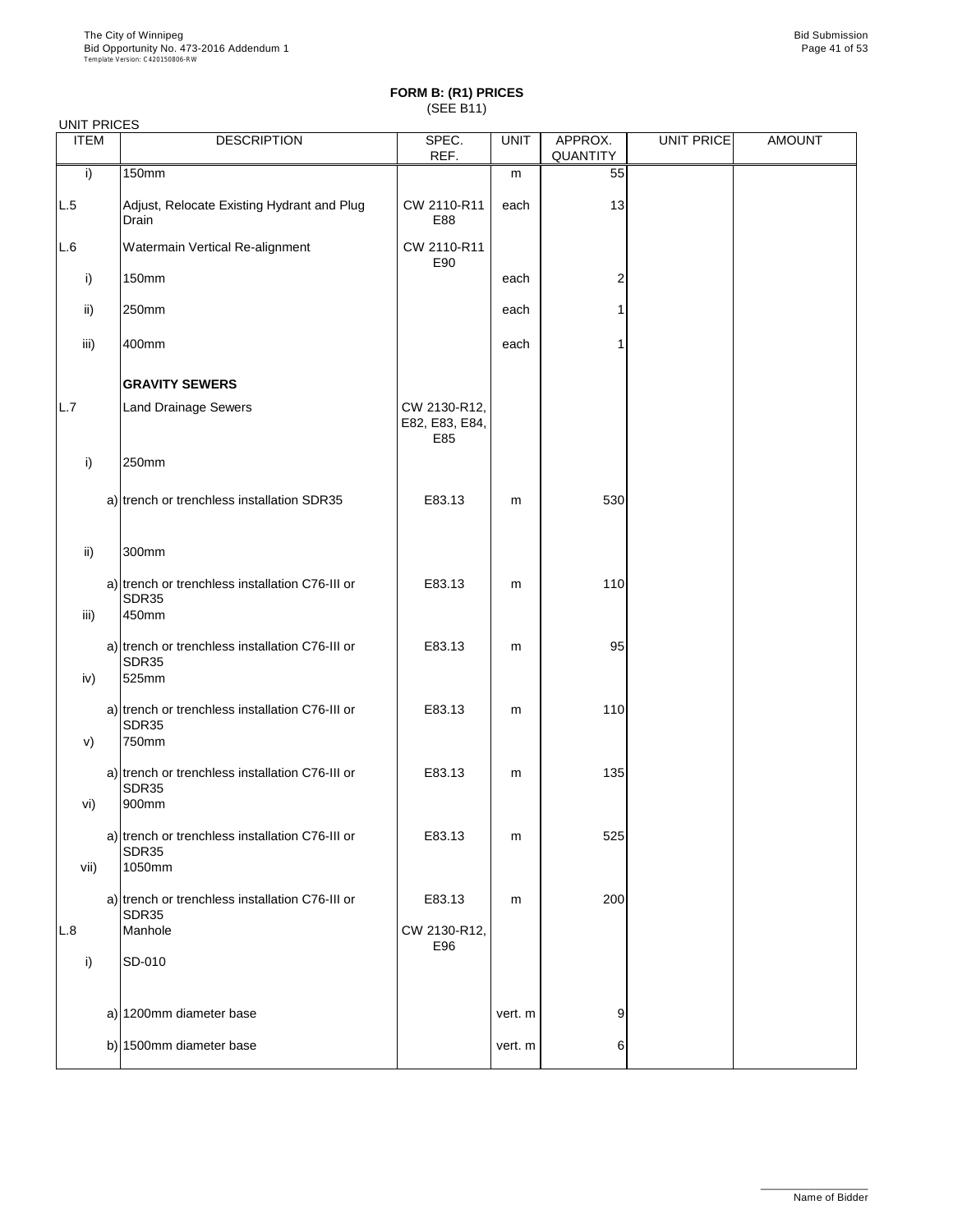**FORM B: (R1) PRICES**
(SEE B11)

UNIT PRICES

| ITEM | | DESCRIPTION | SPEC. REF. | UNIT | APPROX. QUANTITY | UNIT PRICE | AMOUNT |
|---|---|---|---|---|---|---|---|
| i) | | 150mm | | m | 55 | | |
| L.5 | | Adjust, Relocate Existing Hydrant and Plug Drain | CW 2110-R11 E88 | each | 13 | | |
| L.6 | | Watermain Vertical Re-alignment | CW 2110-R11 E90 | | | | |
| i) | | 150mm | | each | 2 | | |
| ii) | | 250mm | | each | 1 | | |
| iii) | | 400mm | | each | 1 | | |
| | | **GRAVITY SEWERS** | | | | | |
| L.7 | | Land Drainage Sewers | CW 2130-R12, E82, E83, E84, E85 | | | | |
| i) | | 250mm | | | | | |
| | a) | trench or trenchless installation SDR35 | E83.13 | m | 530 | | |
| ii) | | 300mm | | | | | |
| | a) | trench or trenchless installation C76-III or SDR35 | E83.13 | m | 110 | | |
| iii) | | 450mm | | | | | |
| | a) | trench or trenchless installation C76-III or SDR35 | E83.13 | m | 95 | | |
| iv) | | 525mm | | | | | |
| | a) | trench or trenchless installation C76-III or SDR35 | E83.13 | m | 110 | | |
| v) | | 750mm | | | | | |
| | a) | trench or trenchless installation C76-III or SDR35 | E83.13 | m | 135 | | |
| vi) | | 900mm | | | | | |
| | a) | trench or trenchless installation C76-III or SDR35 | E83.13 | m | 525 | | |
| vii) | | 1050mm | | | | | |
| | a) | trench or trenchless installation C76-III or SDR35 | E83.13 | m | 200 | | |
| L.8 | | Manhole | CW 2130-R12, E96 | | | | |
| i) | | SD-010 | | | | | |
| | a) | 1200mm diameter base | | vert. m | 9 | | |
| | b) | 1500mm diameter base | | vert. m | 6 | | |

Name of Bidder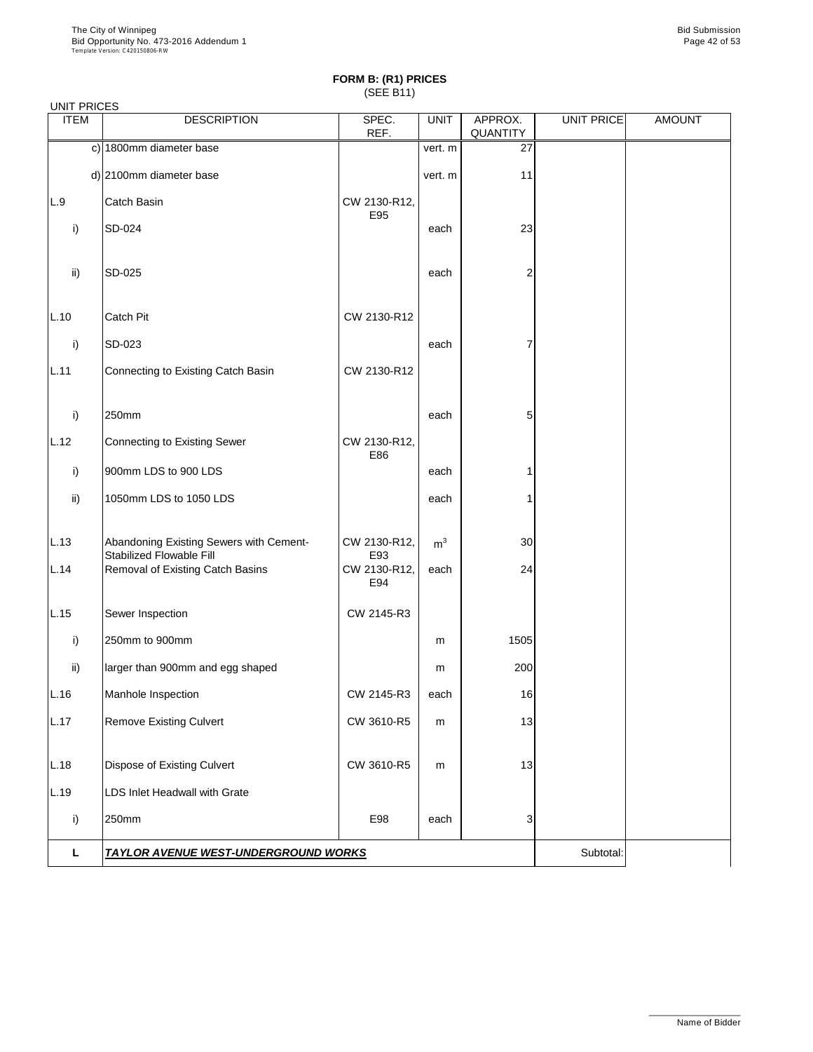**FORM B: (R1) PRICES**
(SEE B11)

UNIT PRICES

| ITEM | DESCRIPTION | SPEC. REF. | UNIT | APPROX. QUANTITY | UNIT PRICE | AMOUNT |
|---|---|---|---|---|---|---|
| c) | 1800mm diameter base | | vert. m | 27 | | |
| d) | 2100mm diameter base | | vert. m | 11 | | |
| L.9 | Catch Basin | CW 2130-R12, E95 | | | | |
| i) | SD-024 | | each | 23 | | |
| ii) | SD-025 | | each | 2 | | |
| L.10 | Catch Pit | CW 2130-R12 | | | | |
| i) | SD-023 | | each | 7 | | |
| L.11 | Connecting to Existing Catch Basin | CW 2130-R12 | | | | |
| i) | 250mm | | each | 5 | | |
| L.12 | Connecting to Existing Sewer | CW 2130-R12, E86 | | | | |
| i) | 900mm LDS to 900 LDS | | each | 1 | | |
| ii) | 1050mm LDS to 1050 LDS | | each | 1 | | |
| L.13 | Abandoning Existing Sewers with Cement-Stabilized Flowable Fill | CW 2130-R12, E93 | $m^3$ | 30 | | |
| L.14 | Removal of Existing Catch Basins | CW 2130-R12, E94 | each | 24 | | |
| L.15 | Sewer Inspection | CW 2145-R3 | | | | |
| i) | 250mm to 900mm | | m | 1505 | | |
| ii) | larger than 900mm and egg shaped | | m | 200 | | |
| L.16 | Manhole Inspection | CW 2145-R3 | each | 16 | | |
| L.17 | Remove Existing Culvert | CW 3610-R5 | m | 13 | | |
| L.18 | Dispose of Existing Culvert | CW 3610-R5 | m | 13 | | |
| L.19 | LDS Inlet Headwall with Grate | | | | | |
| i) | 250mm | E98 | each | 3 | | |
| **L** | ***TAYLOR AVENUE WEST-UNDERGROUND WORKS*** | | | | Subtotal: | |

Name of Bidder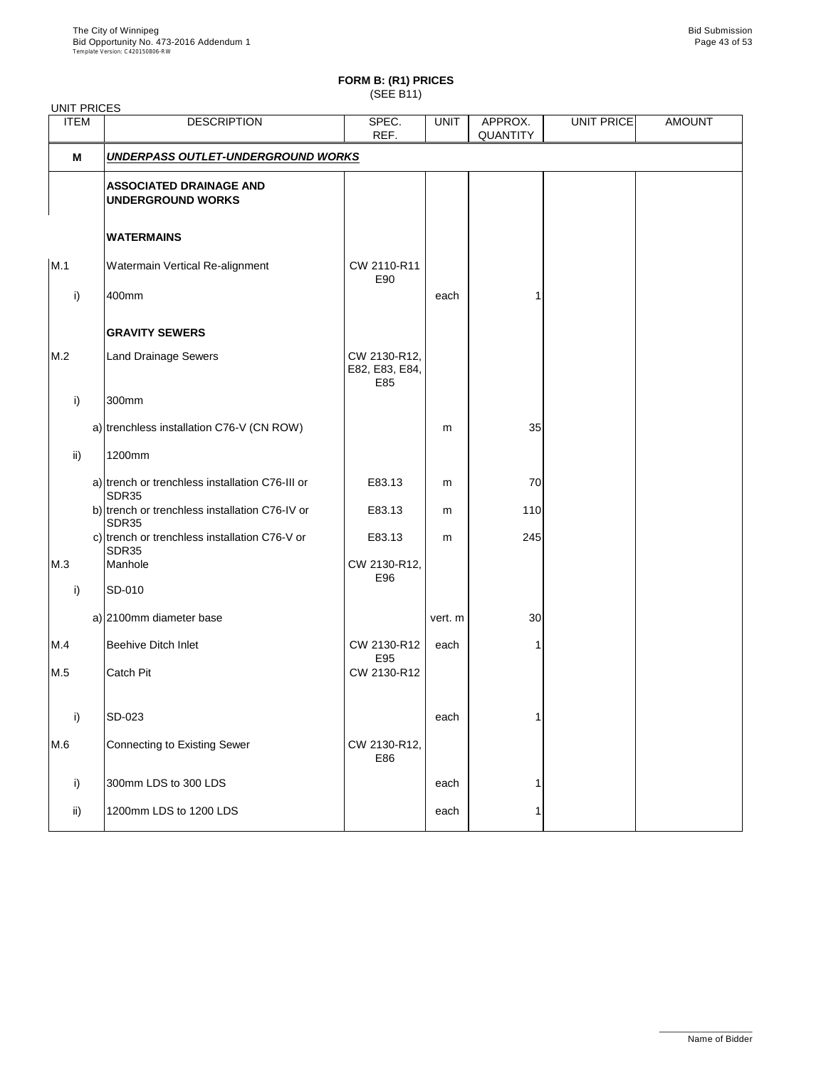## FORM B: (R1) PRICES

(SEE B11)

UNIT PRICES

| ITEM | DESCRIPTION | SPEC. REF. | UNIT | APPROX. QUANTITY | UNIT PRICE | AMOUNT |
|---|---|---|---|---|---|---|
| **M** | ***UNDERPASS OUTLET-UNDERGROUND WORKS*** | | | | | |
| | **ASSOCIATED DRAINAGE AND UNDERGROUND WORKS** | | | | | |
| | **WATERMAINS** | | | | | |
| M.1 | Watermain Vertical Re-alignment | CW 2110-R11 E90 | | | | |
| i) | 400mm | | each | 1 | | |
| | **GRAVITY SEWERS** | | | | | |
| M.2 | Land Drainage Sewers | CW 2130-R12, E82, E83, E84, E85 | | | | |
| i) | 300mm | | | | | |
| | a) trenchless installation C76-V (CN ROW) | | m | 35 | | |
| ii) | 1200mm | | | | | |
| | a) trench or trenchless installation C76-III or SDR35 | E83.13 | m | 70 | | |
| | b) trench or trenchless installation C76-IV or SDR35 | E83.13 | m | 110 | | |
| | c) trench or trenchless installation C76-V or SDR35 | E83.13 | m | 245 | | |
| M.3 | Manhole | CW 2130-R12, E96 | | | | |
| i) | SD-010 | | | | | |
| | a) 2100mm diameter base | | vert. m | 30 | | |
| M.4 | Beehive Ditch Inlet | CW 2130-R12 E95 | each | 1 | | |
| M.5 | Catch Pit | CW 2130-R12 | | | | |
| i) | SD-023 | | each | 1 | | |
| M.6 | Connecting to Existing Sewer | CW 2130-R12, E86 | | | | |
| i) | 300mm LDS to 300 LDS | | each | 1 | | |
| ii) | 1200mm LDS to 1200 LDS | | each | 1 | | |

Name of Bidder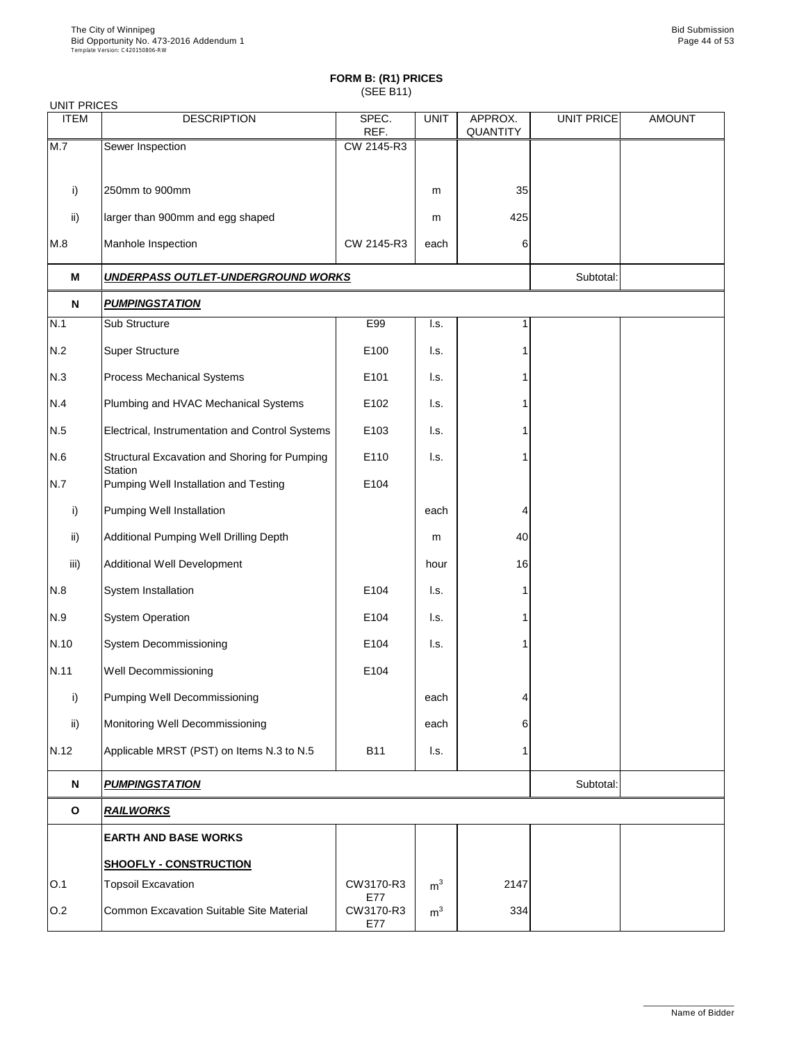**FORM B: (R1) PRICES**
(SEE B11)

UNIT PRICES

| ITEM | DESCRIPTION | SPEC. REF. | UNIT | APPROX. QUANTITY | UNIT PRICE | AMOUNT |
|---|---|---|---|---|---|---|
| M.7 | Sewer Inspection | CW 2145-R3 | | | | |
| i) | 250mm to 900mm | | m | 35 | | |
| ii) | larger than 900mm and egg shaped | | m | 425 | | |
| M.8 | Manhole Inspection | CW 2145-R3 | each | 6 | | |
| **M** | ***UNDERPASS OUTLET-UNDERGROUND WORKS*** | | | | Subtotal: | |
| **N** | ***PUMPINGSTATION*** | | | | | |
| N.1 | Sub Structure | E99 | l.s. | 1 | | |
| N.2 | Super Structure | E100 | l.s. | 1 | | |
| N.3 | Process Mechanical Systems | E101 | l.s. | 1 | | |
| N.4 | Plumbing and HVAC Mechanical Systems | E102 | l.s. | 1 | | |
| N.5 | Electrical, Instrumentation and Control Systems | E103 | l.s. | 1 | | |
| N.6 | Structural Excavation and Shoring for Pumping Station | E110 | l.s. | 1 | | |
| N.7 | Pumping Well Installation and Testing | E104 | | | | |
| i) | Pumping Well Installation | | each | 4 | | |
| ii) | Additional Pumping Well Drilling Depth | | m | 40 | | |
| iii) | Additional Well Development | | hour | 16 | | |
| N.8 | System Installation | E104 | l.s. | 1 | | |
| N.9 | System Operation | E104 | l.s. | 1 | | |
| N.10 | System Decommissioning | E104 | l.s. | 1 | | |
| N.11 | Well Decommissioning | E104 | | | | |
| i) | Pumping Well Decommissioning | | each | 4 | | |
| ii) | Monitoring Well Decommissioning | | each | 6 | | |
| N.12 | Applicable MRST (PST) on Items N.3 to N.5 | B11 | l.s. | 1 | | |
| **N** | ***PUMPINGSTATION*** | | | | Subtotal: | |
| **O** | ***RAILWORKS*** | | | | | |
| | **EARTH AND BASE WORKS** | | | | | |
| | **SHOOFLY - CONSTRUCTION** | | | | | |
| O.1 | Topsoil Excavation | CW3170-R3 E77 | $m^3$ | 2147 | | |
| O.2 | Common Excavation Suitable Site Material | CW3170-R3 E77 | $m^3$ | 334 | | |

Name of Bidder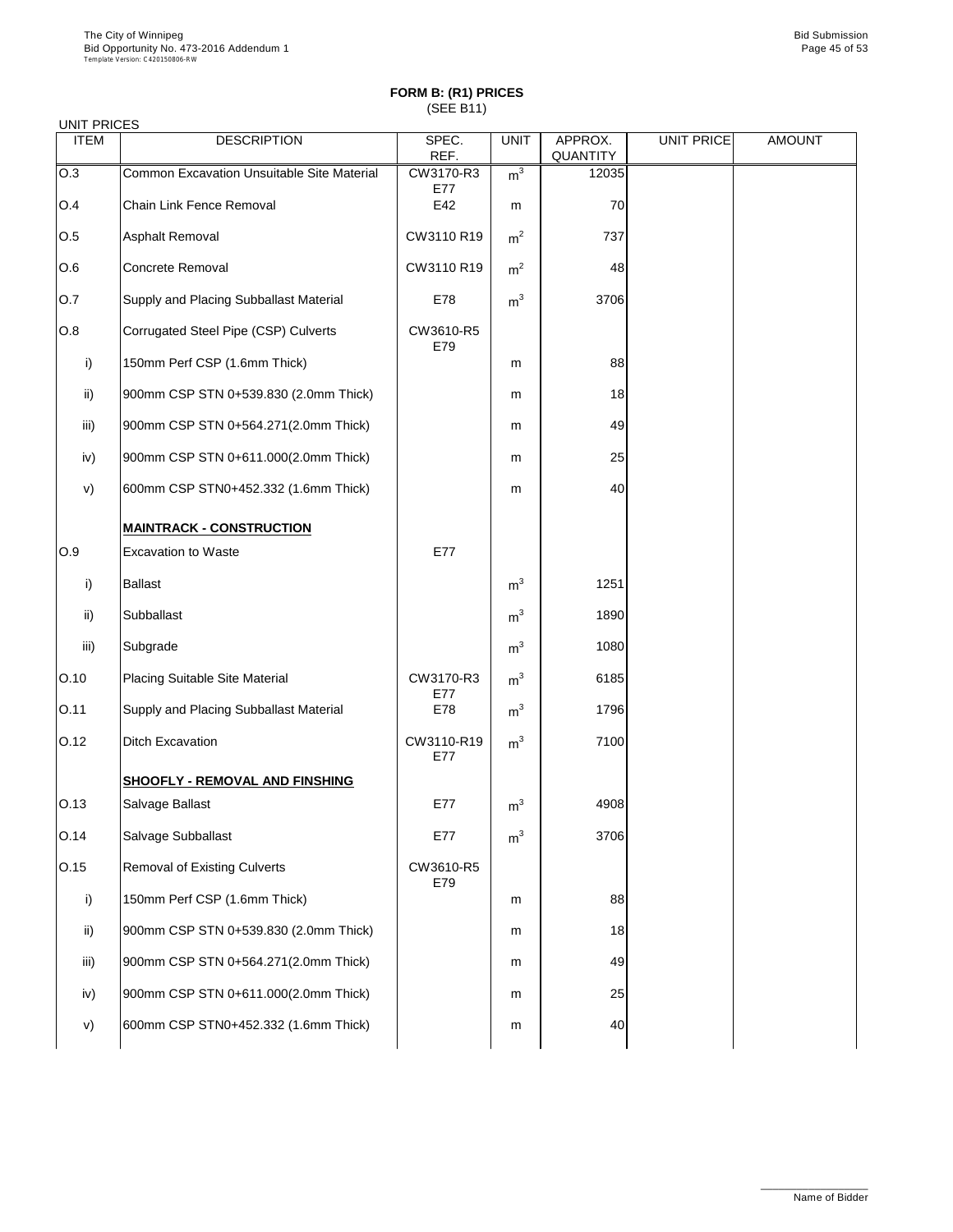**FORM B: (R1) PRICES**
(SEE B11)

UNIT PRICES

| ITEM | DESCRIPTION | SPEC. REF. | UNIT | APPROX. QUANTITY | UNIT PRICE | AMOUNT |
|---|---|---|---|---|---|---|
| O.3 | Common Excavation Unsuitable Site Material | CW3170-R3 E77 | $m^3$ | 12035 | | |
| O.4 | Chain Link Fence Removal | E42 | m | 70 | | |
| O.5 | Asphalt Removal | CW3110 R19 | $m^2$ | 737 | | |
| O.6 | Concrete Removal | CW3110 R19 | $m^2$ | 48 | | |
| O.7 | Supply and Placing Subballast Material | E78 | $m^3$ | 3706 | | |
| O.8 | Corrugated Steel Pipe (CSP) Culverts | CW3610-R5 E79 | | | | |
| i) | 150mm Perf CSP (1.6mm Thick) | | m | 88 | | |
| ii) | 900mm CSP STN 0+539.830 (2.0mm Thick) | | m | 18 | | |
| iii) | 900mm CSP STN 0+564.271(2.0mm Thick) | | m | 49 | | |
| iv) | 900mm CSP STN 0+611.000(2.0mm Thick) | | m | 25 | | |
| v) | 600mm CSP STN0+452.332 (1.6mm Thick) | | m | 40 | | |
| | **MAINTRACK - CONSTRUCTION** | | | | | |
| O.9 | Excavation to Waste | E77 | | | | |
| i) | Ballast | | $m^3$ | 1251 | | |
| ii) | Subballast | | $m^3$ | 1890 | | |
| iii) | Subgrade | | $m^3$ | 1080 | | |
| O.10 | Placing Suitable Site Material | CW3170-R3 E77 | $m^3$ | 6185 | | |
| O.11 | Supply and Placing Subballast Material | E78 | $m^3$ | 1796 | | |
| O.12 | Ditch Excavation | CW3110-R19 E77 | $m^3$ | 7100 | | |
| | **SHOOFLY - REMOVAL AND FINSHING** | | | | | |
| O.13 | Salvage Ballast | E77 | $m^3$ | 4908 | | |
| O.14 | Salvage Subballast | E77 | $m^3$ | 3706 | | |
| O.15 | Removal of Existing Culverts | CW3610-R5 E79 | | | | |
| i) | 150mm Perf CSP (1.6mm Thick) | | m | 88 | | |
| ii) | 900mm CSP STN 0+539.830 (2.0mm Thick) | | m | 18 | | |
| iii) | 900mm CSP STN 0+564.271(2.0mm Thick) | | m | 49 | | |
| iv) | 900mm CSP STN 0+611.000(2.0mm Thick) | | m | 25 | | |
| v) | 600mm CSP STN0+452.332 (1.6mm Thick) | | m | 40 | | |

Name of Bidder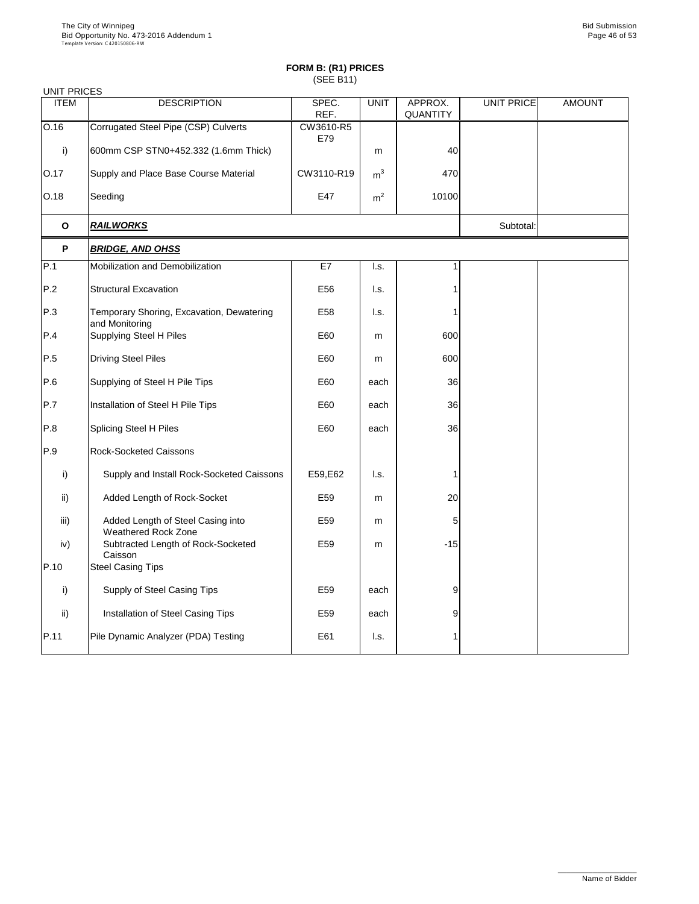## FORM B: (R1) PRICES
(SEE B11)

UNIT PRICES

| ITEM | DESCRIPTION | SPEC. REF. | UNIT | APPROX. QUANTITY | UNIT PRICE | AMOUNT |
|---|---|---|---|---|---|---|
| O.16 | Corrugated Steel Pipe (CSP) Culverts | CW3610-R5 E79 | | | | |
| i) | 600mm CSP STN0+452.332 (1.6mm Thick) | | m | 40 | | |
| O.17 | Supply and Place Base Course Material | CW3110-R19 | $m^3$ | 470 | | |
| O.18 | Seeding | E47 | $m^2$ | 10100 | | |
| **O** | ***RAILWORKS*** | | | | Subtotal: | |
| **P** | ***BRIDGE, AND OHSS*** | | | | | |
| P.1 | Mobilization and Demobilization | E7 | l.s. | 1 | | |
| P.2 | Structural Excavation | E56 | l.s. | 1 | | |
| P.3 | Temporary Shoring, Excavation, Dewatering and Monitoring | E58 | l.s. | 1 | | |
| P.4 | Supplying Steel H Piles | E60 | m | 600 | | |
| P.5 | Driving Steel Piles | E60 | m | 600 | | |
| P.6 | Supplying of Steel H Pile Tips | E60 | each | 36 | | |
| P.7 | Installation of Steel H Pile Tips | E60 | each | 36 | | |
| P.8 | Splicing Steel H Piles | E60 | each | 36 | | |
| P.9 | Rock-Socketed Caissons | | | | | |
| i) | Supply and Install Rock-Socketed Caissons | E59,E62 | l.s. | 1 | | |
| ii) | Added Length of Rock-Socket | E59 | m | 20 | | |
| iii) | Added Length of Steel Casing into Weathered Rock Zone | E59 | m | 5 | | |
| iv) | Subtracted Length of Rock-Socketed Caisson | E59 | m | -15 | | |
| P.10 | Steel Casing Tips | | | | | |
| i) | Supply of Steel Casing Tips | E59 | each | 9 | | |
| ii) | Installation of Steel Casing Tips | E59 | each | 9 | | |
| P.11 | Pile Dynamic Analyzer (PDA) Testing | E61 | l.s. | 1 | | |

Name of Bidder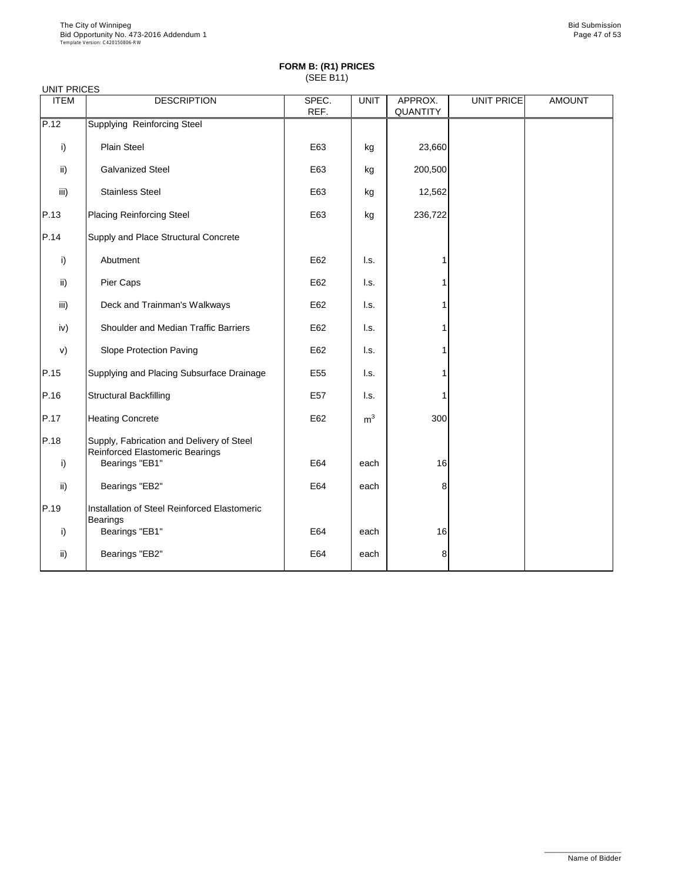**FORM B: (R1) PRICES**
(SEE B11)

UNIT PRICES

| ITEM | DESCRIPTION | SPEC. REF. | UNIT | APPROX. QUANTITY | UNIT PRICE | AMOUNT |
|---|---|---|---|---|---|---|
| P.12 | Supplying Reinforcing Steel | | | | | |
| i) | Plain Steel | E63 | kg | 23,660 | | |
| ii) | Galvanized Steel | E63 | kg | 200,500 | | |
| iii) | Stainless Steel | E63 | kg | 12,562 | | |
| P.13 | Placing Reinforcing Steel | E63 | kg | 236,722 | | |
| P.14 | Supply and Place Structural Concrete | | | | | |
| i) | Abutment | E62 | l.s. | 1 | | |
| ii) | Pier Caps | E62 | l.s. | 1 | | |
| iii) | Deck and Trainman's Walkways | E62 | l.s. | 1 | | |
| iv) | Shoulder and Median Traffic Barriers | E62 | l.s. | 1 | | |
| v) | Slope Protection Paving | E62 | l.s. | 1 | | |
| P.15 | Supplying and Placing Subsurface Drainage | E55 | l.s. | 1 | | |
| P.16 | Structural Backfilling | E57 | l.s. | 1 | | |
| P.17 | Heating Concrete | E62 | $m^3$ | 300 | | |
| P.18 | Supply, Fabrication and Delivery of Steel Reinforced Elastomeric Bearings | | | | | |
| i) | Bearings "EB1" | E64 | each | 16 | | |
| ii) | Bearings "EB2" | E64 | each | 8 | | |
| P.19 | Installation of Steel Reinforced Elastomeric Bearings | | | | | |
| i) | Bearings "EB1" | E64 | each | 16 | | |
| ii) | Bearings "EB2" | E64 | each | 8 | | |

Name of Bidder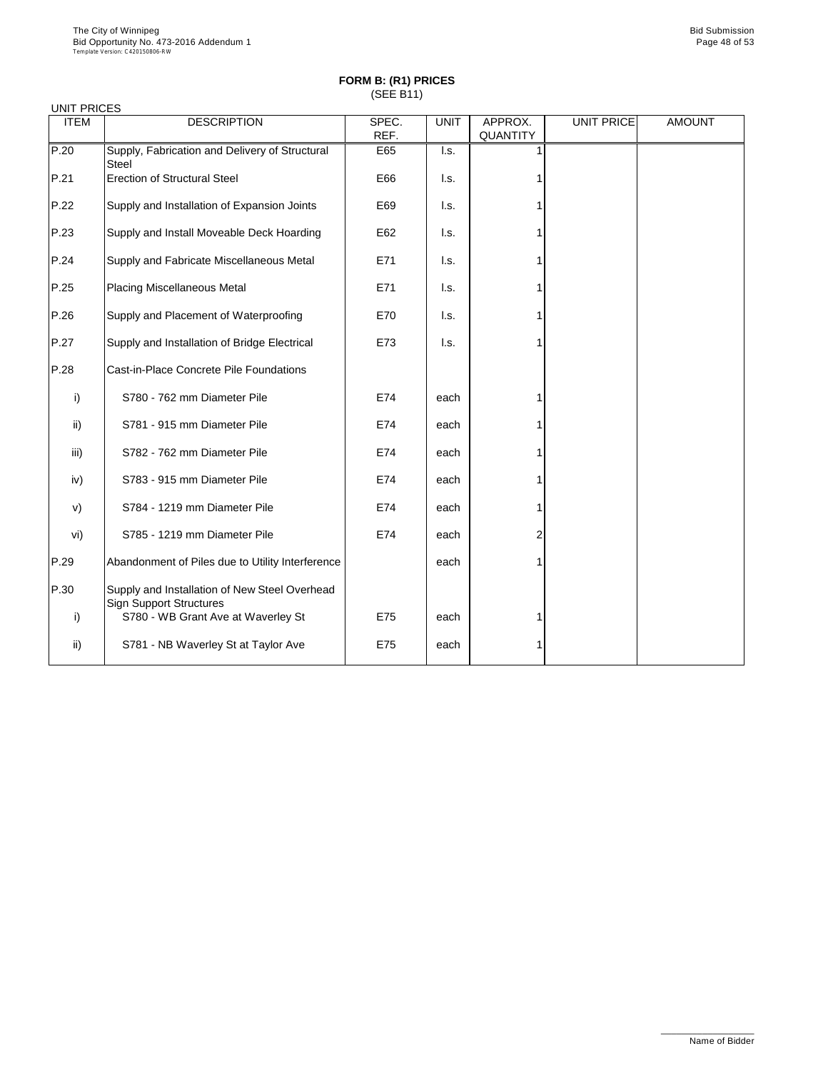**FORM B: (R1) PRICES**
(SEE B11)

UNIT PRICES

| ITEM | DESCRIPTION | SPEC. REF. | UNIT | APPROX. QUANTITY | UNIT PRICE | AMOUNT |
|---|---|---|---|---|---|---|
| P.20 | Supply, Fabrication and Delivery of Structural Steel | E65 | l.s. | 1 | | |
| P.21 | Erection of Structural Steel | E66 | l.s. | 1 | | |
| P.22 | Supply and Installation of Expansion Joints | E69 | l.s. | 1 | | |
| P.23 | Supply and Install Moveable Deck Hoarding | E62 | l.s. | 1 | | |
| P.24 | Supply and Fabricate Miscellaneous Metal | E71 | l.s. | 1 | | |
| P.25 | Placing Miscellaneous Metal | E71 | l.s. | 1 | | |
| P.26 | Supply and Placement of Waterproofing | E70 | l.s. | 1 | | |
| P.27 | Supply and Installation of Bridge Electrical | E73 | l.s. | 1 | | |
| P.28 | Cast-in-Place Concrete Pile Foundations | | | | | |
| i) | S780 - 762 mm Diameter Pile | E74 | each | 1 | | |
| ii) | S781 - 915 mm Diameter Pile | E74 | each | 1 | | |
| iii) | S782 - 762 mm Diameter Pile | E74 | each | 1 | | |
| iv) | S783 - 915 mm Diameter Pile | E74 | each | 1 | | |
| v) | S784 - 1219 mm Diameter Pile | E74 | each | 1 | | |
| vi) | S785 - 1219 mm Diameter Pile | E74 | each | 2 | | |
| P.29 | Abandonment of Piles due to Utility Interference | | each | 1 | | |
| P.30 | Supply and Installation of New Steel Overhead Sign Support Structures | | | | | |
| i) | S780 - WB Grant Ave at Waverley St | E75 | each | 1 | | |
| ii) | S781 - NB Waverley St at Taylor Ave | E75 | each | 1 | | |

Name of Bidder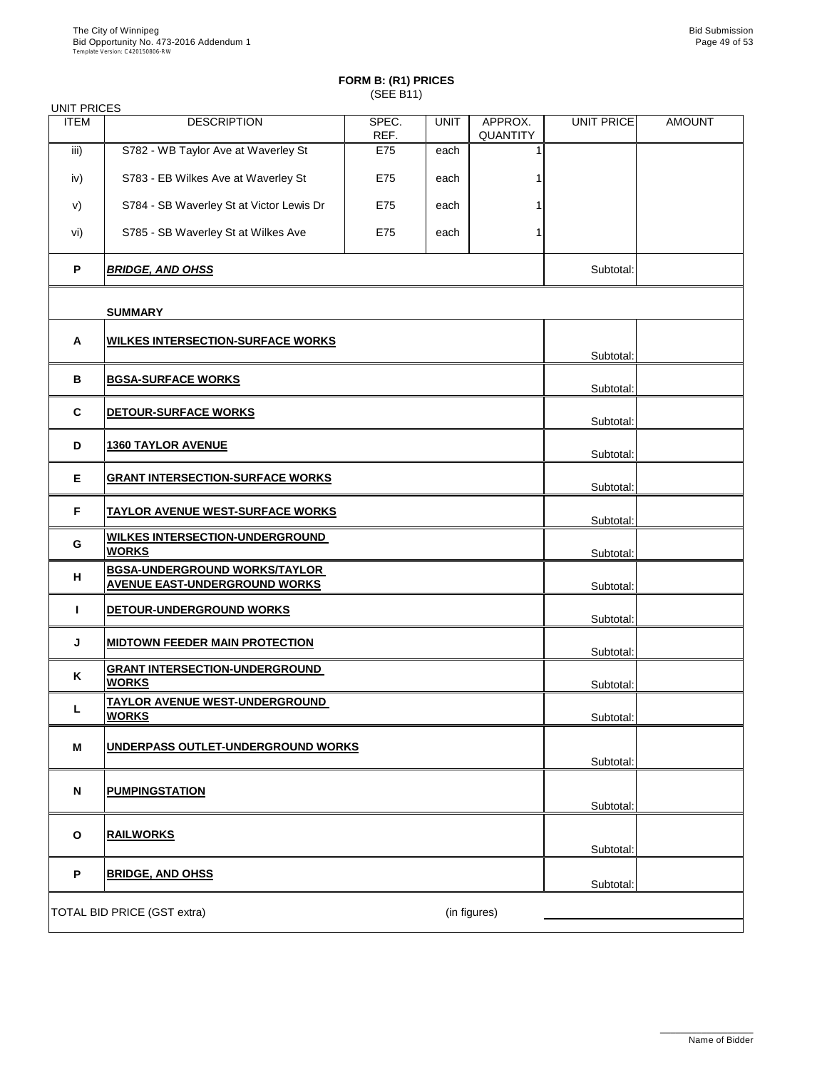**FORM B: (R1) PRICES**
(SEE B11)

UNIT PRICES

| ITEM | DESCRIPTION | SPEC. REF. | UNIT | APPROX. QUANTITY | UNIT PRICE | AMOUNT |
|---|---|---|---|---|---|---|
| iii) | S782 - WB Taylor Ave at Waverley St | E75 | each | 1 | | |
| iv) | S783 - EB Wilkes Ave at Waverley St | E75 | each | 1 | | |
| v) | S784 - SB Waverley St at Victor Lewis Dr | E75 | each | 1 | | |
| vi) | S785 - SB Waverley St at Wilkes Ave | E75 | each | 1 | | |
| **P** | ***BRIDGE, AND OHSS*** | | | | Subtotal: | |
| | **SUMMARY** | | | | | |
| **A** | **WILKES INTERSECTION-SURFACE WORKS** | | | | Subtotal: | |
| **B** | **BGSA-SURFACE WORKS** | | | | Subtotal: | |
| **C** | **DETOUR-SURFACE WORKS** | | | | Subtotal: | |
| **D** | **1360 TAYLOR AVENUE** | | | | Subtotal: | |
| **E** | **GRANT INTERSECTION-SURFACE WORKS** | | | | Subtotal: | |
| **F** | **TAYLOR AVENUE WEST-SURFACE WORKS** | | | | Subtotal: | |
| **G** | **WILKES INTERSECTION-UNDERGROUND WORKS** | | | | Subtotal: | |
| **H** | **BGSA-UNDERGROUND WORKS/TAYLOR AVENUE EAST-UNDERGROUND WORKS** | | | | Subtotal: | |
| **I** | **DETOUR-UNDERGROUND WORKS** | | | | Subtotal: | |
| **J** | **MIDTOWN FEEDER MAIN PROTECTION** | | | | Subtotal: | |
| **K** | **GRANT INTERSECTION-UNDERGROUND WORKS** | | | | Subtotal: | |
| **L** | **TAYLOR AVENUE WEST-UNDERGROUND WORKS** | | | | Subtotal: | |
| **M** | **UNDERPASS OUTLET-UNDERGROUND WORKS** | | | | Subtotal: | |
| **N** | **PUMPINGSTATION** | | | | Subtotal: | |
| **O** | **RAILWORKS** | | | | Subtotal: | |
| **P** | **BRIDGE, AND OHSS** | | | | Subtotal: | |

TOTAL BID PRICE (GST extra) (in figures) ____________________

Name of Bidder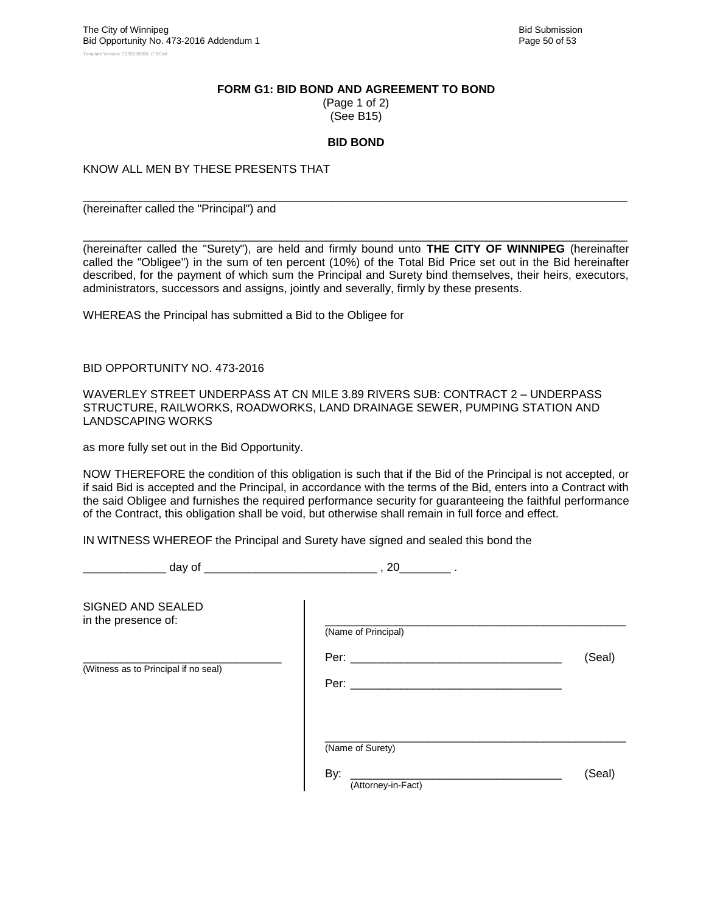**FORM G1: BID BOND AND AGREEMENT TO BOND**

(Page 1 of 2)
(See B15)

**BID BOND**

KNOW ALL MEN BY THESE PRESENTS THAT

_______________________________________________________________________________

(hereinafter called the "Principal") and

_______________________________________________________________________________

(hereinafter called the "Surety"), are held and firmly bound unto **THE CITY OF WINNIPEG** (hereinafter called the "Obligee") in the sum of ten percent (10%) of the Total Bid Price set out in the Bid hereinafter described, for the payment of which sum the Principal and Surety bind themselves, their heirs, executors, administrators, successors and assigns, jointly and severally, firmly by these presents.

WHEREAS the Principal has submitted a Bid to the Obligee for

BID OPPORTUNITY NO. 473-2016

WAVERLEY STREET UNDERPASS AT CN MILE 3.89 RIVERS SUB: CONTRACT 2 – UNDERPASS STRUCTURE, RAILWORKS, ROADWORKS, LAND DRAINAGE SEWER, PUMPING STATION AND LANDSCAPING WORKS

as more fully set out in the Bid Opportunity.

NOW THEREFORE the condition of this obligation is such that if the Bid of the Principal is not accepted, or if said Bid is accepted and the Principal, in accordance with the terms of the Bid, enters into a Contract with the said Obligee and furnishes the required performance security for guaranteeing the faithful performance of the Contract, this obligation shall be void, but otherwise shall remain in full force and effect.

IN WITNESS WHEREOF the Principal and Surety have signed and sealed this bond the

_____________ day of ___________________________ , 20________ .

SIGNED AND SEALED
in the presence of:

_________________________________
(Witness as to Principal if no seal)

_________________________________________________
(Name of Principal)

Per: _________________________________ (Seal)

Per: _________________________________

_________________________________________________
(Name of Surety)

By: _________________________________ (Seal)
(Attorney-in-Fact)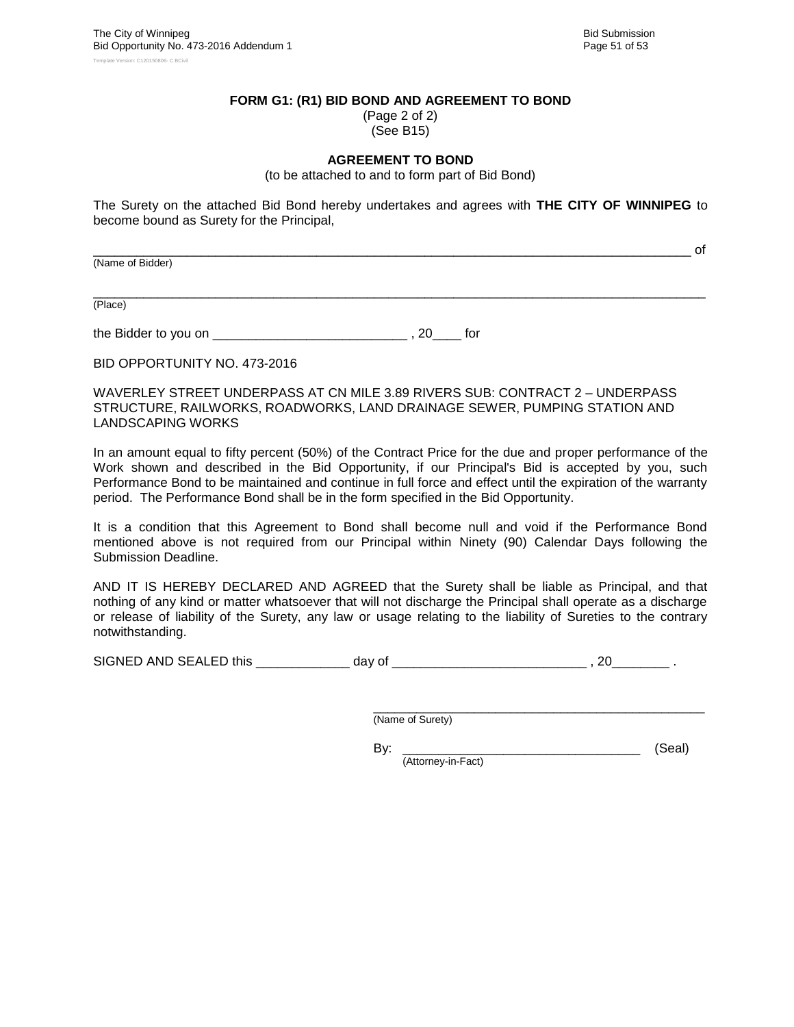## FORM G1: (R1) BID BOND AND AGREEMENT TO BOND

(Page 2 of 2)
(See B15)

### AGREEMENT TO BOND

(to be attached to and to form part of Bid Bond)

The Surety on the attached Bid Bond hereby undertakes and agrees with **THE CITY OF WINNIPEG** to become bound as Surety for the Principal,

_____________________________________________________________________________ of
(Name of Bidder)

_____________________________________________________________________________
(Place)

the Bidder to you on ___________________________ , 20____ for

BID OPPORTUNITY NO. 473-2016

WAVERLEY STREET UNDERPASS AT CN MILE 3.89 RIVERS SUB: CONTRACT 2 – UNDERPASS STRUCTURE, RAILWORKS, ROADWORKS, LAND DRAINAGE SEWER, PUMPING STATION AND LANDSCAPING WORKS

In an amount equal to fifty percent (50%) of the Contract Price for the due and proper performance of the Work shown and described in the Bid Opportunity, if our Principal's Bid is accepted by you, such Performance Bond to be maintained and continue in full force and effect until the expiration of the warranty period. The Performance Bond shall be in the form specified in the Bid Opportunity.

It is a condition that this Agreement to Bond shall become null and void if the Performance Bond mentioned above is not required from our Principal within Ninety (90) Calendar Days following the Submission Deadline.

AND IT IS HEREBY DECLARED AND AGREED that the Surety shall be liable as Principal, and that nothing of any kind or matter whatsoever that will not discharge the Principal shall operate as a discharge or release of liability of the Surety, any law or usage relating to the liability of Sureties to the contrary notwithstanding.

SIGNED AND SEALED this _____________ day of ___________________________ , 20________ .

_______________________________________________
(Name of Surety)

By: _________________________________ (Seal)
(Attorney-in-Fact)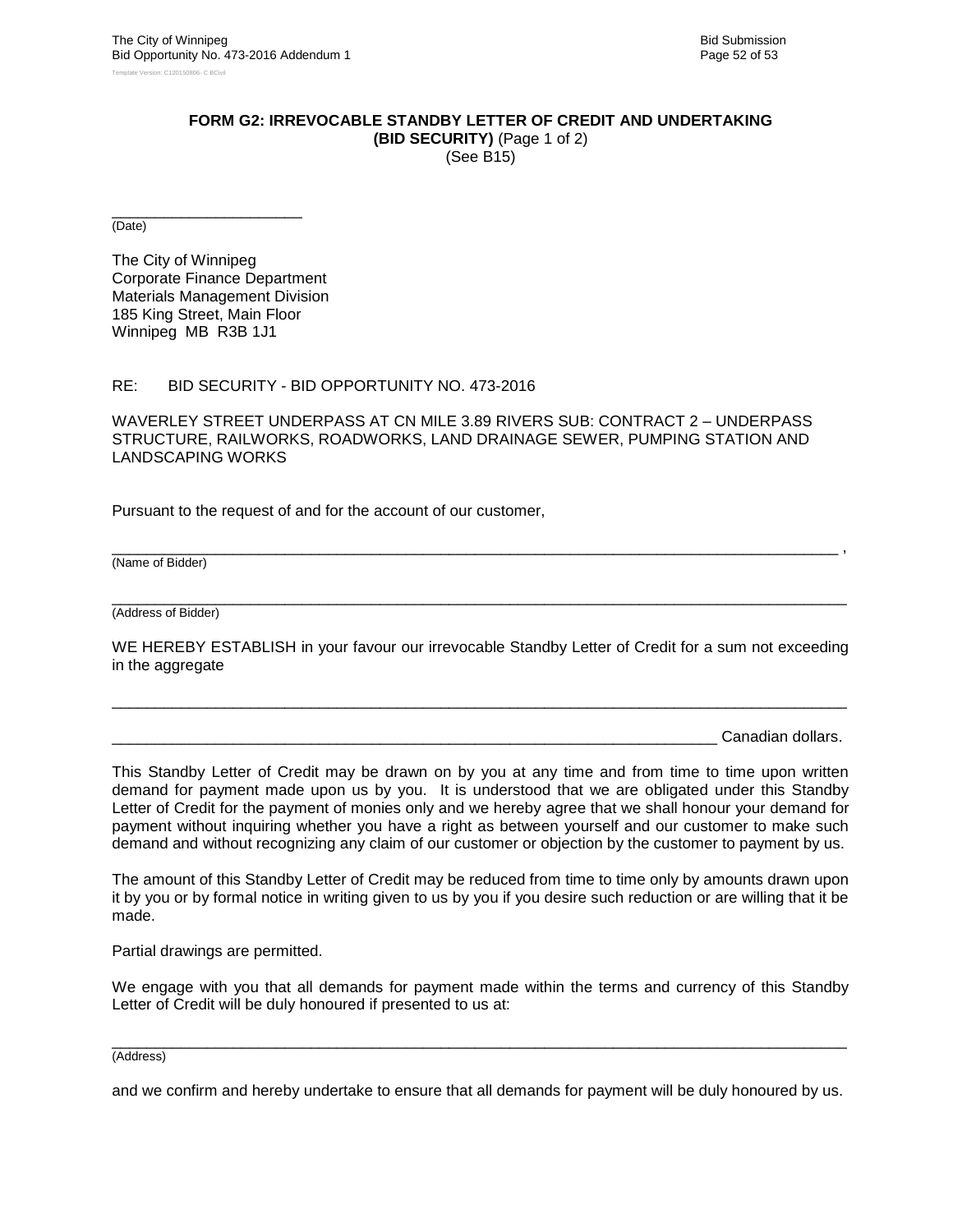**FORM G2: IRREVOCABLE STANDBY LETTER OF CREDIT AND UNDERTAKING**
**(BID SECURITY)** (Page 1 of 2)
(See B15)

______________________
(Date)

The City of Winnipeg
Corporate Finance Department
Materials Management Division
185 King Street, Main Floor
Winnipeg MB R3B 1J1

RE: BID SECURITY - BID OPPORTUNITY NO. 473-2016

WAVERLEY STREET UNDERPASS AT CN MILE 3.89 RIVERS SUB: CONTRACT 2 – UNDERPASS STRUCTURE, RAILWORKS, ROADWORKS, LAND DRAINAGE SEWER, PUMPING STATION AND LANDSCAPING WORKS

Pursuant to the request of and for the account of our customer,

__________________________________________________________________________________ ,
(Name of Bidder)

__________________________________________________________________________________
(Address of Bidder)

WE HEREBY ESTABLISH in your favour our irrevocable Standby Letter of Credit for a sum not exceeding in the aggregate

__________________________________________________________________________________

______________________________________________________________________ Canadian dollars.

This Standby Letter of Credit may be drawn on by you at any time and from time to time upon written demand for payment made upon us by you. It is understood that we are obligated under this Standby Letter of Credit for the payment of monies only and we hereby agree that we shall honour your demand for payment without inquiring whether you have a right as between yourself and our customer to make such demand and without recognizing any claim of our customer or objection by the customer to payment by us.

The amount of this Standby Letter of Credit may be reduced from time to time only by amounts drawn upon it by you or by formal notice in writing given to us by you if you desire such reduction or are willing that it be made.

Partial drawings are permitted.

We engage with you that all demands for payment made within the terms and currency of this Standby Letter of Credit will be duly honoured if presented to us at:

__________________________________________________________________________________
(Address)

and we confirm and hereby undertake to ensure that all demands for payment will be duly honoured by us.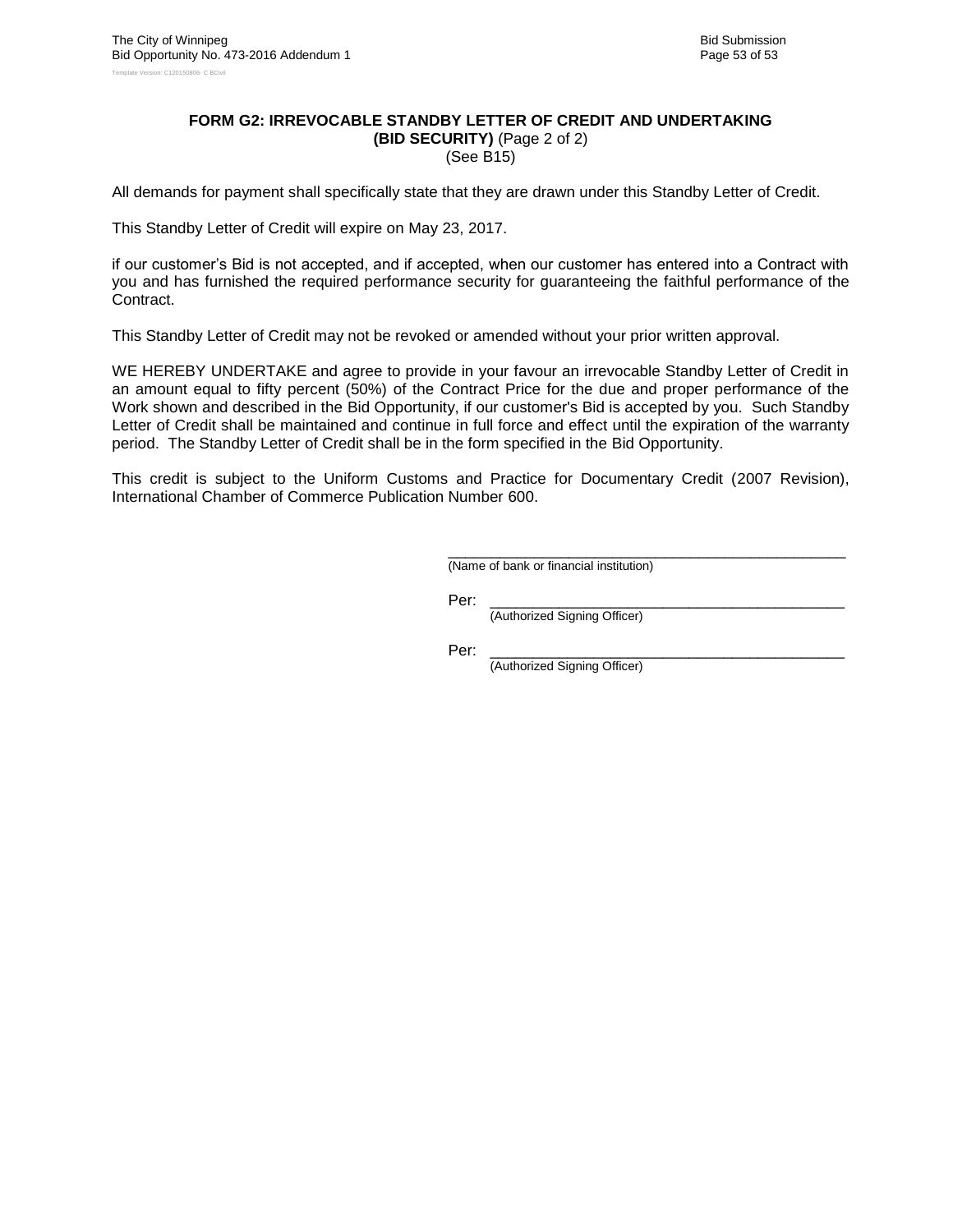**FORM G2: IRREVOCABLE STANDBY LETTER OF CREDIT AND UNDERTAKING**
**(BID SECURITY)** (Page 2 of 2)
(See B15)

All demands for payment shall specifically state that they are drawn under this Standby Letter of Credit.

This Standby Letter of Credit will expire on May 23, 2017.

if our customer's Bid is not accepted, and if accepted, when our customer has entered into a Contract with you and has furnished the required performance security for guaranteeing the faithful performance of the Contract.

This Standby Letter of Credit may not be revoked or amended without your prior written approval.

WE HEREBY UNDERTAKE and agree to provide in your favour an irrevocable Standby Letter of Credit in an amount equal to fifty percent (50%) of the Contract Price for the due and proper performance of the Work shown and described in the Bid Opportunity, if our customer's Bid is accepted by you. Such Standby Letter of Credit shall be maintained and continue in full force and effect until the expiration of the warranty period. The Standby Letter of Credit shall be in the form specified in the Bid Opportunity.

This credit is subject to the Uniform Customs and Practice for Documentary Credit (2007 Revision), International Chamber of Commerce Publication Number 600.

\_\_\_\_\_\_\_\_\_\_\_\_\_\_\_\_\_\_\_\_\_\_\_\_\_\_\_\_\_\_\_\_\_\_\_\_\_\_\_\_\_\_\_\_\_\_\_\_
(Name of bank or financial institution)

Per: \_\_\_\_\_\_\_\_\_\_\_\_\_\_\_\_\_\_\_\_\_\_\_\_\_\_\_\_\_\_\_\_\_\_\_\_\_\_\_\_\_\_\_\_
(Authorized Signing Officer)

Per: \_\_\_\_\_\_\_\_\_\_\_\_\_\_\_\_\_\_\_\_\_\_\_\_\_\_\_\_\_\_\_\_\_\_\_\_\_\_\_\_\_\_\_\_
(Authorized Signing Officer)